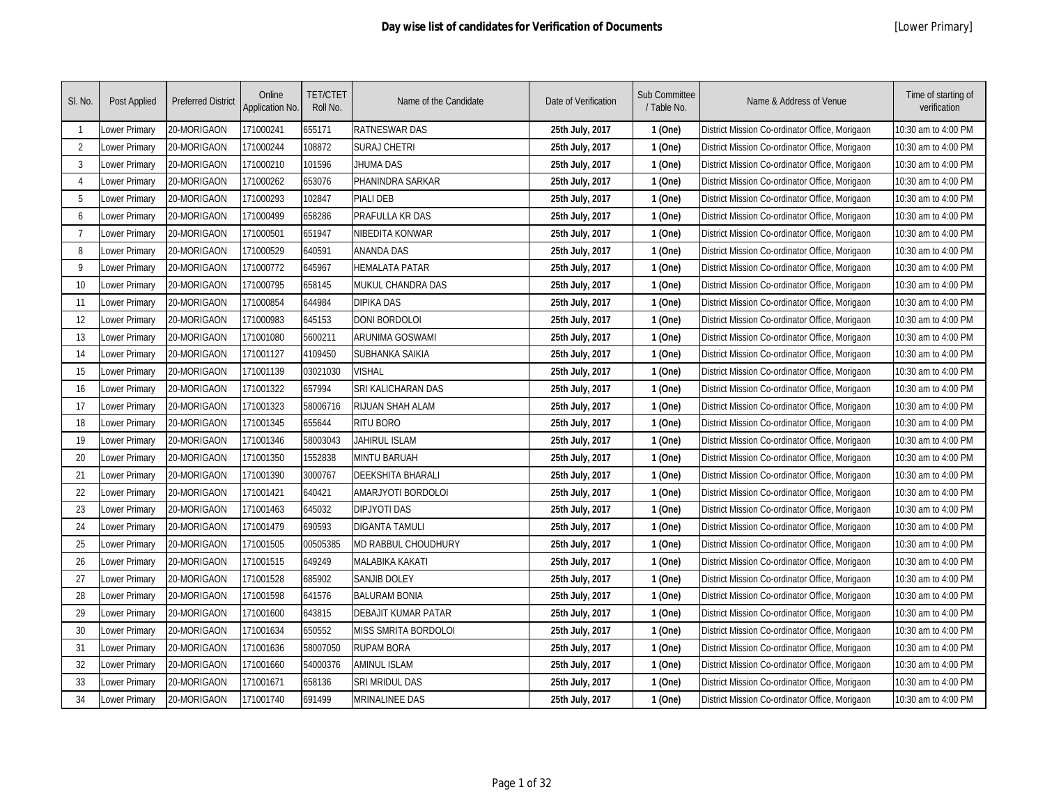# Day wise list of candidates for Verification of Documents

[Lower Primary]

| Sl. No. | Post Applied | Preferred District | Online Application No. | TET/CTET Roll No. | Name of the Candidate | Date of Verification | Sub Committee / Table No. | Name & Address of Venue | Time of starting of verification |
|---|---|---|---|---|---|---|---|---|---|
| 1 | Lower Primary | 20-MORIGAON | 171000241 | 655171 | RATNESWAR DAS | **25th July, 2017** | **1 (One)** | District Mission Co-ordinator Office, Morigaon | 10:30 am to 4:00 PM |
| 2 | Lower Primary | 20-MORIGAON | 171000244 | 108872 | SURAJ CHETRI | **25th July, 2017** | **1 (One)** | District Mission Co-ordinator Office, Morigaon | 10:30 am to 4:00 PM |
| 3 | Lower Primary | 20-MORIGAON | 171000210 | 101596 | JHUMA DAS | **25th July, 2017** | **1 (One)** | District Mission Co-ordinator Office, Morigaon | 10:30 am to 4:00 PM |
| 4 | Lower Primary | 20-MORIGAON | 171000262 | 653076 | PHANINDRA SARKAR | **25th July, 2017** | **1 (One)** | District Mission Co-ordinator Office, Morigaon | 10:30 am to 4:00 PM |
| 5 | Lower Primary | 20-MORIGAON | 171000293 | 102847 | PIALI DEB | **25th July, 2017** | **1 (One)** | District Mission Co-ordinator Office, Morigaon | 10:30 am to 4:00 PM |
| 6 | Lower Primary | 20-MORIGAON | 171000499 | 658286 | PRAFULLA KR DAS | **25th July, 2017** | **1 (One)** | District Mission Co-ordinator Office, Morigaon | 10:30 am to 4:00 PM |
| 7 | Lower Primary | 20-MORIGAON | 171000501 | 651947 | NIBEDITA KONWAR | **25th July, 2017** | **1 (One)** | District Mission Co-ordinator Office, Morigaon | 10:30 am to 4:00 PM |
| 8 | Lower Primary | 20-MORIGAON | 171000529 | 640591 | ANANDA DAS | **25th July, 2017** | **1 (One)** | District Mission Co-ordinator Office, Morigaon | 10:30 am to 4:00 PM |
| 9 | Lower Primary | 20-MORIGAON | 171000772 | 645967 | HEMALATA PATAR | **25th July, 2017** | **1 (One)** | District Mission Co-ordinator Office, Morigaon | 10:30 am to 4:00 PM |
| 10 | Lower Primary | 20-MORIGAON | 171000795 | 658145 | MUKUL CHANDRA DAS | **25th July, 2017** | **1 (One)** | District Mission Co-ordinator Office, Morigaon | 10:30 am to 4:00 PM |
| 11 | Lower Primary | 20-MORIGAON | 171000854 | 644984 | DIPIKA DAS | **25th July, 2017** | **1 (One)** | District Mission Co-ordinator Office, Morigaon | 10:30 am to 4:00 PM |
| 12 | Lower Primary | 20-MORIGAON | 171000983 | 645153 | DONI BORDOLOI | **25th July, 2017** | **1 (One)** | District Mission Co-ordinator Office, Morigaon | 10:30 am to 4:00 PM |
| 13 | Lower Primary | 20-MORIGAON | 171001080 | 5600211 | ARUNIMA GOSWAMI | **25th July, 2017** | **1 (One)** | District Mission Co-ordinator Office, Morigaon | 10:30 am to 4:00 PM |
| 14 | Lower Primary | 20-MORIGAON | 171001127 | 4109450 | SUBHANKA SAIKIA | **25th July, 2017** | **1 (One)** | District Mission Co-ordinator Office, Morigaon | 10:30 am to 4:00 PM |
| 15 | Lower Primary | 20-MORIGAON | 171001139 | 03021030 | VISHAL | **25th July, 2017** | **1 (One)** | District Mission Co-ordinator Office, Morigaon | 10:30 am to 4:00 PM |
| 16 | Lower Primary | 20-MORIGAON | 171001322 | 657994 | SRI KALICHARAN DAS | **25th July, 2017** | **1 (One)** | District Mission Co-ordinator Office, Morigaon | 10:30 am to 4:00 PM |
| 17 | Lower Primary | 20-MORIGAON | 171001323 | 58006716 | RIJUAN SHAH ALAM | **25th July, 2017** | **1 (One)** | District Mission Co-ordinator Office, Morigaon | 10:30 am to 4:00 PM |
| 18 | Lower Primary | 20-MORIGAON | 171001345 | 655644 | RITU BORO | **25th July, 2017** | **1 (One)** | District Mission Co-ordinator Office, Morigaon | 10:30 am to 4:00 PM |
| 19 | Lower Primary | 20-MORIGAON | 171001346 | 58003043 | JAHIRUL ISLAM | **25th July, 2017** | **1 (One)** | District Mission Co-ordinator Office, Morigaon | 10:30 am to 4:00 PM |
| 20 | Lower Primary | 20-MORIGAON | 171001350 | 1552838 | MINTU BARUAH | **25th July, 2017** | **1 (One)** | District Mission Co-ordinator Office, Morigaon | 10:30 am to 4:00 PM |
| 21 | Lower Primary | 20-MORIGAON | 171001390 | 3000767 | DEEKSHITA BHARALI | **25th July, 2017** | **1 (One)** | District Mission Co-ordinator Office, Morigaon | 10:30 am to 4:00 PM |
| 22 | Lower Primary | 20-MORIGAON | 171001421 | 640421 | AMARJYOTI BORDOLOI | **25th July, 2017** | **1 (One)** | District Mission Co-ordinator Office, Morigaon | 10:30 am to 4:00 PM |
| 23 | Lower Primary | 20-MORIGAON | 171001463 | 645032 | DIPJYOTI DAS | **25th July, 2017** | **1 (One)** | District Mission Co-ordinator Office, Morigaon | 10:30 am to 4:00 PM |
| 24 | Lower Primary | 20-MORIGAON | 171001479 | 690593 | DIGANTA TAMULI | **25th July, 2017** | **1 (One)** | District Mission Co-ordinator Office, Morigaon | 10:30 am to 4:00 PM |
| 25 | Lower Primary | 20-MORIGAON | 171001505 | 00505385 | MD RABBUL CHOUDHURY | **25th July, 2017** | **1 (One)** | District Mission Co-ordinator Office, Morigaon | 10:30 am to 4:00 PM |
| 26 | Lower Primary | 20-MORIGAON | 171001515 | 649249 | MALABIKA KAKATI | **25th July, 2017** | **1 (One)** | District Mission Co-ordinator Office, Morigaon | 10:30 am to 4:00 PM |
| 27 | Lower Primary | 20-MORIGAON | 171001528 | 685902 | SANJIB DOLEY | **25th July, 2017** | **1 (One)** | District Mission Co-ordinator Office, Morigaon | 10:30 am to 4:00 PM |
| 28 | Lower Primary | 20-MORIGAON | 171001598 | 641576 | BALURAM BONIA | **25th July, 2017** | **1 (One)** | District Mission Co-ordinator Office, Morigaon | 10:30 am to 4:00 PM |
| 29 | Lower Primary | 20-MORIGAON | 171001600 | 643815 | DEBAJIT KUMAR PATAR | **25th July, 2017** | **1 (One)** | District Mission Co-ordinator Office, Morigaon | 10:30 am to 4:00 PM |
| 30 | Lower Primary | 20-MORIGAON | 171001634 | 650552 | MISS SMRITA BORDOLOI | **25th July, 2017** | **1 (One)** | District Mission Co-ordinator Office, Morigaon | 10:30 am to 4:00 PM |
| 31 | Lower Primary | 20-MORIGAON | 171001636 | 58007050 | RUPAM BORA | **25th July, 2017** | **1 (One)** | District Mission Co-ordinator Office, Morigaon | 10:30 am to 4:00 PM |
| 32 | Lower Primary | 20-MORIGAON | 171001660 | 54000376 | AMINUL ISLAM | **25th July, 2017** | **1 (One)** | District Mission Co-ordinator Office, Morigaon | 10:30 am to 4:00 PM |
| 33 | Lower Primary | 20-MORIGAON | 171001671 | 658136 | SRI MRIDUL DAS | **25th July, 2017** | **1 (One)** | District Mission Co-ordinator Office, Morigaon | 10:30 am to 4:00 PM |
| 34 | Lower Primary | 20-MORIGAON | 171001740 | 691499 | MRINALINEE DAS | **25th July, 2017** | **1 (One)** | District Mission Co-ordinator Office, Morigaon | 10:30 am to 4:00 PM |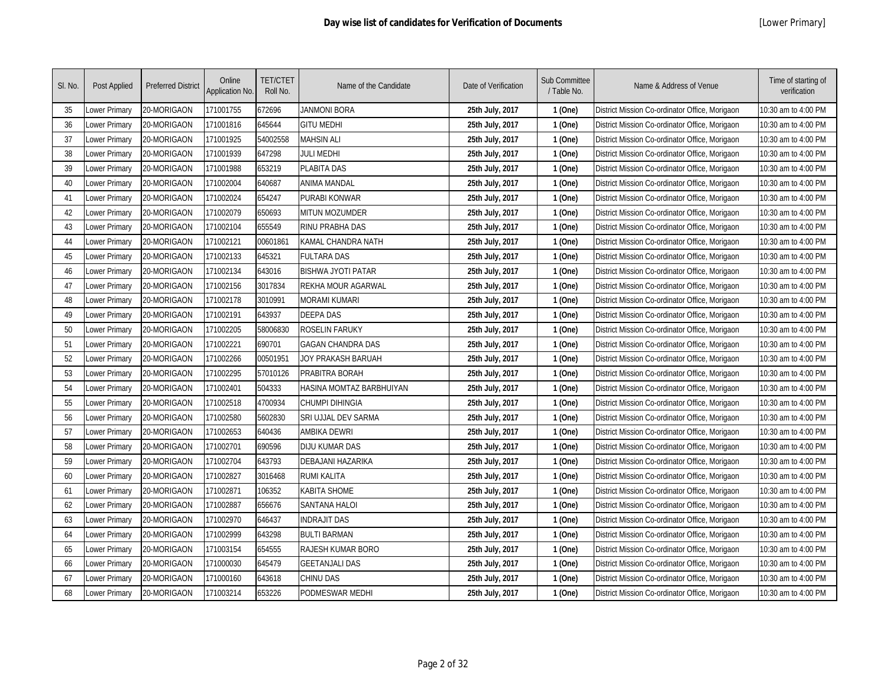# Day wise list of candidates for Verification of Documents

[Lower Primary]

| Sl. No. | Post Applied | Preferred District | Online Application No. | TET/CTET Roll No. | Name of the Candidate | Date of Verification | Sub Committee / Table No. | Name & Address of Venue | Time of starting of verification |
|---|---|---|---|---|---|---|---|---|---|
| 35 | Lower Primary | 20-MORIGAON | 171001755 | 672696 | JANMONI BORA | **25th July, 2017** | **1 (One)** | District Mission Co-ordinator Office, Morigaon | 10:30 am to 4:00 PM |
| 36 | Lower Primary | 20-MORIGAON | 171001816 | 645644 | GITU MEDHI | **25th July, 2017** | **1 (One)** | District Mission Co-ordinator Office, Morigaon | 10:30 am to 4:00 PM |
| 37 | Lower Primary | 20-MORIGAON | 171001925 | 54002558 | MAHSIN ALI | **25th July, 2017** | **1 (One)** | District Mission Co-ordinator Office, Morigaon | 10:30 am to 4:00 PM |
| 38 | Lower Primary | 20-MORIGAON | 171001939 | 647298 | JULI MEDHI | **25th July, 2017** | **1 (One)** | District Mission Co-ordinator Office, Morigaon | 10:30 am to 4:00 PM |
| 39 | Lower Primary | 20-MORIGAON | 171001988 | 653219 | PLABITA DAS | **25th July, 2017** | **1 (One)** | District Mission Co-ordinator Office, Morigaon | 10:30 am to 4:00 PM |
| 40 | Lower Primary | 20-MORIGAON | 171002004 | 640687 | ANIMA MANDAL | **25th July, 2017** | **1 (One)** | District Mission Co-ordinator Office, Morigaon | 10:30 am to 4:00 PM |
| 41 | Lower Primary | 20-MORIGAON | 171002024 | 654247 | PURABI KONWAR | **25th July, 2017** | **1 (One)** | District Mission Co-ordinator Office, Morigaon | 10:30 am to 4:00 PM |
| 42 | Lower Primary | 20-MORIGAON | 171002079 | 650693 | MITUN MOZUMDER | **25th July, 2017** | **1 (One)** | District Mission Co-ordinator Office, Morigaon | 10:30 am to 4:00 PM |
| 43 | Lower Primary | 20-MORIGAON | 171002104 | 655549 | RINU PRABHA DAS | **25th July, 2017** | **1 (One)** | District Mission Co-ordinator Office, Morigaon | 10:30 am to 4:00 PM |
| 44 | Lower Primary | 20-MORIGAON | 171002121 | 00601861 | KAMAL CHANDRA NATH | **25th July, 2017** | **1 (One)** | District Mission Co-ordinator Office, Morigaon | 10:30 am to 4:00 PM |
| 45 | Lower Primary | 20-MORIGAON | 171002133 | 645321 | FULTARA DAS | **25th July, 2017** | **1 (One)** | District Mission Co-ordinator Office, Morigaon | 10:30 am to 4:00 PM |
| 46 | Lower Primary | 20-MORIGAON | 171002134 | 643016 | BISHWA JYOTI PATAR | **25th July, 2017** | **1 (One)** | District Mission Co-ordinator Office, Morigaon | 10:30 am to 4:00 PM |
| 47 | Lower Primary | 20-MORIGAON | 171002156 | 3017834 | REKHA MOUR AGARWAL | **25th July, 2017** | **1 (One)** | District Mission Co-ordinator Office, Morigaon | 10:30 am to 4:00 PM |
| 48 | Lower Primary | 20-MORIGAON | 171002178 | 3010991 | MORAMI KUMARI | **25th July, 2017** | **1 (One)** | District Mission Co-ordinator Office, Morigaon | 10:30 am to 4:00 PM |
| 49 | Lower Primary | 20-MORIGAON | 171002191 | 643937 | DEEPA DAS | **25th July, 2017** | **1 (One)** | District Mission Co-ordinator Office, Morigaon | 10:30 am to 4:00 PM |
| 50 | Lower Primary | 20-MORIGAON | 171002205 | 58006830 | ROSELIN FARUKY | **25th July, 2017** | **1 (One)** | District Mission Co-ordinator Office, Morigaon | 10:30 am to 4:00 PM |
| 51 | Lower Primary | 20-MORIGAON | 171002221 | 690701 | GAGAN CHANDRA DAS | **25th July, 2017** | **1 (One)** | District Mission Co-ordinator Office, Morigaon | 10:30 am to 4:00 PM |
| 52 | Lower Primary | 20-MORIGAON | 171002266 | 00501951 | JOY PRAKASH BARUAH | **25th July, 2017** | **1 (One)** | District Mission Co-ordinator Office, Morigaon | 10:30 am to 4:00 PM |
| 53 | Lower Primary | 20-MORIGAON | 171002295 | 57010126 | PRABITRA BORAH | **25th July, 2017** | **1 (One)** | District Mission Co-ordinator Office, Morigaon | 10:30 am to 4:00 PM |
| 54 | Lower Primary | 20-MORIGAON | 171002401 | 504333 | HASINA MOMTAZ BARBHUIYAN | **25th July, 2017** | **1 (One)** | District Mission Co-ordinator Office, Morigaon | 10:30 am to 4:00 PM |
| 55 | Lower Primary | 20-MORIGAON | 171002518 | 4700934 | CHUMPI DIHINGIA | **25th July, 2017** | **1 (One)** | District Mission Co-ordinator Office, Morigaon | 10:30 am to 4:00 PM |
| 56 | Lower Primary | 20-MORIGAON | 171002580 | 5602830 | SRI UJJAL DEV SARMA | **25th July, 2017** | **1 (One)** | District Mission Co-ordinator Office, Morigaon | 10:30 am to 4:00 PM |
| 57 | Lower Primary | 20-MORIGAON | 171002653 | 640436 | AMBIKA DEWRI | **25th July, 2017** | **1 (One)** | District Mission Co-ordinator Office, Morigaon | 10:30 am to 4:00 PM |
| 58 | Lower Primary | 20-MORIGAON | 171002701 | 690596 | DIJU KUMAR DAS | **25th July, 2017** | **1 (One)** | District Mission Co-ordinator Office, Morigaon | 10:30 am to 4:00 PM |
| 59 | Lower Primary | 20-MORIGAON | 171002704 | 643793 | DEBAJANI HAZARIKA | **25th July, 2017** | **1 (One)** | District Mission Co-ordinator Office, Morigaon | 10:30 am to 4:00 PM |
| 60 | Lower Primary | 20-MORIGAON | 171002827 | 3016468 | RUMI KALITA | **25th July, 2017** | **1 (One)** | District Mission Co-ordinator Office, Morigaon | 10:30 am to 4:00 PM |
| 61 | Lower Primary | 20-MORIGAON | 171002871 | 106352 | KABITA SHOME | **25th July, 2017** | **1 (One)** | District Mission Co-ordinator Office, Morigaon | 10:30 am to 4:00 PM |
| 62 | Lower Primary | 20-MORIGAON | 171002887 | 656676 | SANTANA HALOI | **25th July, 2017** | **1 (One)** | District Mission Co-ordinator Office, Morigaon | 10:30 am to 4:00 PM |
| 63 | Lower Primary | 20-MORIGAON | 171002970 | 646437 | INDRAJIT DAS | **25th July, 2017** | **1 (One)** | District Mission Co-ordinator Office, Morigaon | 10:30 am to 4:00 PM |
| 64 | Lower Primary | 20-MORIGAON | 171002999 | 643298 | BULTI BARMAN | **25th July, 2017** | **1 (One)** | District Mission Co-ordinator Office, Morigaon | 10:30 am to 4:00 PM |
| 65 | Lower Primary | 20-MORIGAON | 171003154 | 654555 | RAJESH KUMAR BORO | **25th July, 2017** | **1 (One)** | District Mission Co-ordinator Office, Morigaon | 10:30 am to 4:00 PM |
| 66 | Lower Primary | 20-MORIGAON | 171000030 | 645479 | GEETANJALI DAS | **25th July, 2017** | **1 (One)** | District Mission Co-ordinator Office, Morigaon | 10:30 am to 4:00 PM |
| 67 | Lower Primary | 20-MORIGAON | 171000160 | 643618 | CHINU DAS | **25th July, 2017** | **1 (One)** | District Mission Co-ordinator Office, Morigaon | 10:30 am to 4:00 PM |
| 68 | Lower Primary | 20-MORIGAON | 171003214 | 653226 | PODMESWAR MEDHI | **25th July, 2017** | **1 (One)** | District Mission Co-ordinator Office, Morigaon | 10:30 am to 4:00 PM |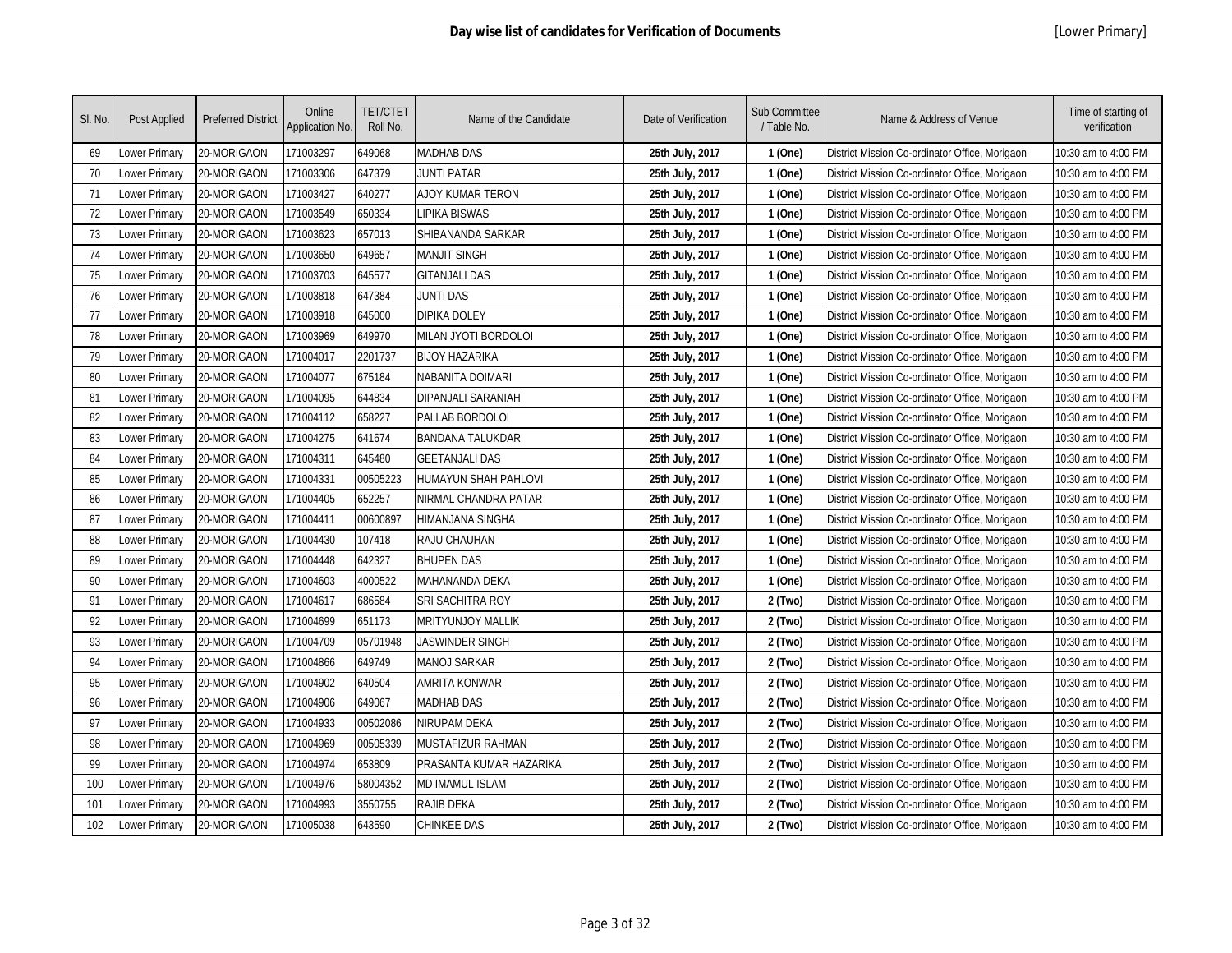# Day wise list of candidates for Verification of Documents

[Lower Primary]

| Sl. No. | Post Applied | Preferred District | Online Application No. | TET/CTET Roll No. | Name of the Candidate | Date of Verification | Sub Committee / Table No. | Name & Address of Venue | Time of starting of verification |
|---|---|---|---|---|---|---|---|---|---|
| 69 | Lower Primary | 20-MORIGAON | 171003297 | 649068 | MADHAB DAS | **25th July, 2017** | **1 (One)** | District Mission Co-ordinator Office, Morigaon | 10:30 am to 4:00 PM |
| 70 | Lower Primary | 20-MORIGAON | 171003306 | 647379 | JUNTI PATAR | **25th July, 2017** | **1 (One)** | District Mission Co-ordinator Office, Morigaon | 10:30 am to 4:00 PM |
| 71 | Lower Primary | 20-MORIGAON | 171003427 | 640277 | AJOY KUMAR TERON | **25th July, 2017** | **1 (One)** | District Mission Co-ordinator Office, Morigaon | 10:30 am to 4:00 PM |
| 72 | Lower Primary | 20-MORIGAON | 171003549 | 650334 | LIPIKA BISWAS | **25th July, 2017** | **1 (One)** | District Mission Co-ordinator Office, Morigaon | 10:30 am to 4:00 PM |
| 73 | Lower Primary | 20-MORIGAON | 171003623 | 657013 | SHIBANANDA SARKAR | **25th July, 2017** | **1 (One)** | District Mission Co-ordinator Office, Morigaon | 10:30 am to 4:00 PM |
| 74 | Lower Primary | 20-MORIGAON | 171003650 | 649657 | MANJIT SINGH | **25th July, 2017** | **1 (One)** | District Mission Co-ordinator Office, Morigaon | 10:30 am to 4:00 PM |
| 75 | Lower Primary | 20-MORIGAON | 171003703 | 645577 | GITANJALI DAS | **25th July, 2017** | **1 (One)** | District Mission Co-ordinator Office, Morigaon | 10:30 am to 4:00 PM |
| 76 | Lower Primary | 20-MORIGAON | 171003818 | 647384 | JUNTI DAS | **25th July, 2017** | **1 (One)** | District Mission Co-ordinator Office, Morigaon | 10:30 am to 4:00 PM |
| 77 | Lower Primary | 20-MORIGAON | 171003918 | 645000 | DIPIKA DOLEY | **25th July, 2017** | **1 (One)** | District Mission Co-ordinator Office, Morigaon | 10:30 am to 4:00 PM |
| 78 | Lower Primary | 20-MORIGAON | 171003969 | 649970 | MILAN JYOTI BORDOLOI | **25th July, 2017** | **1 (One)** | District Mission Co-ordinator Office, Morigaon | 10:30 am to 4:00 PM |
| 79 | Lower Primary | 20-MORIGAON | 171004017 | 2201737 | BIJOY HAZARIKA | **25th July, 2017** | **1 (One)** | District Mission Co-ordinator Office, Morigaon | 10:30 am to 4:00 PM |
| 80 | Lower Primary | 20-MORIGAON | 171004077 | 675184 | NABANITA DOIMARI | **25th July, 2017** | **1 (One)** | District Mission Co-ordinator Office, Morigaon | 10:30 am to 4:00 PM |
| 81 | Lower Primary | 20-MORIGAON | 171004095 | 644834 | DIPANJALI SARANIAH | **25th July, 2017** | **1 (One)** | District Mission Co-ordinator Office, Morigaon | 10:30 am to 4:00 PM |
| 82 | Lower Primary | 20-MORIGAON | 171004112 | 658227 | PALLAB BORDOLOI | **25th July, 2017** | **1 (One)** | District Mission Co-ordinator Office, Morigaon | 10:30 am to 4:00 PM |
| 83 | Lower Primary | 20-MORIGAON | 171004275 | 641674 | BANDANA TALUKDAR | **25th July, 2017** | **1 (One)** | District Mission Co-ordinator Office, Morigaon | 10:30 am to 4:00 PM |
| 84 | Lower Primary | 20-MORIGAON | 171004311 | 645480 | GEETANJALI DAS | **25th July, 2017** | **1 (One)** | District Mission Co-ordinator Office, Morigaon | 10:30 am to 4:00 PM |
| 85 | Lower Primary | 20-MORIGAON | 171004331 | 00505223 | HUMAYUN SHAH PAHLOVI | **25th July, 2017** | **1 (One)** | District Mission Co-ordinator Office, Morigaon | 10:30 am to 4:00 PM |
| 86 | Lower Primary | 20-MORIGAON | 171004405 | 652257 | NIRMAL CHANDRA PATAR | **25th July, 2017** | **1 (One)** | District Mission Co-ordinator Office, Morigaon | 10:30 am to 4:00 PM |
| 87 | Lower Primary | 20-MORIGAON | 171004411 | 00600897 | HIMANJANA SINGHA | **25th July, 2017** | **1 (One)** | District Mission Co-ordinator Office, Morigaon | 10:30 am to 4:00 PM |
| 88 | Lower Primary | 20-MORIGAON | 171004430 | 107418 | RAJU CHAUHAN | **25th July, 2017** | **1 (One)** | District Mission Co-ordinator Office, Morigaon | 10:30 am to 4:00 PM |
| 89 | Lower Primary | 20-MORIGAON | 171004448 | 642327 | BHUPEN DAS | **25th July, 2017** | **1 (One)** | District Mission Co-ordinator Office, Morigaon | 10:30 am to 4:00 PM |
| 90 | Lower Primary | 20-MORIGAON | 171004603 | 4000522 | MAHANANDA DEKA | **25th July, 2017** | **1 (One)** | District Mission Co-ordinator Office, Morigaon | 10:30 am to 4:00 PM |
| 91 | Lower Primary | 20-MORIGAON | 171004617 | 686584 | SRI SACHITRA ROY | **25th July, 2017** | **2 (Two)** | District Mission Co-ordinator Office, Morigaon | 10:30 am to 4:00 PM |
| 92 | Lower Primary | 20-MORIGAON | 171004699 | 651173 | MRITYUNJOY MALLIK | **25th July, 2017** | **2 (Two)** | District Mission Co-ordinator Office, Morigaon | 10:30 am to 4:00 PM |
| 93 | Lower Primary | 20-MORIGAON | 171004709 | 05701948 | JASWINDER SINGH | **25th July, 2017** | **2 (Two)** | District Mission Co-ordinator Office, Morigaon | 10:30 am to 4:00 PM |
| 94 | Lower Primary | 20-MORIGAON | 171004866 | 649749 | MANOJ SARKAR | **25th July, 2017** | **2 (Two)** | District Mission Co-ordinator Office, Morigaon | 10:30 am to 4:00 PM |
| 95 | Lower Primary | 20-MORIGAON | 171004902 | 640504 | AMRITA KONWAR | **25th July, 2017** | **2 (Two)** | District Mission Co-ordinator Office, Morigaon | 10:30 am to 4:00 PM |
| 96 | Lower Primary | 20-MORIGAON | 171004906 | 649067 | MADHAB DAS | **25th July, 2017** | **2 (Two)** | District Mission Co-ordinator Office, Morigaon | 10:30 am to 4:00 PM |
| 97 | Lower Primary | 20-MORIGAON | 171004933 | 00502086 | NIRUPAM DEKA | **25th July, 2017** | **2 (Two)** | District Mission Co-ordinator Office, Morigaon | 10:30 am to 4:00 PM |
| 98 | Lower Primary | 20-MORIGAON | 171004969 | 00505339 | MUSTAFIZUR RAHMAN | **25th July, 2017** | **2 (Two)** | District Mission Co-ordinator Office, Morigaon | 10:30 am to 4:00 PM |
| 99 | Lower Primary | 20-MORIGAON | 171004974 | 653809 | PRASANTA KUMAR HAZARIKA | **25th July, 2017** | **2 (Two)** | District Mission Co-ordinator Office, Morigaon | 10:30 am to 4:00 PM |
| 100 | Lower Primary | 20-MORIGAON | 171004976 | 58004352 | MD IMAMUL ISLAM | **25th July, 2017** | **2 (Two)** | District Mission Co-ordinator Office, Morigaon | 10:30 am to 4:00 PM |
| 101 | Lower Primary | 20-MORIGAON | 171004993 | 3550755 | RAJIB DEKA | **25th July, 2017** | **2 (Two)** | District Mission Co-ordinator Office, Morigaon | 10:30 am to 4:00 PM |
| 102 | Lower Primary | 20-MORIGAON | 171005038 | 643590 | CHINKEE DAS | **25th July, 2017** | **2 (Two)** | District Mission Co-ordinator Office, Morigaon | 10:30 am to 4:00 PM |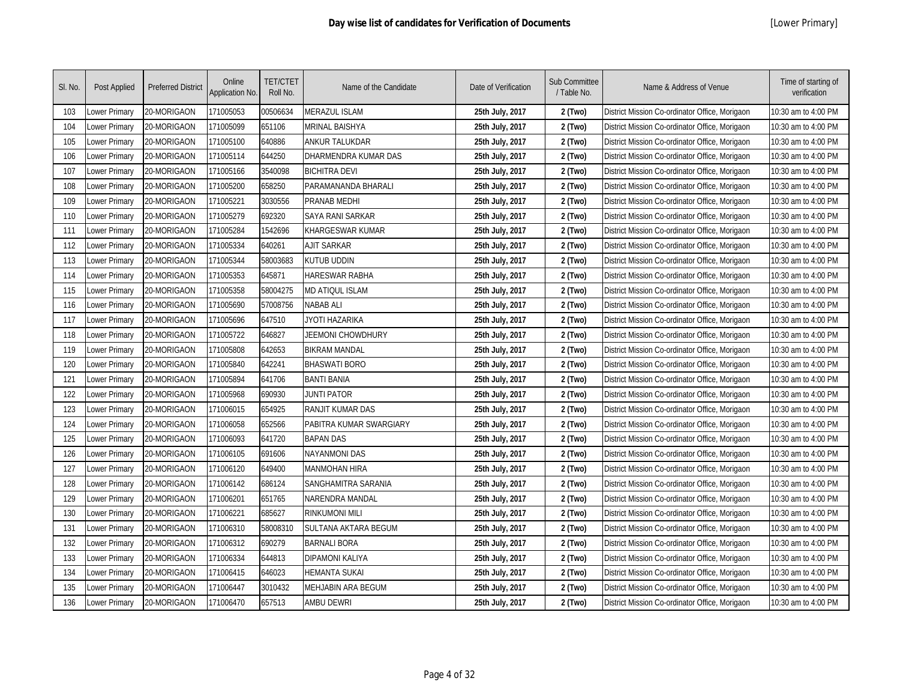# Day wise list of candidates for Verification of Documents

[Lower Primary]

| Sl. No. | Post Applied | Preferred District | Online Application No. | TET/CTET Roll No. | Name of the Candidate | Date of Verification | Sub Committee / Table No. | Name & Address of Venue | Time of starting of verification |
|---|---|---|---|---|---|---|---|---|---|
| 103 | Lower Primary | 20-MORIGAON | 171005053 | 00506634 | MERAZUL ISLAM | **25th July, 2017** | **2 (Two)** | District Mission Co-ordinator Office, Morigaon | 10:30 am to 4:00 PM |
| 104 | Lower Primary | 20-MORIGAON | 171005099 | 651106 | MRINAL BAISHYA | **25th July, 2017** | **2 (Two)** | District Mission Co-ordinator Office, Morigaon | 10:30 am to 4:00 PM |
| 105 | Lower Primary | 20-MORIGAON | 171005100 | 640886 | ANKUR TALUKDAR | **25th July, 2017** | **2 (Two)** | District Mission Co-ordinator Office, Morigaon | 10:30 am to 4:00 PM |
| 106 | Lower Primary | 20-MORIGAON | 171005114 | 644250 | DHARMENDRA KUMAR DAS | **25th July, 2017** | **2 (Two)** | District Mission Co-ordinator Office, Morigaon | 10:30 am to 4:00 PM |
| 107 | Lower Primary | 20-MORIGAON | 171005166 | 3540098 | BICHITRA DEVI | **25th July, 2017** | **2 (Two)** | District Mission Co-ordinator Office, Morigaon | 10:30 am to 4:00 PM |
| 108 | Lower Primary | 20-MORIGAON | 171005200 | 658250 | PARAMANANDA BHARALI | **25th July, 2017** | **2 (Two)** | District Mission Co-ordinator Office, Morigaon | 10:30 am to 4:00 PM |
| 109 | Lower Primary | 20-MORIGAON | 171005221 | 3030556 | PRANAB MEDHI | **25th July, 2017** | **2 (Two)** | District Mission Co-ordinator Office, Morigaon | 10:30 am to 4:00 PM |
| 110 | Lower Primary | 20-MORIGAON | 171005279 | 692320 | SAYA RANI SARKAR | **25th July, 2017** | **2 (Two)** | District Mission Co-ordinator Office, Morigaon | 10:30 am to 4:00 PM |
| 111 | Lower Primary | 20-MORIGAON | 171005284 | 1542696 | KHARGESWAR KUMAR | **25th July, 2017** | **2 (Two)** | District Mission Co-ordinator Office, Morigaon | 10:30 am to 4:00 PM |
| 112 | Lower Primary | 20-MORIGAON | 171005334 | 640261 | AJIT SARKAR | **25th July, 2017** | **2 (Two)** | District Mission Co-ordinator Office, Morigaon | 10:30 am to 4:00 PM |
| 113 | Lower Primary | 20-MORIGAON | 171005344 | 58003683 | KUTUB UDDIN | **25th July, 2017** | **2 (Two)** | District Mission Co-ordinator Office, Morigaon | 10:30 am to 4:00 PM |
| 114 | Lower Primary | 20-MORIGAON | 171005353 | 645871 | HARESWAR RABHA | **25th July, 2017** | **2 (Two)** | District Mission Co-ordinator Office, Morigaon | 10:30 am to 4:00 PM |
| 115 | Lower Primary | 20-MORIGAON | 171005358 | 58004275 | MD ATIQUL ISLAM | **25th July, 2017** | **2 (Two)** | District Mission Co-ordinator Office, Morigaon | 10:30 am to 4:00 PM |
| 116 | Lower Primary | 20-MORIGAON | 171005690 | 57008756 | NABAB ALI | **25th July, 2017** | **2 (Two)** | District Mission Co-ordinator Office, Morigaon | 10:30 am to 4:00 PM |
| 117 | Lower Primary | 20-MORIGAON | 171005696 | 647510 | JYOTI HAZARIKA | **25th July, 2017** | **2 (Two)** | District Mission Co-ordinator Office, Morigaon | 10:30 am to 4:00 PM |
| 118 | Lower Primary | 20-MORIGAON | 171005722 | 646827 | JEEMONI CHOWDHURY | **25th July, 2017** | **2 (Two)** | District Mission Co-ordinator Office, Morigaon | 10:30 am to 4:00 PM |
| 119 | Lower Primary | 20-MORIGAON | 171005808 | 642653 | BIKRAM MANDAL | **25th July, 2017** | **2 (Two)** | District Mission Co-ordinator Office, Morigaon | 10:30 am to 4:00 PM |
| 120 | Lower Primary | 20-MORIGAON | 171005840 | 642241 | BHASWATI BORO | **25th July, 2017** | **2 (Two)** | District Mission Co-ordinator Office, Morigaon | 10:30 am to 4:00 PM |
| 121 | Lower Primary | 20-MORIGAON | 171005894 | 641706 | BANTI BANIA | **25th July, 2017** | **2 (Two)** | District Mission Co-ordinator Office, Morigaon | 10:30 am to 4:00 PM |
| 122 | Lower Primary | 20-MORIGAON | 171005968 | 690930 | JUNTI PATOR | **25th July, 2017** | **2 (Two)** | District Mission Co-ordinator Office, Morigaon | 10:30 am to 4:00 PM |
| 123 | Lower Primary | 20-MORIGAON | 171006015 | 654925 | RANJIT KUMAR DAS | **25th July, 2017** | **2 (Two)** | District Mission Co-ordinator Office, Morigaon | 10:30 am to 4:00 PM |
| 124 | Lower Primary | 20-MORIGAON | 171006058 | 652566 | PABITRA KUMAR SWARGIARY | **25th July, 2017** | **2 (Two)** | District Mission Co-ordinator Office, Morigaon | 10:30 am to 4:00 PM |
| 125 | Lower Primary | 20-MORIGAON | 171006093 | 641720 | BAPAN DAS | **25th July, 2017** | **2 (Two)** | District Mission Co-ordinator Office, Morigaon | 10:30 am to 4:00 PM |
| 126 | Lower Primary | 20-MORIGAON | 171006105 | 691606 | NAYANMONI DAS | **25th July, 2017** | **2 (Two)** | District Mission Co-ordinator Office, Morigaon | 10:30 am to 4:00 PM |
| 127 | Lower Primary | 20-MORIGAON | 171006120 | 649400 | MANMOHAN HIRA | **25th July, 2017** | **2 (Two)** | District Mission Co-ordinator Office, Morigaon | 10:30 am to 4:00 PM |
| 128 | Lower Primary | 20-MORIGAON | 171006142 | 686124 | SANGHAMITRA SARANIA | **25th July, 2017** | **2 (Two)** | District Mission Co-ordinator Office, Morigaon | 10:30 am to 4:00 PM |
| 129 | Lower Primary | 20-MORIGAON | 171006201 | 651765 | NARENDRA MANDAL | **25th July, 2017** | **2 (Two)** | District Mission Co-ordinator Office, Morigaon | 10:30 am to 4:00 PM |
| 130 | Lower Primary | 20-MORIGAON | 171006221 | 685627 | RINKUMONI MILI | **25th July, 2017** | **2 (Two)** | District Mission Co-ordinator Office, Morigaon | 10:30 am to 4:00 PM |
| 131 | Lower Primary | 20-MORIGAON | 171006310 | 58008310 | SULTANA AKTARA BEGUM | **25th July, 2017** | **2 (Two)** | District Mission Co-ordinator Office, Morigaon | 10:30 am to 4:00 PM |
| 132 | Lower Primary | 20-MORIGAON | 171006312 | 690279 | BARNALI BORA | **25th July, 2017** | **2 (Two)** | District Mission Co-ordinator Office, Morigaon | 10:30 am to 4:00 PM |
| 133 | Lower Primary | 20-MORIGAON | 171006334 | 644813 | DIPAMONI KALIYA | **25th July, 2017** | **2 (Two)** | District Mission Co-ordinator Office, Morigaon | 10:30 am to 4:00 PM |
| 134 | Lower Primary | 20-MORIGAON | 171006415 | 646023 | HEMANTA SUKAI | **25th July, 2017** | **2 (Two)** | District Mission Co-ordinator Office, Morigaon | 10:30 am to 4:00 PM |
| 135 | Lower Primary | 20-MORIGAON | 171006447 | 3010432 | MEHJABIN ARA BEGUM | **25th July, 2017** | **2 (Two)** | District Mission Co-ordinator Office, Morigaon | 10:30 am to 4:00 PM |
| 136 | Lower Primary | 20-MORIGAON | 171006470 | 657513 | AMBU DEWRI | **25th July, 2017** | **2 (Two)** | District Mission Co-ordinator Office, Morigaon | 10:30 am to 4:00 PM |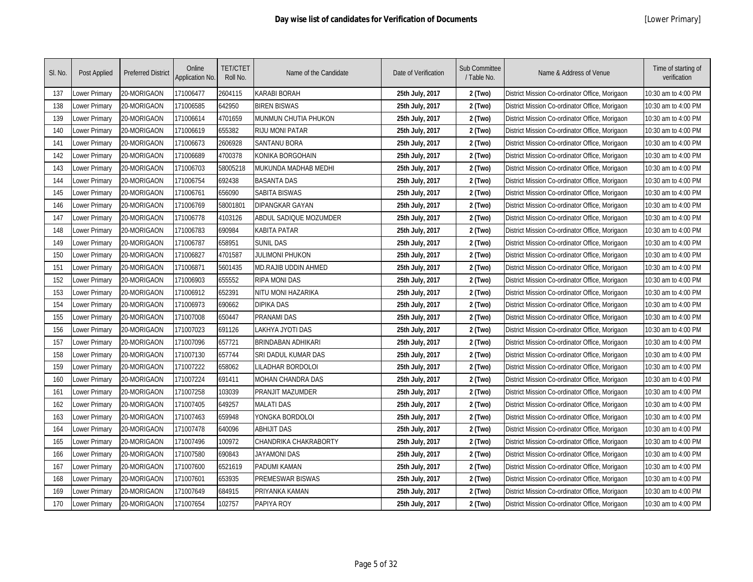# Day wise list of candidates for Verification of Documents

[Lower Primary]

| Sl. No. | Post Applied | Preferred District | Online Application No. | TET/CTET Roll No. | Name of the Candidate | Date of Verification | Sub Committee / Table No. | Name & Address of Venue | Time of starting of verification |
|---|---|---|---|---|---|---|---|---|---|
| 137 | Lower Primary | 20-MORIGAON | 171006477 | 2604115 | KARABI BORAH | **25th July, 2017** | **2 (Two)** | District Mission Co-ordinator Office, Morigaon | 10:30 am to 4:00 PM |
| 138 | Lower Primary | 20-MORIGAON | 171006585 | 642950 | BIREN BISWAS | **25th July, 2017** | **2 (Two)** | District Mission Co-ordinator Office, Morigaon | 10:30 am to 4:00 PM |
| 139 | Lower Primary | 20-MORIGAON | 171006614 | 4701659 | MUNMUN CHUTIA PHUKON | **25th July, 2017** | **2 (Two)** | District Mission Co-ordinator Office, Morigaon | 10:30 am to 4:00 PM |
| 140 | Lower Primary | 20-MORIGAON | 171006619 | 655382 | RIJU MONI PATAR | **25th July, 2017** | **2 (Two)** | District Mission Co-ordinator Office, Morigaon | 10:30 am to 4:00 PM |
| 141 | Lower Primary | 20-MORIGAON | 171006673 | 2606928 | SANTANU BORA | **25th July, 2017** | **2 (Two)** | District Mission Co-ordinator Office, Morigaon | 10:30 am to 4:00 PM |
| 142 | Lower Primary | 20-MORIGAON | 171006689 | 4700378 | KONIKA BORGOHAIN | **25th July, 2017** | **2 (Two)** | District Mission Co-ordinator Office, Morigaon | 10:30 am to 4:00 PM |
| 143 | Lower Primary | 20-MORIGAON | 171006703 | 58005218 | MUKUNDA MADHAB MEDHI | **25th July, 2017** | **2 (Two)** | District Mission Co-ordinator Office, Morigaon | 10:30 am to 4:00 PM |
| 144 | Lower Primary | 20-MORIGAON | 171006754 | 692438 | BASANTA DAS | **25th July, 2017** | **2 (Two)** | District Mission Co-ordinator Office, Morigaon | 10:30 am to 4:00 PM |
| 145 | Lower Primary | 20-MORIGAON | 171006761 | 656090 | SABITA BISWAS | **25th July, 2017** | **2 (Two)** | District Mission Co-ordinator Office, Morigaon | 10:30 am to 4:00 PM |
| 146 | Lower Primary | 20-MORIGAON | 171006769 | 58001801 | DIPANGKAR GAYAN | **25th July, 2017** | **2 (Two)** | District Mission Co-ordinator Office, Morigaon | 10:30 am to 4:00 PM |
| 147 | Lower Primary | 20-MORIGAON | 171006778 | 4103126 | ABDUL SADIQUE MOZUMDER | **25th July, 2017** | **2 (Two)** | District Mission Co-ordinator Office, Morigaon | 10:30 am to 4:00 PM |
| 148 | Lower Primary | 20-MORIGAON | 171006783 | 690984 | KABITA PATAR | **25th July, 2017** | **2 (Two)** | District Mission Co-ordinator Office, Morigaon | 10:30 am to 4:00 PM |
| 149 | Lower Primary | 20-MORIGAON | 171006787 | 658951 | SUNIL DAS | **25th July, 2017** | **2 (Two)** | District Mission Co-ordinator Office, Morigaon | 10:30 am to 4:00 PM |
| 150 | Lower Primary | 20-MORIGAON | 171006827 | 4701587 | JULIMONI PHUKON | **25th July, 2017** | **2 (Two)** | District Mission Co-ordinator Office, Morigaon | 10:30 am to 4:00 PM |
| 151 | Lower Primary | 20-MORIGAON | 171006871 | 5601435 | MD.RAJIB UDDIN AHMED | **25th July, 2017** | **2 (Two)** | District Mission Co-ordinator Office, Morigaon | 10:30 am to 4:00 PM |
| 152 | Lower Primary | 20-MORIGAON | 171006903 | 655552 | RIPA MONI DAS | **25th July, 2017** | **2 (Two)** | District Mission Co-ordinator Office, Morigaon | 10:30 am to 4:00 PM |
| 153 | Lower Primary | 20-MORIGAON | 171006912 | 652391 | NITU MONI HAZARIKA | **25th July, 2017** | **2 (Two)** | District Mission Co-ordinator Office, Morigaon | 10:30 am to 4:00 PM |
| 154 | Lower Primary | 20-MORIGAON | 171006973 | 690662 | DIPIKA DAS | **25th July, 2017** | **2 (Two)** | District Mission Co-ordinator Office, Morigaon | 10:30 am to 4:00 PM |
| 155 | Lower Primary | 20-MORIGAON | 171007008 | 650447 | PRANAMI DAS | **25th July, 2017** | **2 (Two)** | District Mission Co-ordinator Office, Morigaon | 10:30 am to 4:00 PM |
| 156 | Lower Primary | 20-MORIGAON | 171007023 | 691126 | LAKHYA JYOTI DAS | **25th July, 2017** | **2 (Two)** | District Mission Co-ordinator Office, Morigaon | 10:30 am to 4:00 PM |
| 157 | Lower Primary | 20-MORIGAON | 171007096 | 657721 | BRINDABAN ADHIKARI | **25th July, 2017** | **2 (Two)** | District Mission Co-ordinator Office, Morigaon | 10:30 am to 4:00 PM |
| 158 | Lower Primary | 20-MORIGAON | 171007130 | 657744 | SRI DADUL KUMAR DAS | **25th July, 2017** | **2 (Two)** | District Mission Co-ordinator Office, Morigaon | 10:30 am to 4:00 PM |
| 159 | Lower Primary | 20-MORIGAON | 171007222 | 658062 | LILADHAR BORDOLOI | **25th July, 2017** | **2 (Two)** | District Mission Co-ordinator Office, Morigaon | 10:30 am to 4:00 PM |
| 160 | Lower Primary | 20-MORIGAON | 171007224 | 691411 | MOHAN CHANDRA DAS | **25th July, 2017** | **2 (Two)** | District Mission Co-ordinator Office, Morigaon | 10:30 am to 4:00 PM |
| 161 | Lower Primary | 20-MORIGAON | 171007258 | 103039 | PRANJIT MAZUMDER | **25th July, 2017** | **2 (Two)** | District Mission Co-ordinator Office, Morigaon | 10:30 am to 4:00 PM |
| 162 | Lower Primary | 20-MORIGAON | 171007405 | 649257 | MALATI DAS | **25th July, 2017** | **2 (Two)** | District Mission Co-ordinator Office, Morigaon | 10:30 am to 4:00 PM |
| 163 | Lower Primary | 20-MORIGAON | 171007463 | 659948 | YONGKA BORDOLOI | **25th July, 2017** | **2 (Two)** | District Mission Co-ordinator Office, Morigaon | 10:30 am to 4:00 PM |
| 164 | Lower Primary | 20-MORIGAON | 171007478 | 640096 | ABHIJIT DAS | **25th July, 2017** | **2 (Two)** | District Mission Co-ordinator Office, Morigaon | 10:30 am to 4:00 PM |
| 165 | Lower Primary | 20-MORIGAON | 171007496 | 100972 | CHANDRIKA CHAKRABORTY | **25th July, 2017** | **2 (Two)** | District Mission Co-ordinator Office, Morigaon | 10:30 am to 4:00 PM |
| 166 | Lower Primary | 20-MORIGAON | 171007580 | 690843 | JAYAMONI DAS | **25th July, 2017** | **2 (Two)** | District Mission Co-ordinator Office, Morigaon | 10:30 am to 4:00 PM |
| 167 | Lower Primary | 20-MORIGAON | 171007600 | 6521619 | PADUMI KAMAN | **25th July, 2017** | **2 (Two)** | District Mission Co-ordinator Office, Morigaon | 10:30 am to 4:00 PM |
| 168 | Lower Primary | 20-MORIGAON | 171007601 | 653935 | PREMESWAR BISWAS | **25th July, 2017** | **2 (Two)** | District Mission Co-ordinator Office, Morigaon | 10:30 am to 4:00 PM |
| 169 | Lower Primary | 20-MORIGAON | 171007649 | 684915 | PRIYANKA KAMAN | **25th July, 2017** | **2 (Two)** | District Mission Co-ordinator Office, Morigaon | 10:30 am to 4:00 PM |
| 170 | Lower Primary | 20-MORIGAON | 171007654 | 102757 | PAPIYA ROY | **25th July, 2017** | **2 (Two)** | District Mission Co-ordinator Office, Morigaon | 10:30 am to 4:00 PM |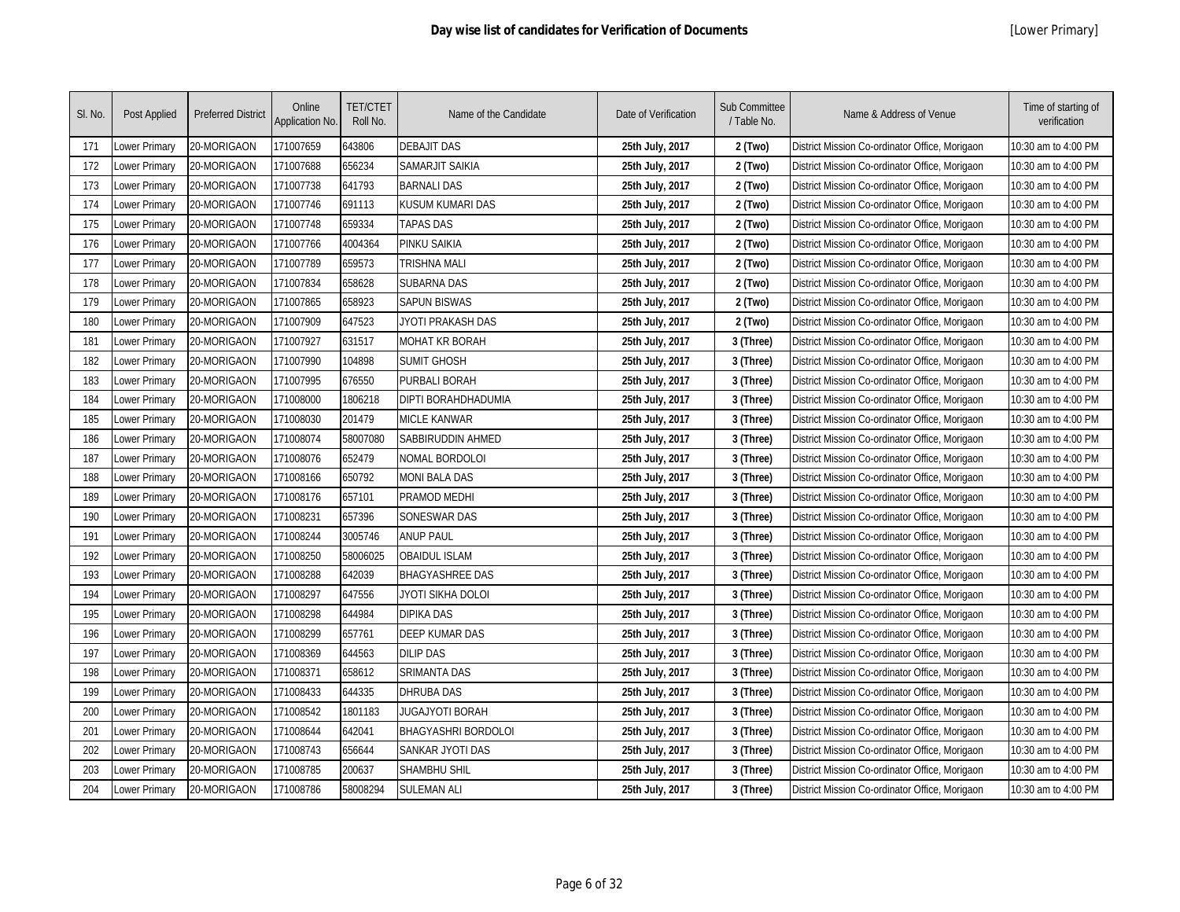# Day wise list of candidates for Verification of Documents

[Lower Primary]

| Sl. No. | Post Applied | Preferred District | Online Application No. | TET/CTET Roll No. | Name of the Candidate | Date of Verification | Sub Committee / Table No. | Name & Address of Venue | Time of starting of verification |
|---|---|---|---|---|---|---|---|---|---|
| 171 | Lower Primary | 20-MORIGAON | 171007659 | 643806 | DEBAJIT DAS | **25th July, 2017** | **2 (Two)** | District Mission Co-ordinator Office, Morigaon | 10:30 am to 4:00 PM |
| 172 | Lower Primary | 20-MORIGAON | 171007688 | 656234 | SAMARJIT SAIKIA | **25th July, 2017** | **2 (Two)** | District Mission Co-ordinator Office, Morigaon | 10:30 am to 4:00 PM |
| 173 | Lower Primary | 20-MORIGAON | 171007738 | 641793 | BARNALI DAS | **25th July, 2017** | **2 (Two)** | District Mission Co-ordinator Office, Morigaon | 10:30 am to 4:00 PM |
| 174 | Lower Primary | 20-MORIGAON | 171007746 | 691113 | KUSUM KUMARI DAS | **25th July, 2017** | **2 (Two)** | District Mission Co-ordinator Office, Morigaon | 10:30 am to 4:00 PM |
| 175 | Lower Primary | 20-MORIGAON | 171007748 | 659334 | TAPAS DAS | **25th July, 2017** | **2 (Two)** | District Mission Co-ordinator Office, Morigaon | 10:30 am to 4:00 PM |
| 176 | Lower Primary | 20-MORIGAON | 171007766 | 4004364 | PINKU SAIKIA | **25th July, 2017** | **2 (Two)** | District Mission Co-ordinator Office, Morigaon | 10:30 am to 4:00 PM |
| 177 | Lower Primary | 20-MORIGAON | 171007789 | 659573 | TRISHNA MALI | **25th July, 2017** | **2 (Two)** | District Mission Co-ordinator Office, Morigaon | 10:30 am to 4:00 PM |
| 178 | Lower Primary | 20-MORIGAON | 171007834 | 658628 | SUBARNA DAS | **25th July, 2017** | **2 (Two)** | District Mission Co-ordinator Office, Morigaon | 10:30 am to 4:00 PM |
| 179 | Lower Primary | 20-MORIGAON | 171007865 | 658923 | SAPUN BISWAS | **25th July, 2017** | **2 (Two)** | District Mission Co-ordinator Office, Morigaon | 10:30 am to 4:00 PM |
| 180 | Lower Primary | 20-MORIGAON | 171007909 | 647523 | JYOTI PRAKASH DAS | **25th July, 2017** | **2 (Two)** | District Mission Co-ordinator Office, Morigaon | 10:30 am to 4:00 PM |
| 181 | Lower Primary | 20-MORIGAON | 171007927 | 631517 | MOHAT KR BORAH | **25th July, 2017** | **3 (Three)** | District Mission Co-ordinator Office, Morigaon | 10:30 am to 4:00 PM |
| 182 | Lower Primary | 20-MORIGAON | 171007990 | 104898 | SUMIT GHOSH | **25th July, 2017** | **3 (Three)** | District Mission Co-ordinator Office, Morigaon | 10:30 am to 4:00 PM |
| 183 | Lower Primary | 20-MORIGAON | 171007995 | 676550 | PURBALI BORAH | **25th July, 2017** | **3 (Three)** | District Mission Co-ordinator Office, Morigaon | 10:30 am to 4:00 PM |
| 184 | Lower Primary | 20-MORIGAON | 171008000 | 1806218 | DIPTI BORAHDHADUMIA | **25th July, 2017** | **3 (Three)** | District Mission Co-ordinator Office, Morigaon | 10:30 am to 4:00 PM |
| 185 | Lower Primary | 20-MORIGAON | 171008030 | 201479 | MICLE KANWAR | **25th July, 2017** | **3 (Three)** | District Mission Co-ordinator Office, Morigaon | 10:30 am to 4:00 PM |
| 186 | Lower Primary | 20-MORIGAON | 171008074 | 58007080 | SABBIRUDDIN AHMED | **25th July, 2017** | **3 (Three)** | District Mission Co-ordinator Office, Morigaon | 10:30 am to 4:00 PM |
| 187 | Lower Primary | 20-MORIGAON | 171008076 | 652479 | NOMAL BORDOLOI | **25th July, 2017** | **3 (Three)** | District Mission Co-ordinator Office, Morigaon | 10:30 am to 4:00 PM |
| 188 | Lower Primary | 20-MORIGAON | 171008166 | 650792 | MONI BALA DAS | **25th July, 2017** | **3 (Three)** | District Mission Co-ordinator Office, Morigaon | 10:30 am to 4:00 PM |
| 189 | Lower Primary | 20-MORIGAON | 171008176 | 657101 | PRAMOD MEDHI | **25th July, 2017** | **3 (Three)** | District Mission Co-ordinator Office, Morigaon | 10:30 am to 4:00 PM |
| 190 | Lower Primary | 20-MORIGAON | 171008231 | 657396 | SONESWAR DAS | **25th July, 2017** | **3 (Three)** | District Mission Co-ordinator Office, Morigaon | 10:30 am to 4:00 PM |
| 191 | Lower Primary | 20-MORIGAON | 171008244 | 3005746 | ANUP PAUL | **25th July, 2017** | **3 (Three)** | District Mission Co-ordinator Office, Morigaon | 10:30 am to 4:00 PM |
| 192 | Lower Primary | 20-MORIGAON | 171008250 | 58006025 | OBAIDUL ISLAM | **25th July, 2017** | **3 (Three)** | District Mission Co-ordinator Office, Morigaon | 10:30 am to 4:00 PM |
| 193 | Lower Primary | 20-MORIGAON | 171008288 | 642039 | BHAGYASHREE DAS | **25th July, 2017** | **3 (Three)** | District Mission Co-ordinator Office, Morigaon | 10:30 am to 4:00 PM |
| 194 | Lower Primary | 20-MORIGAON | 171008297 | 647556 | JYOTI SIKHA DOLOI | **25th July, 2017** | **3 (Three)** | District Mission Co-ordinator Office, Morigaon | 10:30 am to 4:00 PM |
| 195 | Lower Primary | 20-MORIGAON | 171008298 | 644984 | DIPIKA DAS | **25th July, 2017** | **3 (Three)** | District Mission Co-ordinator Office, Morigaon | 10:30 am to 4:00 PM |
| 196 | Lower Primary | 20-MORIGAON | 171008299 | 657761 | DEEP KUMAR DAS | **25th July, 2017** | **3 (Three)** | District Mission Co-ordinator Office, Morigaon | 10:30 am to 4:00 PM |
| 197 | Lower Primary | 20-MORIGAON | 171008369 | 644563 | DILIP DAS | **25th July, 2017** | **3 (Three)** | District Mission Co-ordinator Office, Morigaon | 10:30 am to 4:00 PM |
| 198 | Lower Primary | 20-MORIGAON | 171008371 | 658612 | SRIMANTA DAS | **25th July, 2017** | **3 (Three)** | District Mission Co-ordinator Office, Morigaon | 10:30 am to 4:00 PM |
| 199 | Lower Primary | 20-MORIGAON | 171008433 | 644335 | DHRUBA DAS | **25th July, 2017** | **3 (Three)** | District Mission Co-ordinator Office, Morigaon | 10:30 am to 4:00 PM |
| 200 | Lower Primary | 20-MORIGAON | 171008542 | 1801183 | JUGAJYOTI BORAH | **25th July, 2017** | **3 (Three)** | District Mission Co-ordinator Office, Morigaon | 10:30 am to 4:00 PM |
| 201 | Lower Primary | 20-MORIGAON | 171008644 | 642041 | BHAGYASHRI BORDOLOI | **25th July, 2017** | **3 (Three)** | District Mission Co-ordinator Office, Morigaon | 10:30 am to 4:00 PM |
| 202 | Lower Primary | 20-MORIGAON | 171008743 | 656644 | SANKAR JYOTI DAS | **25th July, 2017** | **3 (Three)** | District Mission Co-ordinator Office, Morigaon | 10:30 am to 4:00 PM |
| 203 | Lower Primary | 20-MORIGAON | 171008785 | 200637 | SHAMBHU SHIL | **25th July, 2017** | **3 (Three)** | District Mission Co-ordinator Office, Morigaon | 10:30 am to 4:00 PM |
| 204 | Lower Primary | 20-MORIGAON | 171008786 | 58008294 | SULEMAN ALI | **25th July, 2017** | **3 (Three)** | District Mission Co-ordinator Office, Morigaon | 10:30 am to 4:00 PM |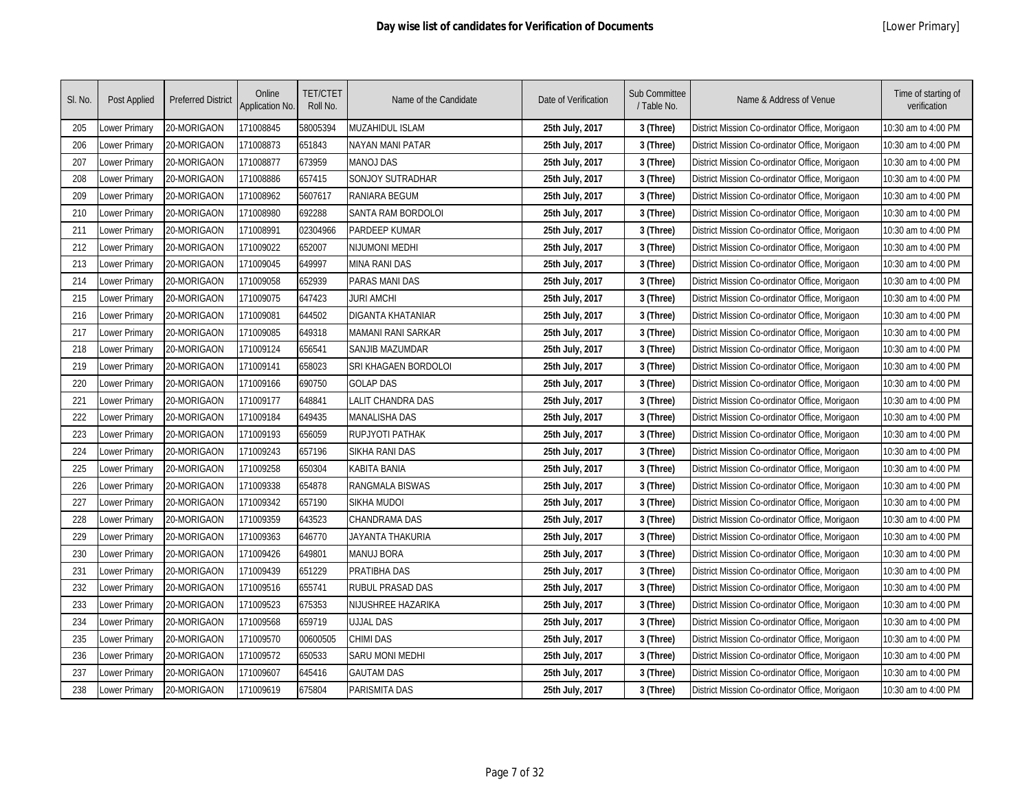# Day wise list of candidates for Verification of Documents

[Lower Primary]

| Sl. No. | Post Applied | Preferred District | Online Application No. | TET/CTET Roll No. | Name of the Candidate | Date of Verification | Sub Committee / Table No. | Name & Address of Venue | Time of starting of verification |
|---|---|---|---|---|---|---|---|---|---|
| 205 | Lower Primary | 20-MORIGAON | 171008845 | 58005394 | MUZAHIDUL ISLAM | 25th July, 2017 | 3 (Three) | District Mission Co-ordinator Office, Morigaon | 10:30 am to 4:00 PM |
| 206 | Lower Primary | 20-MORIGAON | 171008873 | 651843 | NAYAN MANI PATAR | 25th July, 2017 | 3 (Three) | District Mission Co-ordinator Office, Morigaon | 10:30 am to 4:00 PM |
| 207 | Lower Primary | 20-MORIGAON | 171008877 | 673959 | MANOJ DAS | 25th July, 2017 | 3 (Three) | District Mission Co-ordinator Office, Morigaon | 10:30 am to 4:00 PM |
| 208 | Lower Primary | 20-MORIGAON | 171008886 | 657415 | SONJOY SUTRADHAR | 25th July, 2017 | 3 (Three) | District Mission Co-ordinator Office, Morigaon | 10:30 am to 4:00 PM |
| 209 | Lower Primary | 20-MORIGAON | 171008962 | 5607617 | RANIARA BEGUM | 25th July, 2017 | 3 (Three) | District Mission Co-ordinator Office, Morigaon | 10:30 am to 4:00 PM |
| 210 | Lower Primary | 20-MORIGAON | 171008980 | 692288 | SANTA RAM BORDOLOI | 25th July, 2017 | 3 (Three) | District Mission Co-ordinator Office, Morigaon | 10:30 am to 4:00 PM |
| 211 | Lower Primary | 20-MORIGAON | 171008991 | 02304966 | PARDEEP KUMAR | 25th July, 2017 | 3 (Three) | District Mission Co-ordinator Office, Morigaon | 10:30 am to 4:00 PM |
| 212 | Lower Primary | 20-MORIGAON | 171009022 | 652007 | NIJUMONI MEDHI | 25th July, 2017 | 3 (Three) | District Mission Co-ordinator Office, Morigaon | 10:30 am to 4:00 PM |
| 213 | Lower Primary | 20-MORIGAON | 171009045 | 649997 | MINA RANI DAS | 25th July, 2017 | 3 (Three) | District Mission Co-ordinator Office, Morigaon | 10:30 am to 4:00 PM |
| 214 | Lower Primary | 20-MORIGAON | 171009058 | 652939 | PARAS MANI DAS | 25th July, 2017 | 3 (Three) | District Mission Co-ordinator Office, Morigaon | 10:30 am to 4:00 PM |
| 215 | Lower Primary | 20-MORIGAON | 171009075 | 647423 | JURI AMCHI | 25th July, 2017 | 3 (Three) | District Mission Co-ordinator Office, Morigaon | 10:30 am to 4:00 PM |
| 216 | Lower Primary | 20-MORIGAON | 171009081 | 644502 | DIGANTA KHATANIAR | 25th July, 2017 | 3 (Three) | District Mission Co-ordinator Office, Morigaon | 10:30 am to 4:00 PM |
| 217 | Lower Primary | 20-MORIGAON | 171009085 | 649318 | MAMANI RANI SARKAR | 25th July, 2017 | 3 (Three) | District Mission Co-ordinator Office, Morigaon | 10:30 am to 4:00 PM |
| 218 | Lower Primary | 20-MORIGAON | 171009124 | 656541 | SANJIB MAZUMDAR | 25th July, 2017 | 3 (Three) | District Mission Co-ordinator Office, Morigaon | 10:30 am to 4:00 PM |
| 219 | Lower Primary | 20-MORIGAON | 171009141 | 658023 | SRI KHAGAEN BORDOLOI | 25th July, 2017 | 3 (Three) | District Mission Co-ordinator Office, Morigaon | 10:30 am to 4:00 PM |
| 220 | Lower Primary | 20-MORIGAON | 171009166 | 690750 | GOLAP DAS | 25th July, 2017 | 3 (Three) | District Mission Co-ordinator Office, Morigaon | 10:30 am to 4:00 PM |
| 221 | Lower Primary | 20-MORIGAON | 171009177 | 648841 | LALIT CHANDRA DAS | 25th July, 2017 | 3 (Three) | District Mission Co-ordinator Office, Morigaon | 10:30 am to 4:00 PM |
| 222 | Lower Primary | 20-MORIGAON | 171009184 | 649435 | MANALISHA DAS | 25th July, 2017 | 3 (Three) | District Mission Co-ordinator Office, Morigaon | 10:30 am to 4:00 PM |
| 223 | Lower Primary | 20-MORIGAON | 171009193 | 656059 | RUPJYOTI PATHAK | 25th July, 2017 | 3 (Three) | District Mission Co-ordinator Office, Morigaon | 10:30 am to 4:00 PM |
| 224 | Lower Primary | 20-MORIGAON | 171009243 | 657196 | SIKHA RANI DAS | 25th July, 2017 | 3 (Three) | District Mission Co-ordinator Office, Morigaon | 10:30 am to 4:00 PM |
| 225 | Lower Primary | 20-MORIGAON | 171009258 | 650304 | KABITA BANIA | 25th July, 2017 | 3 (Three) | District Mission Co-ordinator Office, Morigaon | 10:30 am to 4:00 PM |
| 226 | Lower Primary | 20-MORIGAON | 171009338 | 654878 | RANGMALA BISWAS | 25th July, 2017 | 3 (Three) | District Mission Co-ordinator Office, Morigaon | 10:30 am to 4:00 PM |
| 227 | Lower Primary | 20-MORIGAON | 171009342 | 657190 | SIKHA MUDOI | 25th July, 2017 | 3 (Three) | District Mission Co-ordinator Office, Morigaon | 10:30 am to 4:00 PM |
| 228 | Lower Primary | 20-MORIGAON | 171009359 | 643523 | CHANDRAMA DAS | 25th July, 2017 | 3 (Three) | District Mission Co-ordinator Office, Morigaon | 10:30 am to 4:00 PM |
| 229 | Lower Primary | 20-MORIGAON | 171009363 | 646770 | JAYANTA THAKURIA | 25th July, 2017 | 3 (Three) | District Mission Co-ordinator Office, Morigaon | 10:30 am to 4:00 PM |
| 230 | Lower Primary | 20-MORIGAON | 171009426 | 649801 | MANUJ BORA | 25th July, 2017 | 3 (Three) | District Mission Co-ordinator Office, Morigaon | 10:30 am to 4:00 PM |
| 231 | Lower Primary | 20-MORIGAON | 171009439 | 651229 | PRATIBHA DAS | 25th July, 2017 | 3 (Three) | District Mission Co-ordinator Office, Morigaon | 10:30 am to 4:00 PM |
| 232 | Lower Primary | 20-MORIGAON | 171009516 | 655741 | RUBUL PRASAD DAS | 25th July, 2017 | 3 (Three) | District Mission Co-ordinator Office, Morigaon | 10:30 am to 4:00 PM |
| 233 | Lower Primary | 20-MORIGAON | 171009523 | 675353 | NIJUSHREE HAZARIKA | 25th July, 2017 | 3 (Three) | District Mission Co-ordinator Office, Morigaon | 10:30 am to 4:00 PM |
| 234 | Lower Primary | 20-MORIGAON | 171009568 | 659719 | UJJAL DAS | 25th July, 2017 | 3 (Three) | District Mission Co-ordinator Office, Morigaon | 10:30 am to 4:00 PM |
| 235 | Lower Primary | 20-MORIGAON | 171009570 | 00600505 | CHIMI DAS | 25th July, 2017 | 3 (Three) | District Mission Co-ordinator Office, Morigaon | 10:30 am to 4:00 PM |
| 236 | Lower Primary | 20-MORIGAON | 171009572 | 650533 | SARU MONI MEDHI | 25th July, 2017 | 3 (Three) | District Mission Co-ordinator Office, Morigaon | 10:30 am to 4:00 PM |
| 237 | Lower Primary | 20-MORIGAON | 171009607 | 645416 | GAUTAM DAS | 25th July, 2017 | 3 (Three) | District Mission Co-ordinator Office, Morigaon | 10:30 am to 4:00 PM |
| 238 | Lower Primary | 20-MORIGAON | 171009619 | 675804 | PARISMITA DAS | 25th July, 2017 | 3 (Three) | District Mission Co-ordinator Office, Morigaon | 10:30 am to 4:00 PM |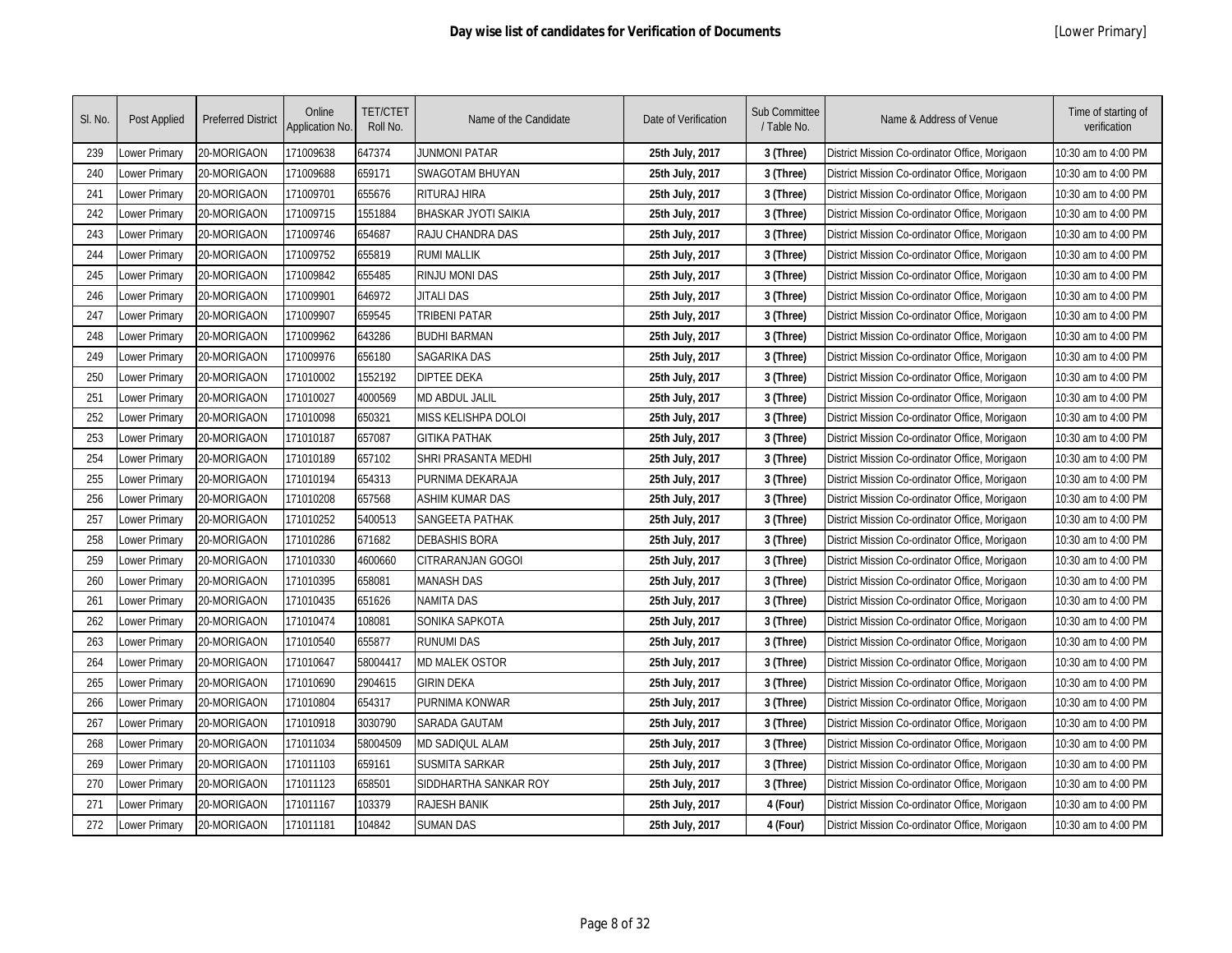# Day wise list of candidates for Verification of Documents

[Lower Primary]

| Sl. No. | Post Applied | Preferred District | Online Application No. | TET/CTET Roll No. | Name of the Candidate | Date of Verification | Sub Committee / Table No. | Name & Address of Venue | Time of starting of verification |
|---|---|---|---|---|---|---|---|---|---|
| 239 | Lower Primary | 20-MORIGAON | 171009638 | 647374 | JUNMONI PATAR | **25th July, 2017** | **3 (Three)** | District Mission Co-ordinator Office, Morigaon | 10:30 am to 4:00 PM |
| 240 | Lower Primary | 20-MORIGAON | 171009688 | 659171 | SWAGOTAM BHUYAN | **25th July, 2017** | **3 (Three)** | District Mission Co-ordinator Office, Morigaon | 10:30 am to 4:00 PM |
| 241 | Lower Primary | 20-MORIGAON | 171009701 | 655676 | RITURAJ HIRA | **25th July, 2017** | **3 (Three)** | District Mission Co-ordinator Office, Morigaon | 10:30 am to 4:00 PM |
| 242 | Lower Primary | 20-MORIGAON | 171009715 | 1551884 | BHASKAR JYOTI SAIKIA | **25th July, 2017** | **3 (Three)** | District Mission Co-ordinator Office, Morigaon | 10:30 am to 4:00 PM |
| 243 | Lower Primary | 20-MORIGAON | 171009746 | 654687 | RAJU CHANDRA DAS | **25th July, 2017** | **3 (Three)** | District Mission Co-ordinator Office, Morigaon | 10:30 am to 4:00 PM |
| 244 | Lower Primary | 20-MORIGAON | 171009752 | 655819 | RUMI MALLIK | **25th July, 2017** | **3 (Three)** | District Mission Co-ordinator Office, Morigaon | 10:30 am to 4:00 PM |
| 245 | Lower Primary | 20-MORIGAON | 171009842 | 655485 | RINJU MONI DAS | **25th July, 2017** | **3 (Three)** | District Mission Co-ordinator Office, Morigaon | 10:30 am to 4:00 PM |
| 246 | Lower Primary | 20-MORIGAON | 171009901 | 646972 | JITALI DAS | **25th July, 2017** | **3 (Three)** | District Mission Co-ordinator Office, Morigaon | 10:30 am to 4:00 PM |
| 247 | Lower Primary | 20-MORIGAON | 171009907 | 659545 | TRIBENI PATAR | **25th July, 2017** | **3 (Three)** | District Mission Co-ordinator Office, Morigaon | 10:30 am to 4:00 PM |
| 248 | Lower Primary | 20-MORIGAON | 171009962 | 643286 | BUDHI BARMAN | **25th July, 2017** | **3 (Three)** | District Mission Co-ordinator Office, Morigaon | 10:30 am to 4:00 PM |
| 249 | Lower Primary | 20-MORIGAON | 171009976 | 656180 | SAGARIKA DAS | **25th July, 2017** | **3 (Three)** | District Mission Co-ordinator Office, Morigaon | 10:30 am to 4:00 PM |
| 250 | Lower Primary | 20-MORIGAON | 171010002 | 1552192 | DIPTEE DEKA | **25th July, 2017** | **3 (Three)** | District Mission Co-ordinator Office, Morigaon | 10:30 am to 4:00 PM |
| 251 | Lower Primary | 20-MORIGAON | 171010027 | 4000569 | MD ABDUL JALIL | **25th July, 2017** | **3 (Three)** | District Mission Co-ordinator Office, Morigaon | 10:30 am to 4:00 PM |
| 252 | Lower Primary | 20-MORIGAON | 171010098 | 650321 | MISS KELISHPA DOLOI | **25th July, 2017** | **3 (Three)** | District Mission Co-ordinator Office, Morigaon | 10:30 am to 4:00 PM |
| 253 | Lower Primary | 20-MORIGAON | 171010187 | 657087 | GITIKA PATHAK | **25th July, 2017** | **3 (Three)** | District Mission Co-ordinator Office, Morigaon | 10:30 am to 4:00 PM |
| 254 | Lower Primary | 20-MORIGAON | 171010189 | 657102 | SHRI PRASANTA MEDHI | **25th July, 2017** | **3 (Three)** | District Mission Co-ordinator Office, Morigaon | 10:30 am to 4:00 PM |
| 255 | Lower Primary | 20-MORIGAON | 171010194 | 654313 | PURNIMA DEKARAJA | **25th July, 2017** | **3 (Three)** | District Mission Co-ordinator Office, Morigaon | 10:30 am to 4:00 PM |
| 256 | Lower Primary | 20-MORIGAON | 171010208 | 657568 | ASHIM KUMAR DAS | **25th July, 2017** | **3 (Three)** | District Mission Co-ordinator Office, Morigaon | 10:30 am to 4:00 PM |
| 257 | Lower Primary | 20-MORIGAON | 171010252 | 5400513 | SANGEETA PATHAK | **25th July, 2017** | **3 (Three)** | District Mission Co-ordinator Office, Morigaon | 10:30 am to 4:00 PM |
| 258 | Lower Primary | 20-MORIGAON | 171010286 | 671682 | DEBASHIS BORA | **25th July, 2017** | **3 (Three)** | District Mission Co-ordinator Office, Morigaon | 10:30 am to 4:00 PM |
| 259 | Lower Primary | 20-MORIGAON | 171010330 | 4600660 | CITRARANJAN GOGOI | **25th July, 2017** | **3 (Three)** | District Mission Co-ordinator Office, Morigaon | 10:30 am to 4:00 PM |
| 260 | Lower Primary | 20-MORIGAON | 171010395 | 658081 | MANASH DAS | **25th July, 2017** | **3 (Three)** | District Mission Co-ordinator Office, Morigaon | 10:30 am to 4:00 PM |
| 261 | Lower Primary | 20-MORIGAON | 171010435 | 651626 | NAMITA DAS | **25th July, 2017** | **3 (Three)** | District Mission Co-ordinator Office, Morigaon | 10:30 am to 4:00 PM |
| 262 | Lower Primary | 20-MORIGAON | 171010474 | 108081 | SONIKA SAPKOTA | **25th July, 2017** | **3 (Three)** | District Mission Co-ordinator Office, Morigaon | 10:30 am to 4:00 PM |
| 263 | Lower Primary | 20-MORIGAON | 171010540 | 655877 | RUNUMI DAS | **25th July, 2017** | **3 (Three)** | District Mission Co-ordinator Office, Morigaon | 10:30 am to 4:00 PM |
| 264 | Lower Primary | 20-MORIGAON | 171010647 | 58004417 | MD MALEK OSTOR | **25th July, 2017** | **3 (Three)** | District Mission Co-ordinator Office, Morigaon | 10:30 am to 4:00 PM |
| 265 | Lower Primary | 20-MORIGAON | 171010690 | 2904615 | GIRIN DEKA | **25th July, 2017** | **3 (Three)** | District Mission Co-ordinator Office, Morigaon | 10:30 am to 4:00 PM |
| 266 | Lower Primary | 20-MORIGAON | 171010804 | 654317 | PURNIMA KONWAR | **25th July, 2017** | **3 (Three)** | District Mission Co-ordinator Office, Morigaon | 10:30 am to 4:00 PM |
| 267 | Lower Primary | 20-MORIGAON | 171010918 | 3030790 | SARADA GAUTAM | **25th July, 2017** | **3 (Three)** | District Mission Co-ordinator Office, Morigaon | 10:30 am to 4:00 PM |
| 268 | Lower Primary | 20-MORIGAON | 171011034 | 58004509 | MD SADIQUL ALAM | **25th July, 2017** | **3 (Three)** | District Mission Co-ordinator Office, Morigaon | 10:30 am to 4:00 PM |
| 269 | Lower Primary | 20-MORIGAON | 171011103 | 659161 | SUSMITA SARKAR | **25th July, 2017** | **3 (Three)** | District Mission Co-ordinator Office, Morigaon | 10:30 am to 4:00 PM |
| 270 | Lower Primary | 20-MORIGAON | 171011123 | 658501 | SIDDHARTHA SANKAR ROY | **25th July, 2017** | **3 (Three)** | District Mission Co-ordinator Office, Morigaon | 10:30 am to 4:00 PM |
| 271 | Lower Primary | 20-MORIGAON | 171011167 | 103379 | RAJESH BANIK | **25th July, 2017** | **4 (Four)** | District Mission Co-ordinator Office, Morigaon | 10:30 am to 4:00 PM |
| 272 | Lower Primary | 20-MORIGAON | 171011181 | 104842 | SUMAN DAS | **25th July, 2017** | **4 (Four)** | District Mission Co-ordinator Office, Morigaon | 10:30 am to 4:00 PM |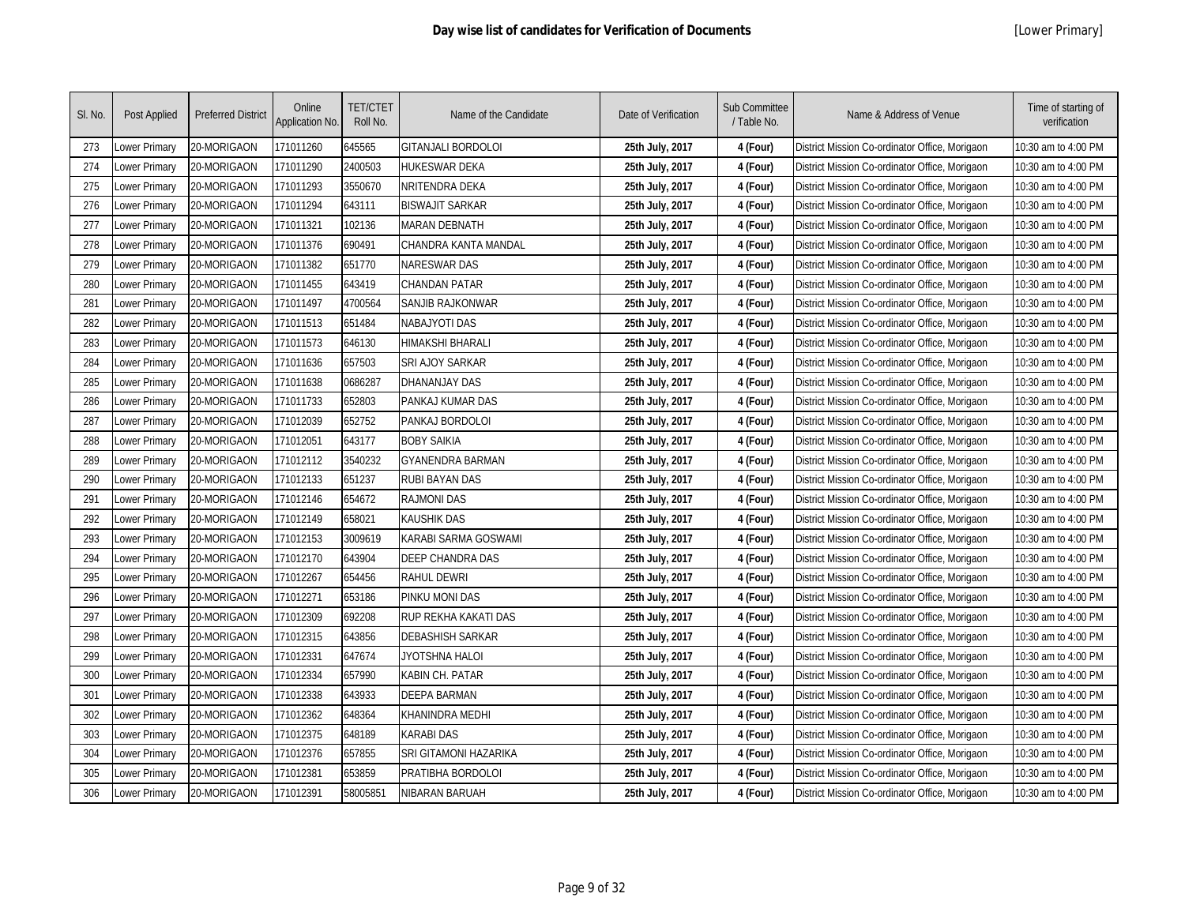# Day wise list of candidates for Verification of Documents

[Lower Primary]

| Sl. No. | Post Applied | Preferred District | Online Application No. | TET/CTET Roll No. | Name of the Candidate | Date of Verification | Sub Committee / Table No. | Name & Address of Venue | Time of starting of verification |
|---|---|---|---|---|---|---|---|---|---|
| 273 | Lower Primary | 20-MORIGAON | 171011260 | 645565 | GITANJALI BORDOLOI | **25th July, 2017** | **4 (Four)** | District Mission Co-ordinator Office, Morigaon | 10:30 am to 4:00 PM |
| 274 | Lower Primary | 20-MORIGAON | 171011290 | 2400503 | HUKESWAR DEKA | **25th July, 2017** | **4 (Four)** | District Mission Co-ordinator Office, Morigaon | 10:30 am to 4:00 PM |
| 275 | Lower Primary | 20-MORIGAON | 171011293 | 3550670 | NRITENDRA DEKA | **25th July, 2017** | **4 (Four)** | District Mission Co-ordinator Office, Morigaon | 10:30 am to 4:00 PM |
| 276 | Lower Primary | 20-MORIGAON | 171011294 | 643111 | BISWAJIT SARKAR | **25th July, 2017** | **4 (Four)** | District Mission Co-ordinator Office, Morigaon | 10:30 am to 4:00 PM |
| 277 | Lower Primary | 20-MORIGAON | 171011321 | 102136 | MARAN DEBNATH | **25th July, 2017** | **4 (Four)** | District Mission Co-ordinator Office, Morigaon | 10:30 am to 4:00 PM |
| 278 | Lower Primary | 20-MORIGAON | 171011376 | 690491 | CHANDRA KANTA MANDAL | **25th July, 2017** | **4 (Four)** | District Mission Co-ordinator Office, Morigaon | 10:30 am to 4:00 PM |
| 279 | Lower Primary | 20-MORIGAON | 171011382 | 651770 | NARESWAR DAS | **25th July, 2017** | **4 (Four)** | District Mission Co-ordinator Office, Morigaon | 10:30 am to 4:00 PM |
| 280 | Lower Primary | 20-MORIGAON | 171011455 | 643419 | CHANDAN PATAR | **25th July, 2017** | **4 (Four)** | District Mission Co-ordinator Office, Morigaon | 10:30 am to 4:00 PM |
| 281 | Lower Primary | 20-MORIGAON | 171011497 | 4700564 | SANJIB RAJKONWAR | **25th July, 2017** | **4 (Four)** | District Mission Co-ordinator Office, Morigaon | 10:30 am to 4:00 PM |
| 282 | Lower Primary | 20-MORIGAON | 171011513 | 651484 | NABAJYOTI DAS | **25th July, 2017** | **4 (Four)** | District Mission Co-ordinator Office, Morigaon | 10:30 am to 4:00 PM |
| 283 | Lower Primary | 20-MORIGAON | 171011573 | 646130 | HIMAKSHI BHARALI | **25th July, 2017** | **4 (Four)** | District Mission Co-ordinator Office, Morigaon | 10:30 am to 4:00 PM |
| 284 | Lower Primary | 20-MORIGAON | 171011636 | 657503 | SRI AJOY SARKAR | **25th July, 2017** | **4 (Four)** | District Mission Co-ordinator Office, Morigaon | 10:30 am to 4:00 PM |
| 285 | Lower Primary | 20-MORIGAON | 171011638 | 0686287 | DHANANJAY DAS | **25th July, 2017** | **4 (Four)** | District Mission Co-ordinator Office, Morigaon | 10:30 am to 4:00 PM |
| 286 | Lower Primary | 20-MORIGAON | 171011733 | 652803 | PANKAJ KUMAR DAS | **25th July, 2017** | **4 (Four)** | District Mission Co-ordinator Office, Morigaon | 10:30 am to 4:00 PM |
| 287 | Lower Primary | 20-MORIGAON | 171012039 | 652752 | PANKAJ BORDOLOI | **25th July, 2017** | **4 (Four)** | District Mission Co-ordinator Office, Morigaon | 10:30 am to 4:00 PM |
| 288 | Lower Primary | 20-MORIGAON | 171012051 | 643177 | BOBY SAIKIA | **25th July, 2017** | **4 (Four)** | District Mission Co-ordinator Office, Morigaon | 10:30 am to 4:00 PM |
| 289 | Lower Primary | 20-MORIGAON | 171012112 | 3540232 | GYANENDRA BARMAN | **25th July, 2017** | **4 (Four)** | District Mission Co-ordinator Office, Morigaon | 10:30 am to 4:00 PM |
| 290 | Lower Primary | 20-MORIGAON | 171012133 | 651237 | RUBI BAYAN DAS | **25th July, 2017** | **4 (Four)** | District Mission Co-ordinator Office, Morigaon | 10:30 am to 4:00 PM |
| 291 | Lower Primary | 20-MORIGAON | 171012146 | 654672 | RAJMONI DAS | **25th July, 2017** | **4 (Four)** | District Mission Co-ordinator Office, Morigaon | 10:30 am to 4:00 PM |
| 292 | Lower Primary | 20-MORIGAON | 171012149 | 658021 | KAUSHIK DAS | **25th July, 2017** | **4 (Four)** | District Mission Co-ordinator Office, Morigaon | 10:30 am to 4:00 PM |
| 293 | Lower Primary | 20-MORIGAON | 171012153 | 3009619 | KARABI SARMA GOSWAMI | **25th July, 2017** | **4 (Four)** | District Mission Co-ordinator Office, Morigaon | 10:30 am to 4:00 PM |
| 294 | Lower Primary | 20-MORIGAON | 171012170 | 643904 | DEEP CHANDRA DAS | **25th July, 2017** | **4 (Four)** | District Mission Co-ordinator Office, Morigaon | 10:30 am to 4:00 PM |
| 295 | Lower Primary | 20-MORIGAON | 171012267 | 654456 | RAHUL DEWRI | **25th July, 2017** | **4 (Four)** | District Mission Co-ordinator Office, Morigaon | 10:30 am to 4:00 PM |
| 296 | Lower Primary | 20-MORIGAON | 171012271 | 653186 | PINKU MONI DAS | **25th July, 2017** | **4 (Four)** | District Mission Co-ordinator Office, Morigaon | 10:30 am to 4:00 PM |
| 297 | Lower Primary | 20-MORIGAON | 171012309 | 692208 | RUP REKHA KAKATI DAS | **25th July, 2017** | **4 (Four)** | District Mission Co-ordinator Office, Morigaon | 10:30 am to 4:00 PM |
| 298 | Lower Primary | 20-MORIGAON | 171012315 | 643856 | DEBASHISH SARKAR | **25th July, 2017** | **4 (Four)** | District Mission Co-ordinator Office, Morigaon | 10:30 am to 4:00 PM |
| 299 | Lower Primary | 20-MORIGAON | 171012331 | 647674 | JYOTSHNA HALOI | **25th July, 2017** | **4 (Four)** | District Mission Co-ordinator Office, Morigaon | 10:30 am to 4:00 PM |
| 300 | Lower Primary | 20-MORIGAON | 171012334 | 657990 | KABIN CH. PATAR | **25th July, 2017** | **4 (Four)** | District Mission Co-ordinator Office, Morigaon | 10:30 am to 4:00 PM |
| 301 | Lower Primary | 20-MORIGAON | 171012338 | 643933 | DEEPA BARMAN | **25th July, 2017** | **4 (Four)** | District Mission Co-ordinator Office, Morigaon | 10:30 am to 4:00 PM |
| 302 | Lower Primary | 20-MORIGAON | 171012362 | 648364 | KHANINDRA MEDHI | **25th July, 2017** | **4 (Four)** | District Mission Co-ordinator Office, Morigaon | 10:30 am to 4:00 PM |
| 303 | Lower Primary | 20-MORIGAON | 171012375 | 648189 | KARABI DAS | **25th July, 2017** | **4 (Four)** | District Mission Co-ordinator Office, Morigaon | 10:30 am to 4:00 PM |
| 304 | Lower Primary | 20-MORIGAON | 171012376 | 657855 | SRI GITAMONI HAZARIKA | **25th July, 2017** | **4 (Four)** | District Mission Co-ordinator Office, Morigaon | 10:30 am to 4:00 PM |
| 305 | Lower Primary | 20-MORIGAON | 171012381 | 653859 | PRATIBHA BORDOLOI | **25th July, 2017** | **4 (Four)** | District Mission Co-ordinator Office, Morigaon | 10:30 am to 4:00 PM |
| 306 | Lower Primary | 20-MORIGAON | 171012391 | 58005851 | NIBARAN BARUAH | **25th July, 2017** | **4 (Four)** | District Mission Co-ordinator Office, Morigaon | 10:30 am to 4:00 PM |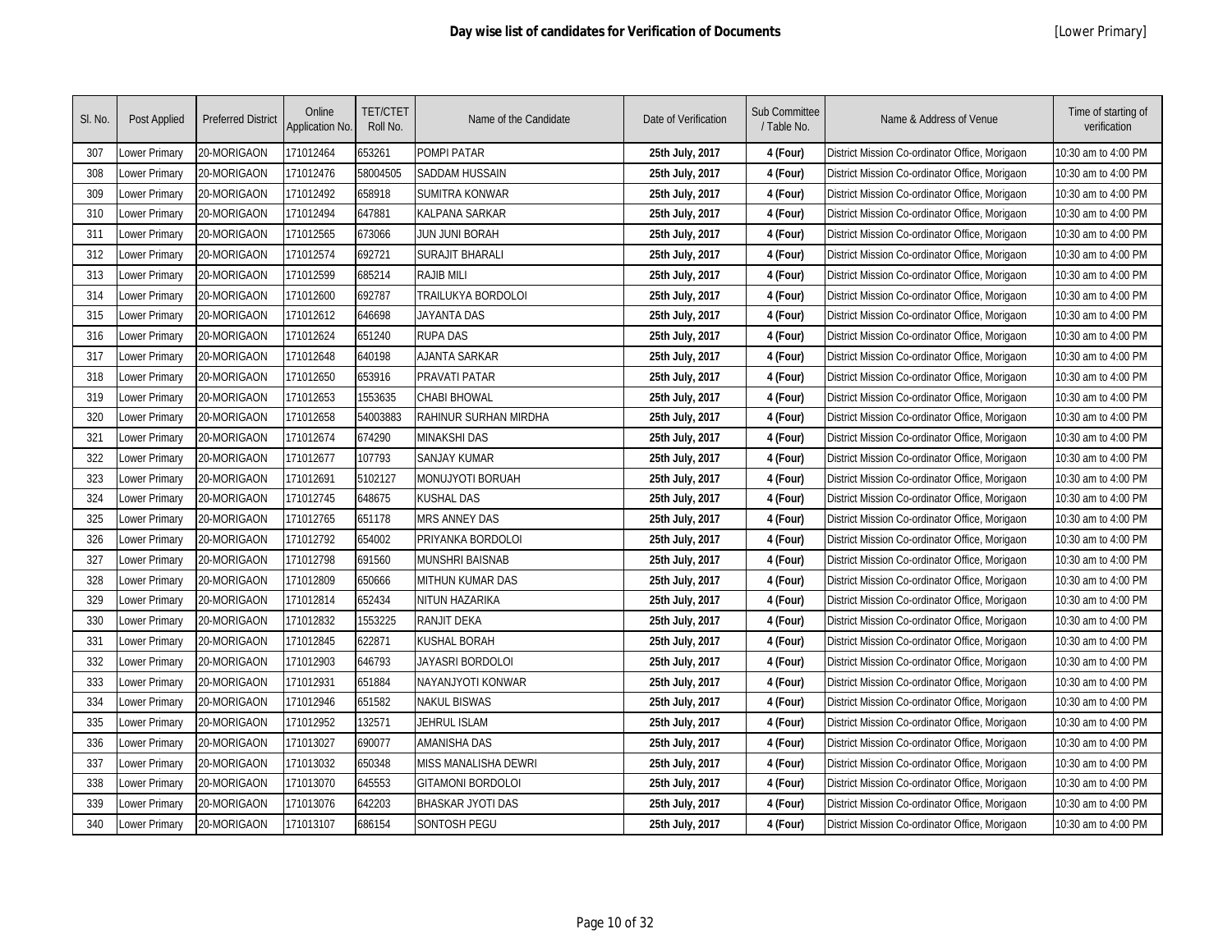# Day wise list of candidates for Verification of Documents

[Lower Primary]

| Sl. No. | Post Applied | Preferred District | Online Application No. | TET/CTET Roll No. | Name of the Candidate | Date of Verification | Sub Committee / Table No. | Name & Address of Venue | Time of starting of verification |
|---|---|---|---|---|---|---|---|---|---|
| 307 | Lower Primary | 20-MORIGAON | 171012464 | 653261 | POMPI PATAR | 25th July, 2017 | 4 (Four) | District Mission Co-ordinator Office, Morigaon | 10:30 am to 4:00 PM |
| 308 | Lower Primary | 20-MORIGAON | 171012476 | 58004505 | SADDAM HUSSAIN | 25th July, 2017 | 4 (Four) | District Mission Co-ordinator Office, Morigaon | 10:30 am to 4:00 PM |
| 309 | Lower Primary | 20-MORIGAON | 171012492 | 658918 | SUMITRA KONWAR | 25th July, 2017 | 4 (Four) | District Mission Co-ordinator Office, Morigaon | 10:30 am to 4:00 PM |
| 310 | Lower Primary | 20-MORIGAON | 171012494 | 647881 | KALPANA SARKAR | 25th July, 2017 | 4 (Four) | District Mission Co-ordinator Office, Morigaon | 10:30 am to 4:00 PM |
| 311 | Lower Primary | 20-MORIGAON | 171012565 | 673066 | JUN JUNI BORAH | 25th July, 2017 | 4 (Four) | District Mission Co-ordinator Office, Morigaon | 10:30 am to 4:00 PM |
| 312 | Lower Primary | 20-MORIGAON | 171012574 | 692721 | SURAJIT BHARALI | 25th July, 2017 | 4 (Four) | District Mission Co-ordinator Office, Morigaon | 10:30 am to 4:00 PM |
| 313 | Lower Primary | 20-MORIGAON | 171012599 | 685214 | RAJIB MILI | 25th July, 2017 | 4 (Four) | District Mission Co-ordinator Office, Morigaon | 10:30 am to 4:00 PM |
| 314 | Lower Primary | 20-MORIGAON | 171012600 | 692787 | TRAILUKYA BORDOLOI | 25th July, 2017 | 4 (Four) | District Mission Co-ordinator Office, Morigaon | 10:30 am to 4:00 PM |
| 315 | Lower Primary | 20-MORIGAON | 171012612 | 646698 | JAYANTA DAS | 25th July, 2017 | 4 (Four) | District Mission Co-ordinator Office, Morigaon | 10:30 am to 4:00 PM |
| 316 | Lower Primary | 20-MORIGAON | 171012624 | 651240 | RUPA DAS | 25th July, 2017 | 4 (Four) | District Mission Co-ordinator Office, Morigaon | 10:30 am to 4:00 PM |
| 317 | Lower Primary | 20-MORIGAON | 171012648 | 640198 | AJANTA SARKAR | 25th July, 2017 | 4 (Four) | District Mission Co-ordinator Office, Morigaon | 10:30 am to 4:00 PM |
| 318 | Lower Primary | 20-MORIGAON | 171012650 | 653916 | PRAVATI PATAR | 25th July, 2017 | 4 (Four) | District Mission Co-ordinator Office, Morigaon | 10:30 am to 4:00 PM |
| 319 | Lower Primary | 20-MORIGAON | 171012653 | 1553635 | CHABI BHOWAL | 25th July, 2017 | 4 (Four) | District Mission Co-ordinator Office, Morigaon | 10:30 am to 4:00 PM |
| 320 | Lower Primary | 20-MORIGAON | 171012658 | 54003883 | RAHINUR SURHAN MIRDHA | 25th July, 2017 | 4 (Four) | District Mission Co-ordinator Office, Morigaon | 10:30 am to 4:00 PM |
| 321 | Lower Primary | 20-MORIGAON | 171012674 | 674290 | MINAKSHI DAS | 25th July, 2017 | 4 (Four) | District Mission Co-ordinator Office, Morigaon | 10:30 am to 4:00 PM |
| 322 | Lower Primary | 20-MORIGAON | 171012677 | 107793 | SANJAY KUMAR | 25th July, 2017 | 4 (Four) | District Mission Co-ordinator Office, Morigaon | 10:30 am to 4:00 PM |
| 323 | Lower Primary | 20-MORIGAON | 171012691 | 5102127 | MONUJYOTI BORUAH | 25th July, 2017 | 4 (Four) | District Mission Co-ordinator Office, Morigaon | 10:30 am to 4:00 PM |
| 324 | Lower Primary | 20-MORIGAON | 171012745 | 648675 | KUSHAL DAS | 25th July, 2017 | 4 (Four) | District Mission Co-ordinator Office, Morigaon | 10:30 am to 4:00 PM |
| 325 | Lower Primary | 20-MORIGAON | 171012765 | 651178 | MRS ANNEY DAS | 25th July, 2017 | 4 (Four) | District Mission Co-ordinator Office, Morigaon | 10:30 am to 4:00 PM |
| 326 | Lower Primary | 20-MORIGAON | 171012792 | 654002 | PRIYANKA BORDOLOI | 25th July, 2017 | 4 (Four) | District Mission Co-ordinator Office, Morigaon | 10:30 am to 4:00 PM |
| 327 | Lower Primary | 20-MORIGAON | 171012798 | 691560 | MUNSHRI BAISNAB | 25th July, 2017 | 4 (Four) | District Mission Co-ordinator Office, Morigaon | 10:30 am to 4:00 PM |
| 328 | Lower Primary | 20-MORIGAON | 171012809 | 650666 | MITHUN KUMAR DAS | 25th July, 2017 | 4 (Four) | District Mission Co-ordinator Office, Morigaon | 10:30 am to 4:00 PM |
| 329 | Lower Primary | 20-MORIGAON | 171012814 | 652434 | NITUN HAZARIKA | 25th July, 2017 | 4 (Four) | District Mission Co-ordinator Office, Morigaon | 10:30 am to 4:00 PM |
| 330 | Lower Primary | 20-MORIGAON | 171012832 | 1553225 | RANJIT DEKA | 25th July, 2017 | 4 (Four) | District Mission Co-ordinator Office, Morigaon | 10:30 am to 4:00 PM |
| 331 | Lower Primary | 20-MORIGAON | 171012845 | 622871 | KUSHAL BORAH | 25th July, 2017 | 4 (Four) | District Mission Co-ordinator Office, Morigaon | 10:30 am to 4:00 PM |
| 332 | Lower Primary | 20-MORIGAON | 171012903 | 646793 | JAYASRI BORDOLOI | 25th July, 2017 | 4 (Four) | District Mission Co-ordinator Office, Morigaon | 10:30 am to 4:00 PM |
| 333 | Lower Primary | 20-MORIGAON | 171012931 | 651884 | NAYANJYOTI KONWAR | 25th July, 2017 | 4 (Four) | District Mission Co-ordinator Office, Morigaon | 10:30 am to 4:00 PM |
| 334 | Lower Primary | 20-MORIGAON | 171012946 | 651582 | NAKUL BISWAS | 25th July, 2017 | 4 (Four) | District Mission Co-ordinator Office, Morigaon | 10:30 am to 4:00 PM |
| 335 | Lower Primary | 20-MORIGAON | 171012952 | 132571 | JEHRUL ISLAM | 25th July, 2017 | 4 (Four) | District Mission Co-ordinator Office, Morigaon | 10:30 am to 4:00 PM |
| 336 | Lower Primary | 20-MORIGAON | 171013027 | 690077 | AMANISHA DAS | 25th July, 2017 | 4 (Four) | District Mission Co-ordinator Office, Morigaon | 10:30 am to 4:00 PM |
| 337 | Lower Primary | 20-MORIGAON | 171013032 | 650348 | MISS MANALISHA DEWRI | 25th July, 2017 | 4 (Four) | District Mission Co-ordinator Office, Morigaon | 10:30 am to 4:00 PM |
| 338 | Lower Primary | 20-MORIGAON | 171013070 | 645553 | GITAMONI BORDOLOI | 25th July, 2017 | 4 (Four) | District Mission Co-ordinator Office, Morigaon | 10:30 am to 4:00 PM |
| 339 | Lower Primary | 20-MORIGAON | 171013076 | 642203 | BHASKAR JYOTI DAS | 25th July, 2017 | 4 (Four) | District Mission Co-ordinator Office, Morigaon | 10:30 am to 4:00 PM |
| 340 | Lower Primary | 20-MORIGAON | 171013107 | 686154 | SONTOSH PEGU | 25th July, 2017 | 4 (Four) | District Mission Co-ordinator Office, Morigaon | 10:30 am to 4:00 PM |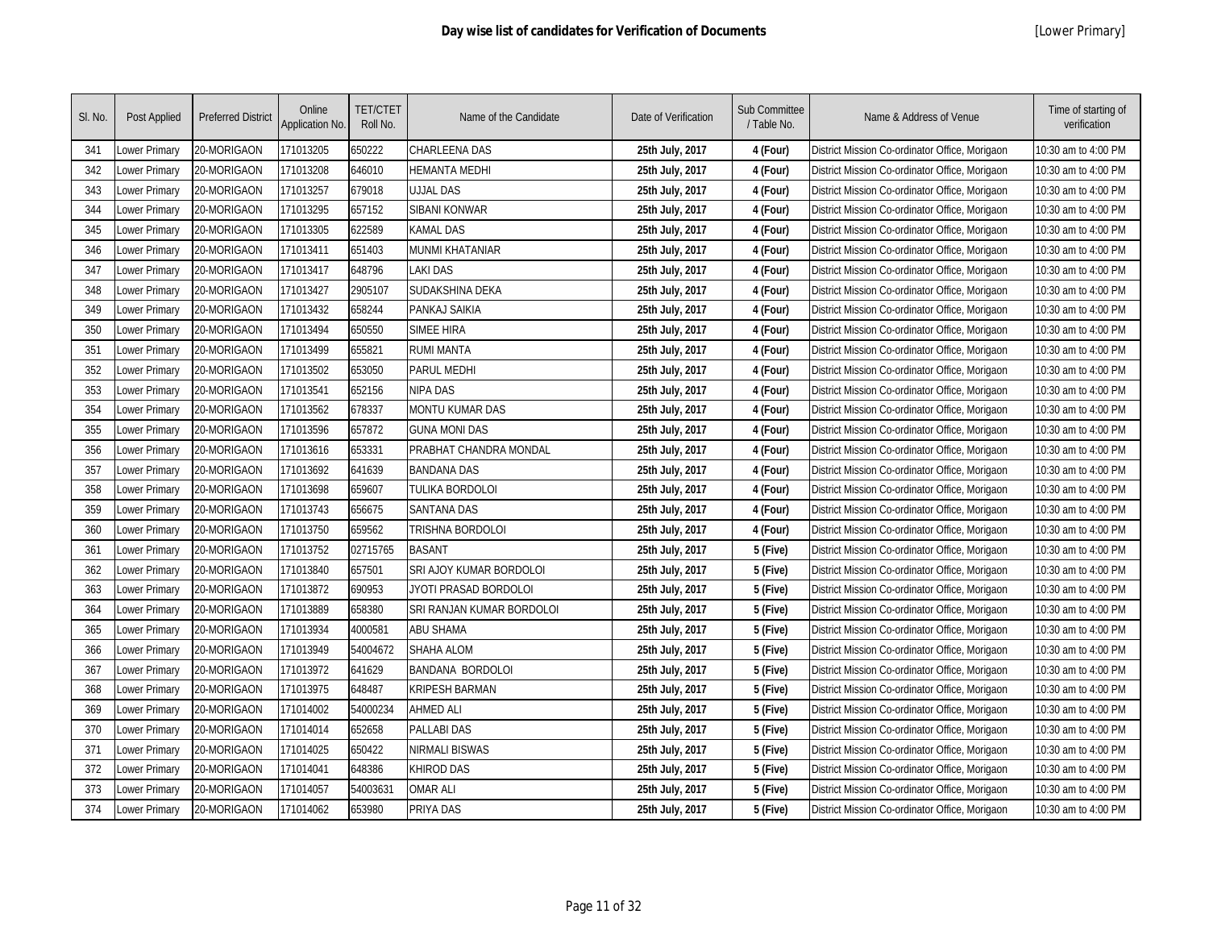# Day wise list of candidates for Verification of Documents

[Lower Primary]

| Sl. No. | Post Applied | Preferred District | Online Application No. | TET/CTET Roll No. | Name of the Candidate | Date of Verification | Sub Committee / Table No. | Name & Address of Venue | Time of starting of verification |
|---|---|---|---|---|---|---|---|---|---|
| 341 | Lower Primary | 20-MORIGAON | 171013205 | 650222 | CHARLEENA DAS | **25th July, 2017** | **4 (Four)** | District Mission Co-ordinator Office, Morigaon | 10:30 am to 4:00 PM |
| 342 | Lower Primary | 20-MORIGAON | 171013208 | 646010 | HEMANTA MEDHI | **25th July, 2017** | **4 (Four)** | District Mission Co-ordinator Office, Morigaon | 10:30 am to 4:00 PM |
| 343 | Lower Primary | 20-MORIGAON | 171013257 | 679018 | UJJAL DAS | **25th July, 2017** | **4 (Four)** | District Mission Co-ordinator Office, Morigaon | 10:30 am to 4:00 PM |
| 344 | Lower Primary | 20-MORIGAON | 171013295 | 657152 | SIBANI KONWAR | **25th July, 2017** | **4 (Four)** | District Mission Co-ordinator Office, Morigaon | 10:30 am to 4:00 PM |
| 345 | Lower Primary | 20-MORIGAON | 171013305 | 622589 | KAMAL DAS | **25th July, 2017** | **4 (Four)** | District Mission Co-ordinator Office, Morigaon | 10:30 am to 4:00 PM |
| 346 | Lower Primary | 20-MORIGAON | 171013411 | 651403 | MUNMI KHATANIAR | **25th July, 2017** | **4 (Four)** | District Mission Co-ordinator Office, Morigaon | 10:30 am to 4:00 PM |
| 347 | Lower Primary | 20-MORIGAON | 171013417 | 648796 | LAKI DAS | **25th July, 2017** | **4 (Four)** | District Mission Co-ordinator Office, Morigaon | 10:30 am to 4:00 PM |
| 348 | Lower Primary | 20-MORIGAON | 171013427 | 2905107 | SUDAKSHINA DEKA | **25th July, 2017** | **4 (Four)** | District Mission Co-ordinator Office, Morigaon | 10:30 am to 4:00 PM |
| 349 | Lower Primary | 20-MORIGAON | 171013432 | 658244 | PANKAJ SAIKIA | **25th July, 2017** | **4 (Four)** | District Mission Co-ordinator Office, Morigaon | 10:30 am to 4:00 PM |
| 350 | Lower Primary | 20-MORIGAON | 171013494 | 650550 | SIMEE HIRA | **25th July, 2017** | **4 (Four)** | District Mission Co-ordinator Office, Morigaon | 10:30 am to 4:00 PM |
| 351 | Lower Primary | 20-MORIGAON | 171013499 | 655821 | RUMI MANTA | **25th July, 2017** | **4 (Four)** | District Mission Co-ordinator Office, Morigaon | 10:30 am to 4:00 PM |
| 352 | Lower Primary | 20-MORIGAON | 171013502 | 653050 | PARUL MEDHI | **25th July, 2017** | **4 (Four)** | District Mission Co-ordinator Office, Morigaon | 10:30 am to 4:00 PM |
| 353 | Lower Primary | 20-MORIGAON | 171013541 | 652156 | NIPA DAS | **25th July, 2017** | **4 (Four)** | District Mission Co-ordinator Office, Morigaon | 10:30 am to 4:00 PM |
| 354 | Lower Primary | 20-MORIGAON | 171013562 | 678337 | MONTU KUMAR DAS | **25th July, 2017** | **4 (Four)** | District Mission Co-ordinator Office, Morigaon | 10:30 am to 4:00 PM |
| 355 | Lower Primary | 20-MORIGAON | 171013596 | 657872 | GUNA MONI DAS | **25th July, 2017** | **4 (Four)** | District Mission Co-ordinator Office, Morigaon | 10:30 am to 4:00 PM |
| 356 | Lower Primary | 20-MORIGAON | 171013616 | 653331 | PRABHAT CHANDRA MONDAL | **25th July, 2017** | **4 (Four)** | District Mission Co-ordinator Office, Morigaon | 10:30 am to 4:00 PM |
| 357 | Lower Primary | 20-MORIGAON | 171013692 | 641639 | BANDANA DAS | **25th July, 2017** | **4 (Four)** | District Mission Co-ordinator Office, Morigaon | 10:30 am to 4:00 PM |
| 358 | Lower Primary | 20-MORIGAON | 171013698 | 659607 | TULIKA BORDOLOI | **25th July, 2017** | **4 (Four)** | District Mission Co-ordinator Office, Morigaon | 10:30 am to 4:00 PM |
| 359 | Lower Primary | 20-MORIGAON | 171013743 | 656675 | SANTANA DAS | **25th July, 2017** | **4 (Four)** | District Mission Co-ordinator Office, Morigaon | 10:30 am to 4:00 PM |
| 360 | Lower Primary | 20-MORIGAON | 171013750 | 659562 | TRISHNA BORDOLOI | **25th July, 2017** | **4 (Four)** | District Mission Co-ordinator Office, Morigaon | 10:30 am to 4:00 PM |
| 361 | Lower Primary | 20-MORIGAON | 171013752 | 02715765 | BASANT | **25th July, 2017** | **5 (Five)** | District Mission Co-ordinator Office, Morigaon | 10:30 am to 4:00 PM |
| 362 | Lower Primary | 20-MORIGAON | 171013840 | 657501 | SRI AJOY KUMAR BORDOLOI | **25th July, 2017** | **5 (Five)** | District Mission Co-ordinator Office, Morigaon | 10:30 am to 4:00 PM |
| 363 | Lower Primary | 20-MORIGAON | 171013872 | 690953 | JYOTI PRASAD BORDOLOI | **25th July, 2017** | **5 (Five)** | District Mission Co-ordinator Office, Morigaon | 10:30 am to 4:00 PM |
| 364 | Lower Primary | 20-MORIGAON | 171013889 | 658380 | SRI RANJAN KUMAR BORDOLOI | **25th July, 2017** | **5 (Five)** | District Mission Co-ordinator Office, Morigaon | 10:30 am to 4:00 PM |
| 365 | Lower Primary | 20-MORIGAON | 171013934 | 4000581 | ABU SHAMA | **25th July, 2017** | **5 (Five)** | District Mission Co-ordinator Office, Morigaon | 10:30 am to 4:00 PM |
| 366 | Lower Primary | 20-MORIGAON | 171013949 | 54004672 | SHAHA ALOM | **25th July, 2017** | **5 (Five)** | District Mission Co-ordinator Office, Morigaon | 10:30 am to 4:00 PM |
| 367 | Lower Primary | 20-MORIGAON | 171013972 | 641629 | BANDANA BORDOLOI | **25th July, 2017** | **5 (Five)** | District Mission Co-ordinator Office, Morigaon | 10:30 am to 4:00 PM |
| 368 | Lower Primary | 20-MORIGAON | 171013975 | 648487 | KRIPESH BARMAN | **25th July, 2017** | **5 (Five)** | District Mission Co-ordinator Office, Morigaon | 10:30 am to 4:00 PM |
| 369 | Lower Primary | 20-MORIGAON | 171014002 | 54000234 | AHMED ALI | **25th July, 2017** | **5 (Five)** | District Mission Co-ordinator Office, Morigaon | 10:30 am to 4:00 PM |
| 370 | Lower Primary | 20-MORIGAON | 171014014 | 652658 | PALLABI DAS | **25th July, 2017** | **5 (Five)** | District Mission Co-ordinator Office, Morigaon | 10:30 am to 4:00 PM |
| 371 | Lower Primary | 20-MORIGAON | 171014025 | 650422 | NIRMALI BISWAS | **25th July, 2017** | **5 (Five)** | District Mission Co-ordinator Office, Morigaon | 10:30 am to 4:00 PM |
| 372 | Lower Primary | 20-MORIGAON | 171014041 | 648386 | KHIROD DAS | **25th July, 2017** | **5 (Five)** | District Mission Co-ordinator Office, Morigaon | 10:30 am to 4:00 PM |
| 373 | Lower Primary | 20-MORIGAON | 171014057 | 54003631 | OMAR ALI | **25th July, 2017** | **5 (Five)** | District Mission Co-ordinator Office, Morigaon | 10:30 am to 4:00 PM |
| 374 | Lower Primary | 20-MORIGAON | 171014062 | 653980 | PRIYA DAS | **25th July, 2017** | **5 (Five)** | District Mission Co-ordinator Office, Morigaon | 10:30 am to 4:00 PM |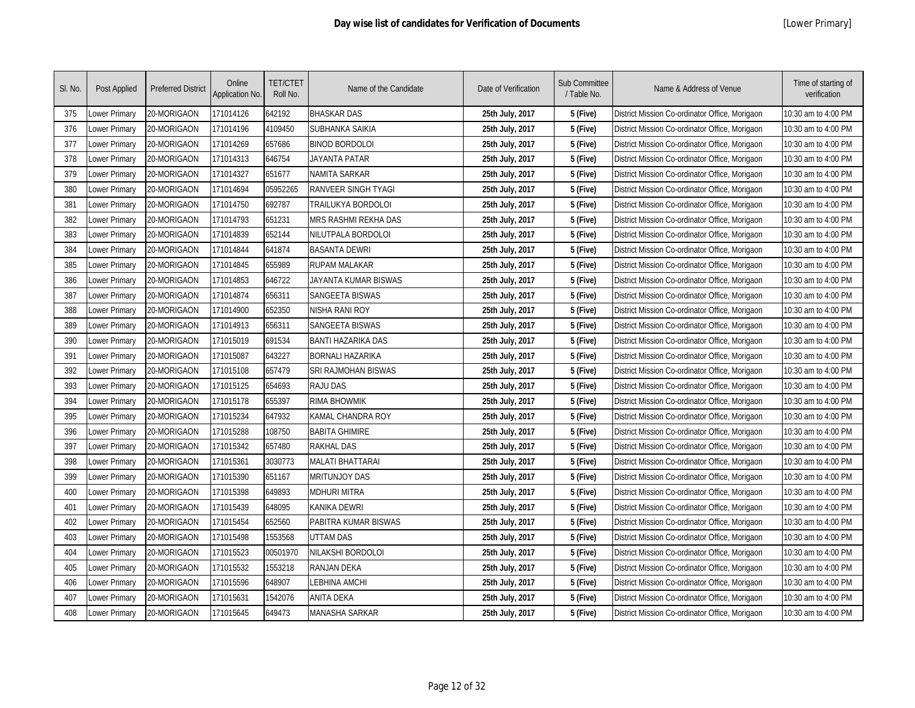# Day wise list of candidates for Verification of Documents

[Lower Primary]

| Sl. No. | Post Applied | Preferred District | Online Application No. | TET/CTET Roll No. | Name of the Candidate | Date of Verification | Sub Committee / Table No. | Name & Address of Venue | Time of starting of verification |
|---|---|---|---|---|---|---|---|---|---|
| 375 | Lower Primary | 20-MORIGAON | 171014126 | 642192 | BHASKAR DAS | **25th July, 2017** | **5 (Five)** | District Mission Co-ordinator Office, Morigaon | 10:30 am to 4:00 PM |
| 376 | Lower Primary | 20-MORIGAON | 171014196 | 4109450 | SUBHANKA SAIKIA | **25th July, 2017** | **5 (Five)** | District Mission Co-ordinator Office, Morigaon | 10:30 am to 4:00 PM |
| 377 | Lower Primary | 20-MORIGAON | 171014269 | 657686 | BINOD BORDOLOI | **25th July, 2017** | **5 (Five)** | District Mission Co-ordinator Office, Morigaon | 10:30 am to 4:00 PM |
| 378 | Lower Primary | 20-MORIGAON | 171014313 | 646754 | JAYANTA PATAR | **25th July, 2017** | **5 (Five)** | District Mission Co-ordinator Office, Morigaon | 10:30 am to 4:00 PM |
| 379 | Lower Primary | 20-MORIGAON | 171014327 | 651677 | NAMITA SARKAR | **25th July, 2017** | **5 (Five)** | District Mission Co-ordinator Office, Morigaon | 10:30 am to 4:00 PM |
| 380 | Lower Primary | 20-MORIGAON | 171014694 | 05952265 | RANVEER SINGH TYAGI | **25th July, 2017** | **5 (Five)** | District Mission Co-ordinator Office, Morigaon | 10:30 am to 4:00 PM |
| 381 | Lower Primary | 20-MORIGAON | 171014750 | 692787 | TRAILUKYA BORDOLOI | **25th July, 2017** | **5 (Five)** | District Mission Co-ordinator Office, Morigaon | 10:30 am to 4:00 PM |
| 382 | Lower Primary | 20-MORIGAON | 171014793 | 651231 | MRS RASHMI REKHA DAS | **25th July, 2017** | **5 (Five)** | District Mission Co-ordinator Office, Morigaon | 10:30 am to 4:00 PM |
| 383 | Lower Primary | 20-MORIGAON | 171014839 | 652144 | NILUTPALA BORDOLOI | **25th July, 2017** | **5 (Five)** | District Mission Co-ordinator Office, Morigaon | 10:30 am to 4:00 PM |
| 384 | Lower Primary | 20-MORIGAON | 171014844 | 641874 | BASANTA DEWRI | **25th July, 2017** | **5 (Five)** | District Mission Co-ordinator Office, Morigaon | 10:30 am to 4:00 PM |
| 385 | Lower Primary | 20-MORIGAON | 171014845 | 655989 | RUPAM MALAKAR | **25th July, 2017** | **5 (Five)** | District Mission Co-ordinator Office, Morigaon | 10:30 am to 4:00 PM |
| 386 | Lower Primary | 20-MORIGAON | 171014853 | 646722 | JAYANTA KUMAR BISWAS | **25th July, 2017** | **5 (Five)** | District Mission Co-ordinator Office, Morigaon | 10:30 am to 4:00 PM |
| 387 | Lower Primary | 20-MORIGAON | 171014874 | 656311 | SANGEETA BISWAS | **25th July, 2017** | **5 (Five)** | District Mission Co-ordinator Office, Morigaon | 10:30 am to 4:00 PM |
| 388 | Lower Primary | 20-MORIGAON | 171014900 | 652350 | NISHA RANI ROY | **25th July, 2017** | **5 (Five)** | District Mission Co-ordinator Office, Morigaon | 10:30 am to 4:00 PM |
| 389 | Lower Primary | 20-MORIGAON | 171014913 | 656311 | SANGEETA BISWAS | **25th July, 2017** | **5 (Five)** | District Mission Co-ordinator Office, Morigaon | 10:30 am to 4:00 PM |
| 390 | Lower Primary | 20-MORIGAON | 171015019 | 691534 | BANTI HAZARIKA DAS | **25th July, 2017** | **5 (Five)** | District Mission Co-ordinator Office, Morigaon | 10:30 am to 4:00 PM |
| 391 | Lower Primary | 20-MORIGAON | 171015087 | 643227 | BORNALI HAZARIKA | **25th July, 2017** | **5 (Five)** | District Mission Co-ordinator Office, Morigaon | 10:30 am to 4:00 PM |
| 392 | Lower Primary | 20-MORIGAON | 171015108 | 657479 | SRI RAJMOHAN BISWAS | **25th July, 2017** | **5 (Five)** | District Mission Co-ordinator Office, Morigaon | 10:30 am to 4:00 PM |
| 393 | Lower Primary | 20-MORIGAON | 171015125 | 654693 | RAJU DAS | **25th July, 2017** | **5 (Five)** | District Mission Co-ordinator Office, Morigaon | 10:30 am to 4:00 PM |
| 394 | Lower Primary | 20-MORIGAON | 171015178 | 655397 | RIMA BHOWMIK | **25th July, 2017** | **5 (Five)** | District Mission Co-ordinator Office, Morigaon | 10:30 am to 4:00 PM |
| 395 | Lower Primary | 20-MORIGAON | 171015234 | 647932 | KAMAL CHANDRA ROY | **25th July, 2017** | **5 (Five)** | District Mission Co-ordinator Office, Morigaon | 10:30 am to 4:00 PM |
| 396 | Lower Primary | 20-MORIGAON | 171015288 | 108750 | BABITA GHIMIRE | **25th July, 2017** | **5 (Five)** | District Mission Co-ordinator Office, Morigaon | 10:30 am to 4:00 PM |
| 397 | Lower Primary | 20-MORIGAON | 171015342 | 657480 | RAKHAL DAS | **25th July, 2017** | **5 (Five)** | District Mission Co-ordinator Office, Morigaon | 10:30 am to 4:00 PM |
| 398 | Lower Primary | 20-MORIGAON | 171015361 | 3030773 | MALATI BHATTARAI | **25th July, 2017** | **5 (Five)** | District Mission Co-ordinator Office, Morigaon | 10:30 am to 4:00 PM |
| 399 | Lower Primary | 20-MORIGAON | 171015390 | 651167 | MRITUNJOY DAS | **25th July, 2017** | **5 (Five)** | District Mission Co-ordinator Office, Morigaon | 10:30 am to 4:00 PM |
| 400 | Lower Primary | 20-MORIGAON | 171015398 | 649893 | MDHURI MITRA | **25th July, 2017** | **5 (Five)** | District Mission Co-ordinator Office, Morigaon | 10:30 am to 4:00 PM |
| 401 | Lower Primary | 20-MORIGAON | 171015439 | 648095 | KANIKA DEWRI | **25th July, 2017** | **5 (Five)** | District Mission Co-ordinator Office, Morigaon | 10:30 am to 4:00 PM |
| 402 | Lower Primary | 20-MORIGAON | 171015454 | 652560 | PABITRA KUMAR BISWAS | **25th July, 2017** | **5 (Five)** | District Mission Co-ordinator Office, Morigaon | 10:30 am to 4:00 PM |
| 403 | Lower Primary | 20-MORIGAON | 171015498 | 1553568 | UTTAM DAS | **25th July, 2017** | **5 (Five)** | District Mission Co-ordinator Office, Morigaon | 10:30 am to 4:00 PM |
| 404 | Lower Primary | 20-MORIGAON | 171015523 | 00501970 | NILAKSHI BORDOLOI | **25th July, 2017** | **5 (Five)** | District Mission Co-ordinator Office, Morigaon | 10:30 am to 4:00 PM |
| 405 | Lower Primary | 20-MORIGAON | 171015532 | 1553218 | RANJAN DEKA | **25th July, 2017** | **5 (Five)** | District Mission Co-ordinator Office, Morigaon | 10:30 am to 4:00 PM |
| 406 | Lower Primary | 20-MORIGAON | 171015596 | 648907 | LEBHINA AMCHI | **25th July, 2017** | **5 (Five)** | District Mission Co-ordinator Office, Morigaon | 10:30 am to 4:00 PM |
| 407 | Lower Primary | 20-MORIGAON | 171015631 | 1542076 | ANITA DEKA | **25th July, 2017** | **5 (Five)** | District Mission Co-ordinator Office, Morigaon | 10:30 am to 4:00 PM |
| 408 | Lower Primary | 20-MORIGAON | 171015645 | 649473 | MANASHA SARKAR | **25th July, 2017** | **5 (Five)** | District Mission Co-ordinator Office, Morigaon | 10:30 am to 4:00 PM |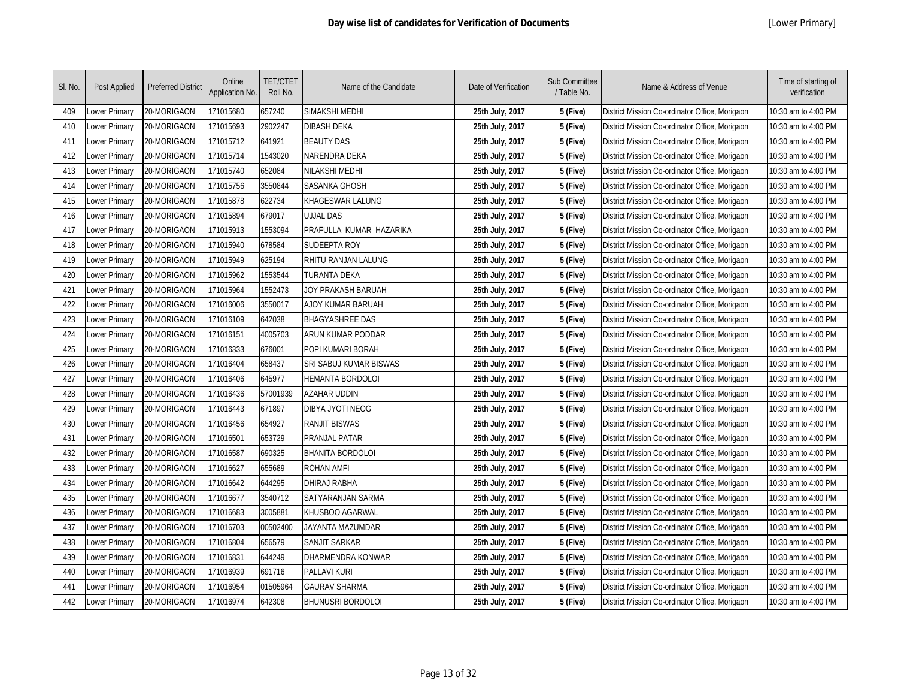# Day wise list of candidates for Verification of Documents

[Lower Primary]

| Sl. No. | Post Applied | Preferred District | Online Application No. | TET/CTET Roll No. | Name of the Candidate | Date of Verification | Sub Committee / Table No. | Name & Address of Venue | Time of starting of verification |
|---|---|---|---|---|---|---|---|---|---|
| 409 | Lower Primary | 20-MORIGAON | 171015680 | 657240 | SIMAKSHI MEDHI | **25th July, 2017** | **5 (Five)** | District Mission Co-ordinator Office, Morigaon | 10:30 am to 4:00 PM |
| 410 | Lower Primary | 20-MORIGAON | 171015693 | 2902247 | DIBASH DEKA | **25th July, 2017** | **5 (Five)** | District Mission Co-ordinator Office, Morigaon | 10:30 am to 4:00 PM |
| 411 | Lower Primary | 20-MORIGAON | 171015712 | 641921 | BEAUTY DAS | **25th July, 2017** | **5 (Five)** | District Mission Co-ordinator Office, Morigaon | 10:30 am to 4:00 PM |
| 412 | Lower Primary | 20-MORIGAON | 171015714 | 1543020 | NARENDRA DEKA | **25th July, 2017** | **5 (Five)** | District Mission Co-ordinator Office, Morigaon | 10:30 am to 4:00 PM |
| 413 | Lower Primary | 20-MORIGAON | 171015740 | 652084 | NILAKSHI MEDHI | **25th July, 2017** | **5 (Five)** | District Mission Co-ordinator Office, Morigaon | 10:30 am to 4:00 PM |
| 414 | Lower Primary | 20-MORIGAON | 171015756 | 3550844 | SASANKA GHOSH | **25th July, 2017** | **5 (Five)** | District Mission Co-ordinator Office, Morigaon | 10:30 am to 4:00 PM |
| 415 | Lower Primary | 20-MORIGAON | 171015878 | 622734 | KHAGESWAR LALUNG | **25th July, 2017** | **5 (Five)** | District Mission Co-ordinator Office, Morigaon | 10:30 am to 4:00 PM |
| 416 | Lower Primary | 20-MORIGAON | 171015894 | 679017 | UJJAL DAS | **25th July, 2017** | **5 (Five)** | District Mission Co-ordinator Office, Morigaon | 10:30 am to 4:00 PM |
| 417 | Lower Primary | 20-MORIGAON | 171015913 | 1553094 | PRAFULLA KUMAR HAZARIKA | **25th July, 2017** | **5 (Five)** | District Mission Co-ordinator Office, Morigaon | 10:30 am to 4:00 PM |
| 418 | Lower Primary | 20-MORIGAON | 171015940 | 678584 | SUDEEPTA ROY | **25th July, 2017** | **5 (Five)** | District Mission Co-ordinator Office, Morigaon | 10:30 am to 4:00 PM |
| 419 | Lower Primary | 20-MORIGAON | 171015949 | 625194 | RHITU RANJAN LALUNG | **25th July, 2017** | **5 (Five)** | District Mission Co-ordinator Office, Morigaon | 10:30 am to 4:00 PM |
| 420 | Lower Primary | 20-MORIGAON | 171015962 | 1553544 | TURANTA DEKA | **25th July, 2017** | **5 (Five)** | District Mission Co-ordinator Office, Morigaon | 10:30 am to 4:00 PM |
| 421 | Lower Primary | 20-MORIGAON | 171015964 | 1552473 | JOY PRAKASH BARUAH | **25th July, 2017** | **5 (Five)** | District Mission Co-ordinator Office, Morigaon | 10:30 am to 4:00 PM |
| 422 | Lower Primary | 20-MORIGAON | 171016006 | 3550017 | AJOY KUMAR BARUAH | **25th July, 2017** | **5 (Five)** | District Mission Co-ordinator Office, Morigaon | 10:30 am to 4:00 PM |
| 423 | Lower Primary | 20-MORIGAON | 171016109 | 642038 | BHAGYASHREE DAS | **25th July, 2017** | **5 (Five)** | District Mission Co-ordinator Office, Morigaon | 10:30 am to 4:00 PM |
| 424 | Lower Primary | 20-MORIGAON | 171016151 | 4005703 | ARUN KUMAR PODDAR | **25th July, 2017** | **5 (Five)** | District Mission Co-ordinator Office, Morigaon | 10:30 am to 4:00 PM |
| 425 | Lower Primary | 20-MORIGAON | 171016333 | 676001 | POPI KUMARI BORAH | **25th July, 2017** | **5 (Five)** | District Mission Co-ordinator Office, Morigaon | 10:30 am to 4:00 PM |
| 426 | Lower Primary | 20-MORIGAON | 171016404 | 658437 | SRI SABUJ KUMAR BISWAS | **25th July, 2017** | **5 (Five)** | District Mission Co-ordinator Office, Morigaon | 10:30 am to 4:00 PM |
| 427 | Lower Primary | 20-MORIGAON | 171016406 | 645977 | HEMANTA BORDOLOI | **25th July, 2017** | **5 (Five)** | District Mission Co-ordinator Office, Morigaon | 10:30 am to 4:00 PM |
| 428 | Lower Primary | 20-MORIGAON | 171016436 | 57001939 | AZAHAR UDDIN | **25th July, 2017** | **5 (Five)** | District Mission Co-ordinator Office, Morigaon | 10:30 am to 4:00 PM |
| 429 | Lower Primary | 20-MORIGAON | 171016443 | 671897 | DIBYA JYOTI NEOG | **25th July, 2017** | **5 (Five)** | District Mission Co-ordinator Office, Morigaon | 10:30 am to 4:00 PM |
| 430 | Lower Primary | 20-MORIGAON | 171016456 | 654927 | RANJIT BISWAS | **25th July, 2017** | **5 (Five)** | District Mission Co-ordinator Office, Morigaon | 10:30 am to 4:00 PM |
| 431 | Lower Primary | 20-MORIGAON | 171016501 | 653729 | PRANJAL PATAR | **25th July, 2017** | **5 (Five)** | District Mission Co-ordinator Office, Morigaon | 10:30 am to 4:00 PM |
| 432 | Lower Primary | 20-MORIGAON | 171016587 | 690325 | BHANITA BORDOLOI | **25th July, 2017** | **5 (Five)** | District Mission Co-ordinator Office, Morigaon | 10:30 am to 4:00 PM |
| 433 | Lower Primary | 20-MORIGAON | 171016627 | 655689 | ROHAN AMFI | **25th July, 2017** | **5 (Five)** | District Mission Co-ordinator Office, Morigaon | 10:30 am to 4:00 PM |
| 434 | Lower Primary | 20-MORIGAON | 171016642 | 644295 | DHIRAJ RABHA | **25th July, 2017** | **5 (Five)** | District Mission Co-ordinator Office, Morigaon | 10:30 am to 4:00 PM |
| 435 | Lower Primary | 20-MORIGAON | 171016677 | 3540712 | SATYARANJAN SARMA | **25th July, 2017** | **5 (Five)** | District Mission Co-ordinator Office, Morigaon | 10:30 am to 4:00 PM |
| 436 | Lower Primary | 20-MORIGAON | 171016683 | 3005881 | KHUSBOO AGARWAL | **25th July, 2017** | **5 (Five)** | District Mission Co-ordinator Office, Morigaon | 10:30 am to 4:00 PM |
| 437 | Lower Primary | 20-MORIGAON | 171016703 | 00502400 | JAYANTA MAZUMDAR | **25th July, 2017** | **5 (Five)** | District Mission Co-ordinator Office, Morigaon | 10:30 am to 4:00 PM |
| 438 | Lower Primary | 20-MORIGAON | 171016804 | 656579 | SANJIT SARKAR | **25th July, 2017** | **5 (Five)** | District Mission Co-ordinator Office, Morigaon | 10:30 am to 4:00 PM |
| 439 | Lower Primary | 20-MORIGAON | 171016831 | 644249 | DHARMENDRA KONWAR | **25th July, 2017** | **5 (Five)** | District Mission Co-ordinator Office, Morigaon | 10:30 am to 4:00 PM |
| 440 | Lower Primary | 20-MORIGAON | 171016939 | 691716 | PALLAVI KURI | **25th July, 2017** | **5 (Five)** | District Mission Co-ordinator Office, Morigaon | 10:30 am to 4:00 PM |
| 441 | Lower Primary | 20-MORIGAON | 171016954 | 01505964 | GAURAV SHARMA | **25th July, 2017** | **5 (Five)** | District Mission Co-ordinator Office, Morigaon | 10:30 am to 4:00 PM |
| 442 | Lower Primary | 20-MORIGAON | 171016974 | 642308 | BHUNUSRI BORDOLOI | **25th July, 2017** | **5 (Five)** | District Mission Co-ordinator Office, Morigaon | 10:30 am to 4:00 PM |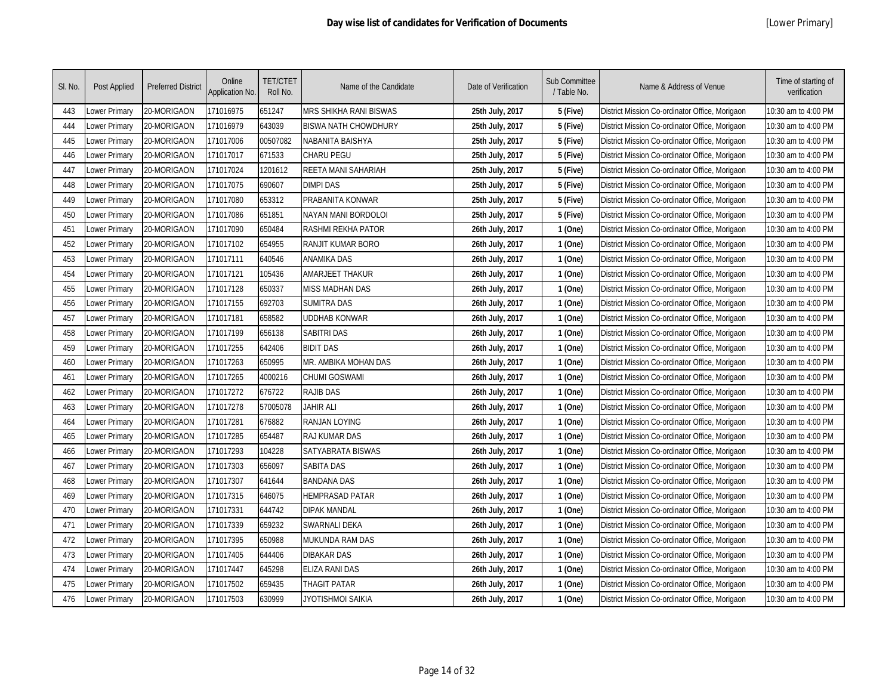## Day wise list of candidates for Verification of Documents

[Lower Primary]

| Sl. No. | Post Applied | Preferred District | Online Application No. | TET/CTET Roll No. | Name of the Candidate | Date of Verification | Sub Committee / Table No. | Name & Address of Venue | Time of starting of verification |
|---|---|---|---|---|---|---|---|---|---|
| 443 | Lower Primary | 20-MORIGAON | 171016975 | 651247 | MRS SHIKHA RANI BISWAS | **25th July, 2017** | **5 (Five)** | District Mission Co-ordinator Office, Morigaon | 10:30 am to 4:00 PM |
| 444 | Lower Primary | 20-MORIGAON | 171016979 | 643039 | BISWA NATH CHOWDHURY | **25th July, 2017** | **5 (Five)** | District Mission Co-ordinator Office, Morigaon | 10:30 am to 4:00 PM |
| 445 | Lower Primary | 20-MORIGAON | 171017006 | 00507082 | NABANITA BAISHYA | **25th July, 2017** | **5 (Five)** | District Mission Co-ordinator Office, Morigaon | 10:30 am to 4:00 PM |
| 446 | Lower Primary | 20-MORIGAON | 171017017 | 671533 | CHARU PEGU | **25th July, 2017** | **5 (Five)** | District Mission Co-ordinator Office, Morigaon | 10:30 am to 4:00 PM |
| 447 | Lower Primary | 20-MORIGAON | 171017024 | 1201612 | REETA MANI SAHARIAH | **25th July, 2017** | **5 (Five)** | District Mission Co-ordinator Office, Morigaon | 10:30 am to 4:00 PM |
| 448 | Lower Primary | 20-MORIGAON | 171017075 | 690607 | DIMPI DAS | **25th July, 2017** | **5 (Five)** | District Mission Co-ordinator Office, Morigaon | 10:30 am to 4:00 PM |
| 449 | Lower Primary | 20-MORIGAON | 171017080 | 653312 | PRABANITA KONWAR | **25th July, 2017** | **5 (Five)** | District Mission Co-ordinator Office, Morigaon | 10:30 am to 4:00 PM |
| 450 | Lower Primary | 20-MORIGAON | 171017086 | 651851 | NAYAN MANI BORDOLOI | **25th July, 2017** | **5 (Five)** | District Mission Co-ordinator Office, Morigaon | 10:30 am to 4:00 PM |
| 451 | Lower Primary | 20-MORIGAON | 171017090 | 650484 | RASHMI REKHA PATOR | **26th July, 2017** | **1 (One)** | District Mission Co-ordinator Office, Morigaon | 10:30 am to 4:00 PM |
| 452 | Lower Primary | 20-MORIGAON | 171017102 | 654955 | RANJIT KUMAR BORO | **26th July, 2017** | **1 (One)** | District Mission Co-ordinator Office, Morigaon | 10:30 am to 4:00 PM |
| 453 | Lower Primary | 20-MORIGAON | 171017111 | 640546 | ANAMIKA DAS | **26th July, 2017** | **1 (One)** | District Mission Co-ordinator Office, Morigaon | 10:30 am to 4:00 PM |
| 454 | Lower Primary | 20-MORIGAON | 171017121 | 105436 | AMARJEET THAKUR | **26th July, 2017** | **1 (One)** | District Mission Co-ordinator Office, Morigaon | 10:30 am to 4:00 PM |
| 455 | Lower Primary | 20-MORIGAON | 171017128 | 650337 | MISS MADHAN DAS | **26th July, 2017** | **1 (One)** | District Mission Co-ordinator Office, Morigaon | 10:30 am to 4:00 PM |
| 456 | Lower Primary | 20-MORIGAON | 171017155 | 692703 | SUMITRA DAS | **26th July, 2017** | **1 (One)** | District Mission Co-ordinator Office, Morigaon | 10:30 am to 4:00 PM |
| 457 | Lower Primary | 20-MORIGAON | 171017181 | 658582 | UDDHAB KONWAR | **26th July, 2017** | **1 (One)** | District Mission Co-ordinator Office, Morigaon | 10:30 am to 4:00 PM |
| 458 | Lower Primary | 20-MORIGAON | 171017199 | 656138 | SABITRI DAS | **26th July, 2017** | **1 (One)** | District Mission Co-ordinator Office, Morigaon | 10:30 am to 4:00 PM |
| 459 | Lower Primary | 20-MORIGAON | 171017255 | 642406 | BIDIT DAS | **26th July, 2017** | **1 (One)** | District Mission Co-ordinator Office, Morigaon | 10:30 am to 4:00 PM |
| 460 | Lower Primary | 20-MORIGAON | 171017263 | 650995 | MR. AMBIKA MOHAN DAS | **26th July, 2017** | **1 (One)** | District Mission Co-ordinator Office, Morigaon | 10:30 am to 4:00 PM |
| 461 | Lower Primary | 20-MORIGAON | 171017265 | 4000216 | CHUMI GOSWAMI | **26th July, 2017** | **1 (One)** | District Mission Co-ordinator Office, Morigaon | 10:30 am to 4:00 PM |
| 462 | Lower Primary | 20-MORIGAON | 171017272 | 676722 | RAJIB DAS | **26th July, 2017** | **1 (One)** | District Mission Co-ordinator Office, Morigaon | 10:30 am to 4:00 PM |
| 463 | Lower Primary | 20-MORIGAON | 171017278 | 57005078 | JAHIR ALI | **26th July, 2017** | **1 (One)** | District Mission Co-ordinator Office, Morigaon | 10:30 am to 4:00 PM |
| 464 | Lower Primary | 20-MORIGAON | 171017281 | 676882 | RANJAN LOYING | **26th July, 2017** | **1 (One)** | District Mission Co-ordinator Office, Morigaon | 10:30 am to 4:00 PM |
| 465 | Lower Primary | 20-MORIGAON | 171017285 | 654487 | RAJ KUMAR DAS | **26th July, 2017** | **1 (One)** | District Mission Co-ordinator Office, Morigaon | 10:30 am to 4:00 PM |
| 466 | Lower Primary | 20-MORIGAON | 171017293 | 104228 | SATYABRATA BISWAS | **26th July, 2017** | **1 (One)** | District Mission Co-ordinator Office, Morigaon | 10:30 am to 4:00 PM |
| 467 | Lower Primary | 20-MORIGAON | 171017303 | 656097 | SABITA DAS | **26th July, 2017** | **1 (One)** | District Mission Co-ordinator Office, Morigaon | 10:30 am to 4:00 PM |
| 468 | Lower Primary | 20-MORIGAON | 171017307 | 641644 | BANDANA DAS | **26th July, 2017** | **1 (One)** | District Mission Co-ordinator Office, Morigaon | 10:30 am to 4:00 PM |
| 469 | Lower Primary | 20-MORIGAON | 171017315 | 646075 | HEMPRASAD PATAR | **26th July, 2017** | **1 (One)** | District Mission Co-ordinator Office, Morigaon | 10:30 am to 4:00 PM |
| 470 | Lower Primary | 20-MORIGAON | 171017331 | 644742 | DIPAK MANDAL | **26th July, 2017** | **1 (One)** | District Mission Co-ordinator Office, Morigaon | 10:30 am to 4:00 PM |
| 471 | Lower Primary | 20-MORIGAON | 171017339 | 659232 | SWARNALI DEKA | **26th July, 2017** | **1 (One)** | District Mission Co-ordinator Office, Morigaon | 10:30 am to 4:00 PM |
| 472 | Lower Primary | 20-MORIGAON | 171017395 | 650988 | MUKUNDA RAM DAS | **26th July, 2017** | **1 (One)** | District Mission Co-ordinator Office, Morigaon | 10:30 am to 4:00 PM |
| 473 | Lower Primary | 20-MORIGAON | 171017405 | 644406 | DIBAKAR DAS | **26th July, 2017** | **1 (One)** | District Mission Co-ordinator Office, Morigaon | 10:30 am to 4:00 PM |
| 474 | Lower Primary | 20-MORIGAON | 171017447 | 645298 | ELIZA RANI DAS | **26th July, 2017** | **1 (One)** | District Mission Co-ordinator Office, Morigaon | 10:30 am to 4:00 PM |
| 475 | Lower Primary | 20-MORIGAON | 171017502 | 659435 | THAGIT PATAR | **26th July, 2017** | **1 (One)** | District Mission Co-ordinator Office, Morigaon | 10:30 am to 4:00 PM |
| 476 | Lower Primary | 20-MORIGAON | 171017503 | 630999 | JYOTISHMOI SAIKIA | **26th July, 2017** | **1 (One)** | District Mission Co-ordinator Office, Morigaon | 10:30 am to 4:00 PM |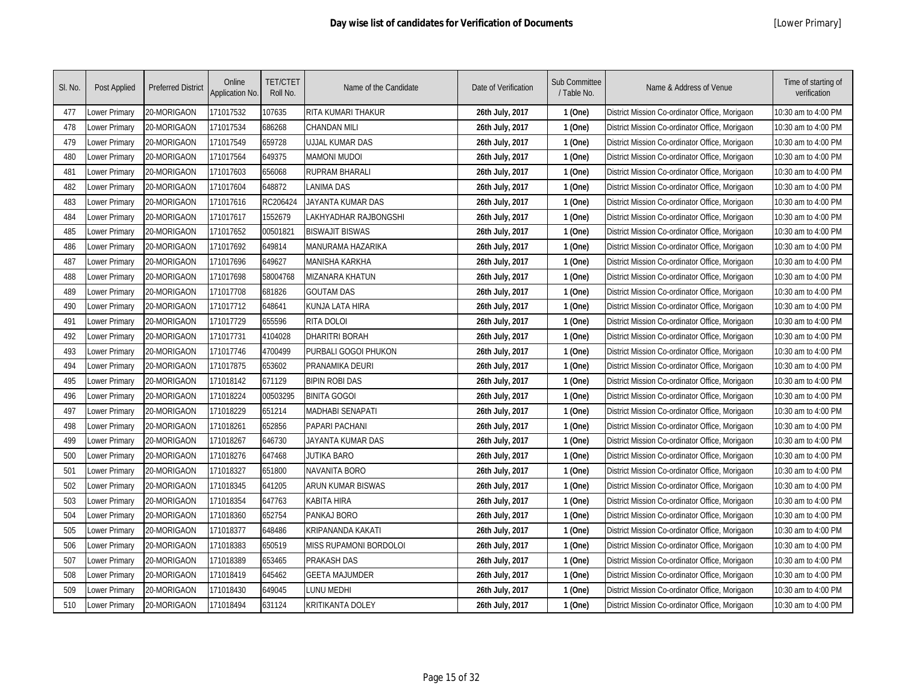# Day wise list of candidates for Verification of Documents

[Lower Primary]

| Sl. No. | Post Applied | Preferred District | Online Application No. | TET/CTET Roll No. | Name of the Candidate | Date of Verification | Sub Committee / Table No. | Name & Address of Venue | Time of starting of verification |
|---|---|---|---|---|---|---|---|---|---|
| 477 | Lower Primary | 20-MORIGAON | 171017532 | 107635 | RITA KUMARI THAKUR | **26th July, 2017** | **1 (One)** | District Mission Co-ordinator Office, Morigaon | 10:30 am to 4:00 PM |
| 478 | Lower Primary | 20-MORIGAON | 171017534 | 686268 | CHANDAN MILI | **26th July, 2017** | **1 (One)** | District Mission Co-ordinator Office, Morigaon | 10:30 am to 4:00 PM |
| 479 | Lower Primary | 20-MORIGAON | 171017549 | 659728 | UJJAL KUMAR DAS | **26th July, 2017** | **1 (One)** | District Mission Co-ordinator Office, Morigaon | 10:30 am to 4:00 PM |
| 480 | Lower Primary | 20-MORIGAON | 171017564 | 649375 | MAMONI MUDOI | **26th July, 2017** | **1 (One)** | District Mission Co-ordinator Office, Morigaon | 10:30 am to 4:00 PM |
| 481 | Lower Primary | 20-MORIGAON | 171017603 | 656068 | RUPRAM BHARALI | **26th July, 2017** | **1 (One)** | District Mission Co-ordinator Office, Morigaon | 10:30 am to 4:00 PM |
| 482 | Lower Primary | 20-MORIGAON | 171017604 | 648872 | LANIMA DAS | **26th July, 2017** | **1 (One)** | District Mission Co-ordinator Office, Morigaon | 10:30 am to 4:00 PM |
| 483 | Lower Primary | 20-MORIGAON | 171017616 | RC206424 | JAYANTA KUMAR DAS | **26th July, 2017** | **1 (One)** | District Mission Co-ordinator Office, Morigaon | 10:30 am to 4:00 PM |
| 484 | Lower Primary | 20-MORIGAON | 171017617 | 1552679 | LAKHYADHAR RAJBONGSHI | **26th July, 2017** | **1 (One)** | District Mission Co-ordinator Office, Morigaon | 10:30 am to 4:00 PM |
| 485 | Lower Primary | 20-MORIGAON | 171017652 | 00501821 | BISWAJIT BISWAS | **26th July, 2017** | **1 (One)** | District Mission Co-ordinator Office, Morigaon | 10:30 am to 4:00 PM |
| 486 | Lower Primary | 20-MORIGAON | 171017692 | 649814 | MANURAMA HAZARIKA | **26th July, 2017** | **1 (One)** | District Mission Co-ordinator Office, Morigaon | 10:30 am to 4:00 PM |
| 487 | Lower Primary | 20-MORIGAON | 171017696 | 649627 | MANISHA KARKHA | **26th July, 2017** | **1 (One)** | District Mission Co-ordinator Office, Morigaon | 10:30 am to 4:00 PM |
| 488 | Lower Primary | 20-MORIGAON | 171017698 | 58004768 | MIZANARA KHATUN | **26th July, 2017** | **1 (One)** | District Mission Co-ordinator Office, Morigaon | 10:30 am to 4:00 PM |
| 489 | Lower Primary | 20-MORIGAON | 171017708 | 681826 | GOUTAM DAS | **26th July, 2017** | **1 (One)** | District Mission Co-ordinator Office, Morigaon | 10:30 am to 4:00 PM |
| 490 | Lower Primary | 20-MORIGAON | 171017712 | 648641 | KUNJA LATA HIRA | **26th July, 2017** | **1 (One)** | District Mission Co-ordinator Office, Morigaon | 10:30 am to 4:00 PM |
| 491 | Lower Primary | 20-MORIGAON | 171017729 | 655596 | RITA DOLOI | **26th July, 2017** | **1 (One)** | District Mission Co-ordinator Office, Morigaon | 10:30 am to 4:00 PM |
| 492 | Lower Primary | 20-MORIGAON | 171017731 | 4104028 | DHARITRI BORAH | **26th July, 2017** | **1 (One)** | District Mission Co-ordinator Office, Morigaon | 10:30 am to 4:00 PM |
| 493 | Lower Primary | 20-MORIGAON | 171017746 | 4700499 | PURBALI GOGOI PHUKON | **26th July, 2017** | **1 (One)** | District Mission Co-ordinator Office, Morigaon | 10:30 am to 4:00 PM |
| 494 | Lower Primary | 20-MORIGAON | 171017875 | 653602 | PRANAMIKA DEURI | **26th July, 2017** | **1 (One)** | District Mission Co-ordinator Office, Morigaon | 10:30 am to 4:00 PM |
| 495 | Lower Primary | 20-MORIGAON | 171018142 | 671129 | BIPIN ROBI DAS | **26th July, 2017** | **1 (One)** | District Mission Co-ordinator Office, Morigaon | 10:30 am to 4:00 PM |
| 496 | Lower Primary | 20-MORIGAON | 171018224 | 00503295 | BINITA GOGOI | **26th July, 2017** | **1 (One)** | District Mission Co-ordinator Office, Morigaon | 10:30 am to 4:00 PM |
| 497 | Lower Primary | 20-MORIGAON | 171018229 | 651214 | MADHABI SENAPATI | **26th July, 2017** | **1 (One)** | District Mission Co-ordinator Office, Morigaon | 10:30 am to 4:00 PM |
| 498 | Lower Primary | 20-MORIGAON | 171018261 | 652856 | PAPARI PACHANI | **26th July, 2017** | **1 (One)** | District Mission Co-ordinator Office, Morigaon | 10:30 am to 4:00 PM |
| 499 | Lower Primary | 20-MORIGAON | 171018267 | 646730 | JAYANTA KUMAR DAS | **26th July, 2017** | **1 (One)** | District Mission Co-ordinator Office, Morigaon | 10:30 am to 4:00 PM |
| 500 | Lower Primary | 20-MORIGAON | 171018276 | 647468 | JUTIKA BARO | **26th July, 2017** | **1 (One)** | District Mission Co-ordinator Office, Morigaon | 10:30 am to 4:00 PM |
| 501 | Lower Primary | 20-MORIGAON | 171018327 | 651800 | NAVANITA BORO | **26th July, 2017** | **1 (One)** | District Mission Co-ordinator Office, Morigaon | 10:30 am to 4:00 PM |
| 502 | Lower Primary | 20-MORIGAON | 171018345 | 641205 | ARUN KUMAR BISWAS | **26th July, 2017** | **1 (One)** | District Mission Co-ordinator Office, Morigaon | 10:30 am to 4:00 PM |
| 503 | Lower Primary | 20-MORIGAON | 171018354 | 647763 | KABITA HIRA | **26th July, 2017** | **1 (One)** | District Mission Co-ordinator Office, Morigaon | 10:30 am to 4:00 PM |
| 504 | Lower Primary | 20-MORIGAON | 171018360 | 652754 | PANKAJ BORO | **26th July, 2017** | **1 (One)** | District Mission Co-ordinator Office, Morigaon | 10:30 am to 4:00 PM |
| 505 | Lower Primary | 20-MORIGAON | 171018377 | 648486 | KRIPANANDA KAKATI | **26th July, 2017** | **1 (One)** | District Mission Co-ordinator Office, Morigaon | 10:30 am to 4:00 PM |
| 506 | Lower Primary | 20-MORIGAON | 171018383 | 650519 | MISS RUPAMONI BORDOLOI | **26th July, 2017** | **1 (One)** | District Mission Co-ordinator Office, Morigaon | 10:30 am to 4:00 PM |
| 507 | Lower Primary | 20-MORIGAON | 171018389 | 653465 | PRAKASH DAS | **26th July, 2017** | **1 (One)** | District Mission Co-ordinator Office, Morigaon | 10:30 am to 4:00 PM |
| 508 | Lower Primary | 20-MORIGAON | 171018419 | 645462 | GEETA MAJUMDER | **26th July, 2017** | **1 (One)** | District Mission Co-ordinator Office, Morigaon | 10:30 am to 4:00 PM |
| 509 | Lower Primary | 20-MORIGAON | 171018430 | 649045 | LUNU MEDHI | **26th July, 2017** | **1 (One)** | District Mission Co-ordinator Office, Morigaon | 10:30 am to 4:00 PM |
| 510 | Lower Primary | 20-MORIGAON | 171018494 | 631124 | KRITIKANTA DOLEY | **26th July, 2017** | **1 (One)** | District Mission Co-ordinator Office, Morigaon | 10:30 am to 4:00 PM |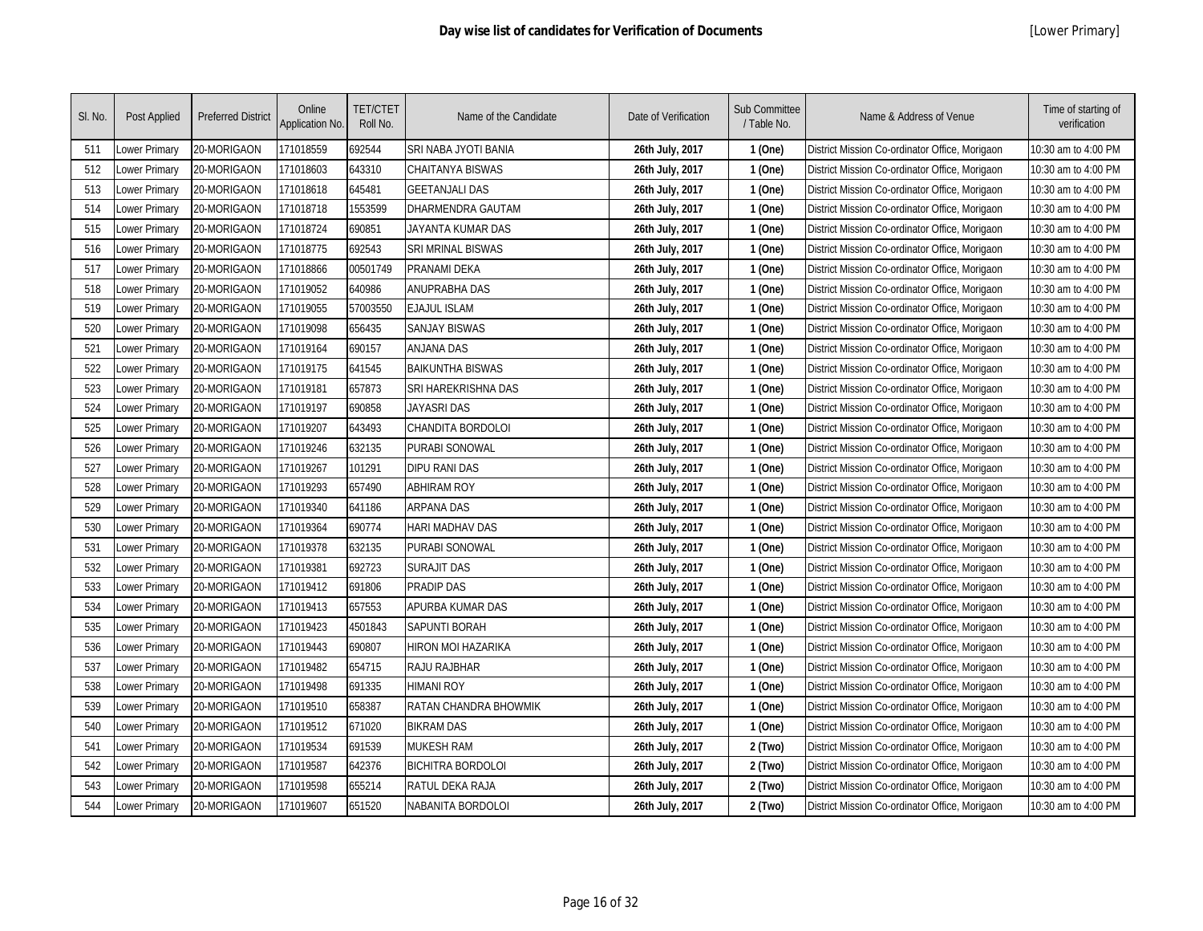# Day wise list of candidates for Verification of Documents

[Lower Primary]

| Sl. No. | Post Applied | Preferred District | Online Application No. | TET/CTET Roll No. | Name of the Candidate | Date of Verification | Sub Committee / Table No. | Name & Address of Venue | Time of starting of verification |
|---|---|---|---|---|---|---|---|---|---|
| 511 | Lower Primary | 20-MORIGAON | 171018559 | 692544 | SRI NABA JYOTI BANIA | **26th July, 2017** | **1 (One)** | District Mission Co-ordinator Office, Morigaon | 10:30 am to 4:00 PM |
| 512 | Lower Primary | 20-MORIGAON | 171018603 | 643310 | CHAITANYA BISWAS | **26th July, 2017** | **1 (One)** | District Mission Co-ordinator Office, Morigaon | 10:30 am to 4:00 PM |
| 513 | Lower Primary | 20-MORIGAON | 171018618 | 645481 | GEETANJALI DAS | **26th July, 2017** | **1 (One)** | District Mission Co-ordinator Office, Morigaon | 10:30 am to 4:00 PM |
| 514 | Lower Primary | 20-MORIGAON | 171018718 | 1553599 | DHARMENDRA GAUTAM | **26th July, 2017** | **1 (One)** | District Mission Co-ordinator Office, Morigaon | 10:30 am to 4:00 PM |
| 515 | Lower Primary | 20-MORIGAON | 171018724 | 690851 | JAYANTA KUMAR DAS | **26th July, 2017** | **1 (One)** | District Mission Co-ordinator Office, Morigaon | 10:30 am to 4:00 PM |
| 516 | Lower Primary | 20-MORIGAON | 171018775 | 692543 | SRI MRINAL BISWAS | **26th July, 2017** | **1 (One)** | District Mission Co-ordinator Office, Morigaon | 10:30 am to 4:00 PM |
| 517 | Lower Primary | 20-MORIGAON | 171018866 | 00501749 | PRANAMI DEKA | **26th July, 2017** | **1 (One)** | District Mission Co-ordinator Office, Morigaon | 10:30 am to 4:00 PM |
| 518 | Lower Primary | 20-MORIGAON | 171019052 | 640986 | ANUPRABHA DAS | **26th July, 2017** | **1 (One)** | District Mission Co-ordinator Office, Morigaon | 10:30 am to 4:00 PM |
| 519 | Lower Primary | 20-MORIGAON | 171019055 | 57003550 | EJAJUL ISLAM | **26th July, 2017** | **1 (One)** | District Mission Co-ordinator Office, Morigaon | 10:30 am to 4:00 PM |
| 520 | Lower Primary | 20-MORIGAON | 171019098 | 656435 | SANJAY BISWAS | **26th July, 2017** | **1 (One)** | District Mission Co-ordinator Office, Morigaon | 10:30 am to 4:00 PM |
| 521 | Lower Primary | 20-MORIGAON | 171019164 | 690157 | ANJANA DAS | **26th July, 2017** | **1 (One)** | District Mission Co-ordinator Office, Morigaon | 10:30 am to 4:00 PM |
| 522 | Lower Primary | 20-MORIGAON | 171019175 | 641545 | BAIKUNTHA BISWAS | **26th July, 2017** | **1 (One)** | District Mission Co-ordinator Office, Morigaon | 10:30 am to 4:00 PM |
| 523 | Lower Primary | 20-MORIGAON | 171019181 | 657873 | SRI HAREKRISHNA DAS | **26th July, 2017** | **1 (One)** | District Mission Co-ordinator Office, Morigaon | 10:30 am to 4:00 PM |
| 524 | Lower Primary | 20-MORIGAON | 171019197 | 690858 | JAYASRI DAS | **26th July, 2017** | **1 (One)** | District Mission Co-ordinator Office, Morigaon | 10:30 am to 4:00 PM |
| 525 | Lower Primary | 20-MORIGAON | 171019207 | 643493 | CHANDITA BORDOLOI | **26th July, 2017** | **1 (One)** | District Mission Co-ordinator Office, Morigaon | 10:30 am to 4:00 PM |
| 526 | Lower Primary | 20-MORIGAON | 171019246 | 632135 | PURABI SONOWAL | **26th July, 2017** | **1 (One)** | District Mission Co-ordinator Office, Morigaon | 10:30 am to 4:00 PM |
| 527 | Lower Primary | 20-MORIGAON | 171019267 | 101291 | DIPU RANI DAS | **26th July, 2017** | **1 (One)** | District Mission Co-ordinator Office, Morigaon | 10:30 am to 4:00 PM |
| 528 | Lower Primary | 20-MORIGAON | 171019293 | 657490 | ABHIRAM ROY | **26th July, 2017** | **1 (One)** | District Mission Co-ordinator Office, Morigaon | 10:30 am to 4:00 PM |
| 529 | Lower Primary | 20-MORIGAON | 171019340 | 641186 | ARPANA DAS | **26th July, 2017** | **1 (One)** | District Mission Co-ordinator Office, Morigaon | 10:30 am to 4:00 PM |
| 530 | Lower Primary | 20-MORIGAON | 171019364 | 690774 | HARI MADHAV DAS | **26th July, 2017** | **1 (One)** | District Mission Co-ordinator Office, Morigaon | 10:30 am to 4:00 PM |
| 531 | Lower Primary | 20-MORIGAON | 171019378 | 632135 | PURABI SONOWAL | **26th July, 2017** | **1 (One)** | District Mission Co-ordinator Office, Morigaon | 10:30 am to 4:00 PM |
| 532 | Lower Primary | 20-MORIGAON | 171019381 | 692723 | SURAJIT DAS | **26th July, 2017** | **1 (One)** | District Mission Co-ordinator Office, Morigaon | 10:30 am to 4:00 PM |
| 533 | Lower Primary | 20-MORIGAON | 171019412 | 691806 | PRADIP DAS | **26th July, 2017** | **1 (One)** | District Mission Co-ordinator Office, Morigaon | 10:30 am to 4:00 PM |
| 534 | Lower Primary | 20-MORIGAON | 171019413 | 657553 | APURBA KUMAR DAS | **26th July, 2017** | **1 (One)** | District Mission Co-ordinator Office, Morigaon | 10:30 am to 4:00 PM |
| 535 | Lower Primary | 20-MORIGAON | 171019423 | 4501843 | SAPUNTI BORAH | **26th July, 2017** | **1 (One)** | District Mission Co-ordinator Office, Morigaon | 10:30 am to 4:00 PM |
| 536 | Lower Primary | 20-MORIGAON | 171019443 | 690807 | HIRON MOI HAZARIKA | **26th July, 2017** | **1 (One)** | District Mission Co-ordinator Office, Morigaon | 10:30 am to 4:00 PM |
| 537 | Lower Primary | 20-MORIGAON | 171019482 | 654715 | RAJU RAJBHAR | **26th July, 2017** | **1 (One)** | District Mission Co-ordinator Office, Morigaon | 10:30 am to 4:00 PM |
| 538 | Lower Primary | 20-MORIGAON | 171019498 | 691335 | HIMANI ROY | **26th July, 2017** | **1 (One)** | District Mission Co-ordinator Office, Morigaon | 10:30 am to 4:00 PM |
| 539 | Lower Primary | 20-MORIGAON | 171019510 | 658387 | RATAN CHANDRA BHOWMIK | **26th July, 2017** | **1 (One)** | District Mission Co-ordinator Office, Morigaon | 10:30 am to 4:00 PM |
| 540 | Lower Primary | 20-MORIGAON | 171019512 | 671020 | BIKRAM DAS | **26th July, 2017** | **1 (One)** | District Mission Co-ordinator Office, Morigaon | 10:30 am to 4:00 PM |
| 541 | Lower Primary | 20-MORIGAON | 171019534 | 691539 | MUKESH RAM | **26th July, 2017** | **2 (Two)** | District Mission Co-ordinator Office, Morigaon | 10:30 am to 4:00 PM |
| 542 | Lower Primary | 20-MORIGAON | 171019587 | 642376 | BICHITRA BORDOLOI | **26th July, 2017** | **2 (Two)** | District Mission Co-ordinator Office, Morigaon | 10:30 am to 4:00 PM |
| 543 | Lower Primary | 20-MORIGAON | 171019598 | 655214 | RATUL DEKA RAJA | **26th July, 2017** | **2 (Two)** | District Mission Co-ordinator Office, Morigaon | 10:30 am to 4:00 PM |
| 544 | Lower Primary | 20-MORIGAON | 171019607 | 651520 | NABANITA BORDOLOI | **26th July, 2017** | **2 (Two)** | District Mission Co-ordinator Office, Morigaon | 10:30 am to 4:00 PM |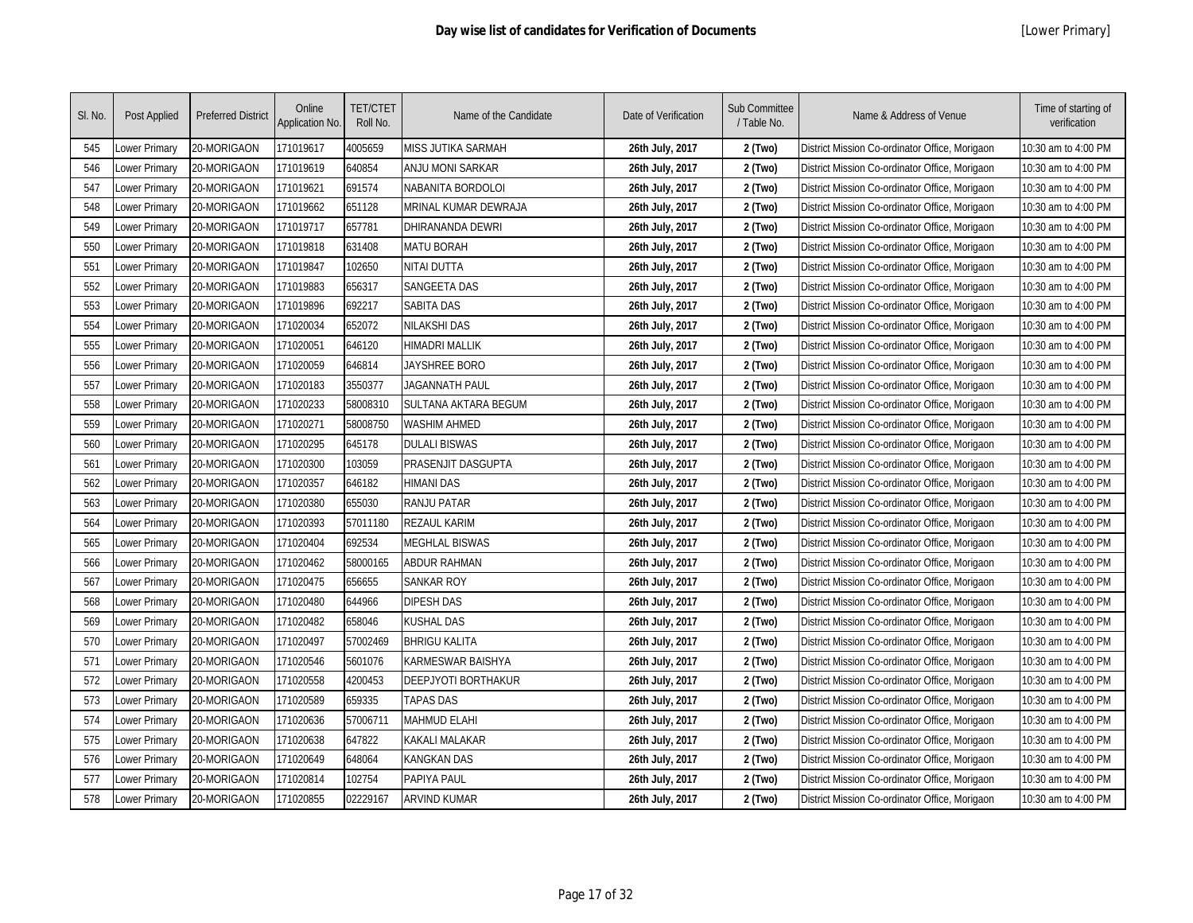# Day wise list of candidates for Verification of Documents

[Lower Primary]

| Sl. No. | Post Applied | Preferred District | Online Application No. | TET/CTET Roll No. | Name of the Candidate | Date of Verification | Sub Committee / Table No. | Name & Address of Venue | Time of starting of verification |
|---|---|---|---|---|---|---|---|---|---|
| 545 | Lower Primary | 20-MORIGAON | 171019617 | 4005659 | MISS JUTIKA SARMAH | 26th July, 2017 | 2 (Two) | District Mission Co-ordinator Office, Morigaon | 10:30 am to 4:00 PM |
| 546 | Lower Primary | 20-MORIGAON | 171019619 | 640854 | ANJU MONI SARKAR | 26th July, 2017 | 2 (Two) | District Mission Co-ordinator Office, Morigaon | 10:30 am to 4:00 PM |
| 547 | Lower Primary | 20-MORIGAON | 171019621 | 691574 | NABANITA BORDOLOI | 26th July, 2017 | 2 (Two) | District Mission Co-ordinator Office, Morigaon | 10:30 am to 4:00 PM |
| 548 | Lower Primary | 20-MORIGAON | 171019662 | 651128 | MRINAL KUMAR DEWRAJA | 26th July, 2017 | 2 (Two) | District Mission Co-ordinator Office, Morigaon | 10:30 am to 4:00 PM |
| 549 | Lower Primary | 20-MORIGAON | 171019717 | 657781 | DHIRANANDA DEWRI | 26th July, 2017 | 2 (Two) | District Mission Co-ordinator Office, Morigaon | 10:30 am to 4:00 PM |
| 550 | Lower Primary | 20-MORIGAON | 171019818 | 631408 | MATU BORAH | 26th July, 2017 | 2 (Two) | District Mission Co-ordinator Office, Morigaon | 10:30 am to 4:00 PM |
| 551 | Lower Primary | 20-MORIGAON | 171019847 | 102650 | NITAI DUTTA | 26th July, 2017 | 2 (Two) | District Mission Co-ordinator Office, Morigaon | 10:30 am to 4:00 PM |
| 552 | Lower Primary | 20-MORIGAON | 171019883 | 656317 | SANGEETA DAS | 26th July, 2017 | 2 (Two) | District Mission Co-ordinator Office, Morigaon | 10:30 am to 4:00 PM |
| 553 | Lower Primary | 20-MORIGAON | 171019896 | 692217 | SABITA DAS | 26th July, 2017 | 2 (Two) | District Mission Co-ordinator Office, Morigaon | 10:30 am to 4:00 PM |
| 554 | Lower Primary | 20-MORIGAON | 171020034 | 652072 | NILAKSHI DAS | 26th July, 2017 | 2 (Two) | District Mission Co-ordinator Office, Morigaon | 10:30 am to 4:00 PM |
| 555 | Lower Primary | 20-MORIGAON | 171020051 | 646120 | HIMADRI MALLIK | 26th July, 2017 | 2 (Two) | District Mission Co-ordinator Office, Morigaon | 10:30 am to 4:00 PM |
| 556 | Lower Primary | 20-MORIGAON | 171020059 | 646814 | JAYSHREE BORO | 26th July, 2017 | 2 (Two) | District Mission Co-ordinator Office, Morigaon | 10:30 am to 4:00 PM |
| 557 | Lower Primary | 20-MORIGAON | 171020183 | 3550377 | JAGANNATH PAUL | 26th July, 2017 | 2 (Two) | District Mission Co-ordinator Office, Morigaon | 10:30 am to 4:00 PM |
| 558 | Lower Primary | 20-MORIGAON | 171020233 | 58008310 | SULTANA AKTARA BEGUM | 26th July, 2017 | 2 (Two) | District Mission Co-ordinator Office, Morigaon | 10:30 am to 4:00 PM |
| 559 | Lower Primary | 20-MORIGAON | 171020271 | 58008750 | WASHIM AHMED | 26th July, 2017 | 2 (Two) | District Mission Co-ordinator Office, Morigaon | 10:30 am to 4:00 PM |
| 560 | Lower Primary | 20-MORIGAON | 171020295 | 645178 | DULALI BISWAS | 26th July, 2017 | 2 (Two) | District Mission Co-ordinator Office, Morigaon | 10:30 am to 4:00 PM |
| 561 | Lower Primary | 20-MORIGAON | 171020300 | 103059 | PRASENJIT DASGUPTA | 26th July, 2017 | 2 (Two) | District Mission Co-ordinator Office, Morigaon | 10:30 am to 4:00 PM |
| 562 | Lower Primary | 20-MORIGAON | 171020357 | 646182 | HIMANI DAS | 26th July, 2017 | 2 (Two) | District Mission Co-ordinator Office, Morigaon | 10:30 am to 4:00 PM |
| 563 | Lower Primary | 20-MORIGAON | 171020380 | 655030 | RANJU PATAR | 26th July, 2017 | 2 (Two) | District Mission Co-ordinator Office, Morigaon | 10:30 am to 4:00 PM |
| 564 | Lower Primary | 20-MORIGAON | 171020393 | 57011180 | REZAUL KARIM | 26th July, 2017 | 2 (Two) | District Mission Co-ordinator Office, Morigaon | 10:30 am to 4:00 PM |
| 565 | Lower Primary | 20-MORIGAON | 171020404 | 692534 | MEGHLAL BISWAS | 26th July, 2017 | 2 (Two) | District Mission Co-ordinator Office, Morigaon | 10:30 am to 4:00 PM |
| 566 | Lower Primary | 20-MORIGAON | 171020462 | 58000165 | ABDUR RAHMAN | 26th July, 2017 | 2 (Two) | District Mission Co-ordinator Office, Morigaon | 10:30 am to 4:00 PM |
| 567 | Lower Primary | 20-MORIGAON | 171020475 | 656655 | SANKAR ROY | 26th July, 2017 | 2 (Two) | District Mission Co-ordinator Office, Morigaon | 10:30 am to 4:00 PM |
| 568 | Lower Primary | 20-MORIGAON | 171020480 | 644966 | DIPESH DAS | 26th July, 2017 | 2 (Two) | District Mission Co-ordinator Office, Morigaon | 10:30 am to 4:00 PM |
| 569 | Lower Primary | 20-MORIGAON | 171020482 | 658046 | KUSHAL DAS | 26th July, 2017 | 2 (Two) | District Mission Co-ordinator Office, Morigaon | 10:30 am to 4:00 PM |
| 570 | Lower Primary | 20-MORIGAON | 171020497 | 57002469 | BHRIGU KALITA | 26th July, 2017 | 2 (Two) | District Mission Co-ordinator Office, Morigaon | 10:30 am to 4:00 PM |
| 571 | Lower Primary | 20-MORIGAON | 171020546 | 5601076 | KARMESWAR BAISHYA | 26th July, 2017 | 2 (Two) | District Mission Co-ordinator Office, Morigaon | 10:30 am to 4:00 PM |
| 572 | Lower Primary | 20-MORIGAON | 171020558 | 4200453 | DEEPJYOTI BORTHAKUR | 26th July, 2017 | 2 (Two) | District Mission Co-ordinator Office, Morigaon | 10:30 am to 4:00 PM |
| 573 | Lower Primary | 20-MORIGAON | 171020589 | 659335 | TAPAS DAS | 26th July, 2017 | 2 (Two) | District Mission Co-ordinator Office, Morigaon | 10:30 am to 4:00 PM |
| 574 | Lower Primary | 20-MORIGAON | 171020636 | 57006711 | MAHMUD ELAHI | 26th July, 2017 | 2 (Two) | District Mission Co-ordinator Office, Morigaon | 10:30 am to 4:00 PM |
| 575 | Lower Primary | 20-MORIGAON | 171020638 | 647822 | KAKALI MALAKAR | 26th July, 2017 | 2 (Two) | District Mission Co-ordinator Office, Morigaon | 10:30 am to 4:00 PM |
| 576 | Lower Primary | 20-MORIGAON | 171020649 | 648064 | KANGKAN DAS | 26th July, 2017 | 2 (Two) | District Mission Co-ordinator Office, Morigaon | 10:30 am to 4:00 PM |
| 577 | Lower Primary | 20-MORIGAON | 171020814 | 102754 | PAPIYA PAUL | 26th July, 2017 | 2 (Two) | District Mission Co-ordinator Office, Morigaon | 10:30 am to 4:00 PM |
| 578 | Lower Primary | 20-MORIGAON | 171020855 | 02229167 | ARVIND KUMAR | 26th July, 2017 | 2 (Two) | District Mission Co-ordinator Office, Morigaon | 10:30 am to 4:00 PM |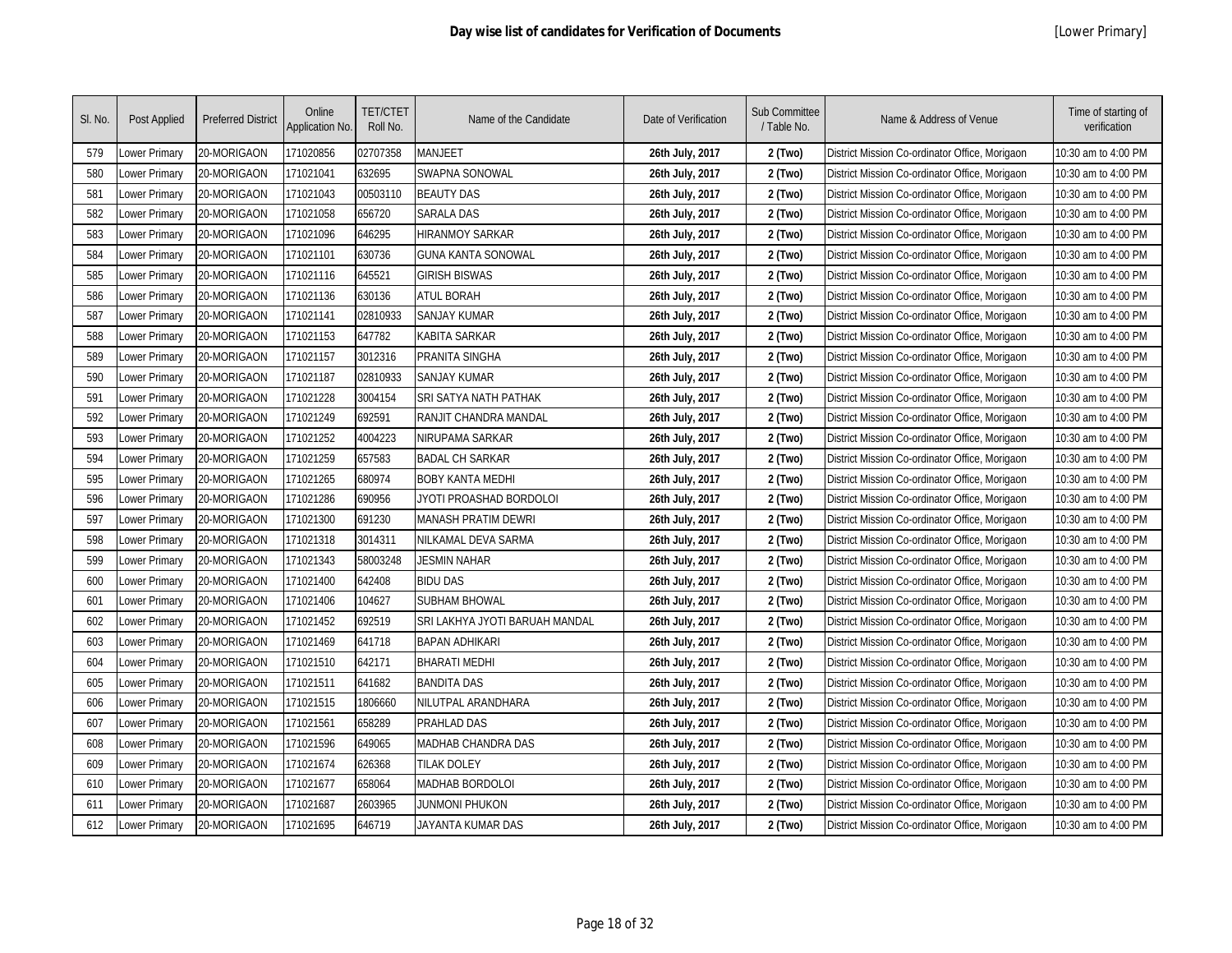# Day wise list of candidates for Verification of Documents

[Lower Primary]

| Sl. No. | Post Applied | Preferred District | Online Application No. | TET/CTET Roll No. | Name of the Candidate | Date of Verification | Sub Committee / Table No. | Name & Address of Venue | Time of starting of verification |
|---|---|---|---|---|---|---|---|---|---|
| 579 | Lower Primary | 20-MORIGAON | 171020856 | 02707358 | MANJEET | **26th July, 2017** | **2 (Two)** | District Mission Co-ordinator Office, Morigaon | 10:30 am to 4:00 PM |
| 580 | Lower Primary | 20-MORIGAON | 171021041 | 632695 | SWAPNA SONOWAL | **26th July, 2017** | **2 (Two)** | District Mission Co-ordinator Office, Morigaon | 10:30 am to 4:00 PM |
| 581 | Lower Primary | 20-MORIGAON | 171021043 | 00503110 | BEAUTY DAS | **26th July, 2017** | **2 (Two)** | District Mission Co-ordinator Office, Morigaon | 10:30 am to 4:00 PM |
| 582 | Lower Primary | 20-MORIGAON | 171021058 | 656720 | SARALA DAS | **26th July, 2017** | **2 (Two)** | District Mission Co-ordinator Office, Morigaon | 10:30 am to 4:00 PM |
| 583 | Lower Primary | 20-MORIGAON | 171021096 | 646295 | HIRANMOY SARKAR | **26th July, 2017** | **2 (Two)** | District Mission Co-ordinator Office, Morigaon | 10:30 am to 4:00 PM |
| 584 | Lower Primary | 20-MORIGAON | 171021101 | 630736 | GUNA KANTA SONOWAL | **26th July, 2017** | **2 (Two)** | District Mission Co-ordinator Office, Morigaon | 10:30 am to 4:00 PM |
| 585 | Lower Primary | 20-MORIGAON | 171021116 | 645521 | GIRISH BISWAS | **26th July, 2017** | **2 (Two)** | District Mission Co-ordinator Office, Morigaon | 10:30 am to 4:00 PM |
| 586 | Lower Primary | 20-MORIGAON | 171021136 | 630136 | ATUL BORAH | **26th July, 2017** | **2 (Two)** | District Mission Co-ordinator Office, Morigaon | 10:30 am to 4:00 PM |
| 587 | Lower Primary | 20-MORIGAON | 171021141 | 02810933 | SANJAY KUMAR | **26th July, 2017** | **2 (Two)** | District Mission Co-ordinator Office, Morigaon | 10:30 am to 4:00 PM |
| 588 | Lower Primary | 20-MORIGAON | 171021153 | 647782 | KABITA SARKAR | **26th July, 2017** | **2 (Two)** | District Mission Co-ordinator Office, Morigaon | 10:30 am to 4:00 PM |
| 589 | Lower Primary | 20-MORIGAON | 171021157 | 3012316 | PRANITA SINGHA | **26th July, 2017** | **2 (Two)** | District Mission Co-ordinator Office, Morigaon | 10:30 am to 4:00 PM |
| 590 | Lower Primary | 20-MORIGAON | 171021187 | 02810933 | SANJAY KUMAR | **26th July, 2017** | **2 (Two)** | District Mission Co-ordinator Office, Morigaon | 10:30 am to 4:00 PM |
| 591 | Lower Primary | 20-MORIGAON | 171021228 | 3004154 | SRI SATYA NATH PATHAK | **26th July, 2017** | **2 (Two)** | District Mission Co-ordinator Office, Morigaon | 10:30 am to 4:00 PM |
| 592 | Lower Primary | 20-MORIGAON | 171021249 | 692591 | RANJIT CHANDRA MANDAL | **26th July, 2017** | **2 (Two)** | District Mission Co-ordinator Office, Morigaon | 10:30 am to 4:00 PM |
| 593 | Lower Primary | 20-MORIGAON | 171021252 | 4004223 | NIRUPAMA SARKAR | **26th July, 2017** | **2 (Two)** | District Mission Co-ordinator Office, Morigaon | 10:30 am to 4:00 PM |
| 594 | Lower Primary | 20-MORIGAON | 171021259 | 657583 | BADAL CH SARKAR | **26th July, 2017** | **2 (Two)** | District Mission Co-ordinator Office, Morigaon | 10:30 am to 4:00 PM |
| 595 | Lower Primary | 20-MORIGAON | 171021265 | 680974 | BOBY KANTA MEDHI | **26th July, 2017** | **2 (Two)** | District Mission Co-ordinator Office, Morigaon | 10:30 am to 4:00 PM |
| 596 | Lower Primary | 20-MORIGAON | 171021286 | 690956 | JYOTI PROASHAD BORDOLOI | **26th July, 2017** | **2 (Two)** | District Mission Co-ordinator Office, Morigaon | 10:30 am to 4:00 PM |
| 597 | Lower Primary | 20-MORIGAON | 171021300 | 691230 | MANASH PRATIM DEWRI | **26th July, 2017** | **2 (Two)** | District Mission Co-ordinator Office, Morigaon | 10:30 am to 4:00 PM |
| 598 | Lower Primary | 20-MORIGAON | 171021318 | 3014311 | NILKAMAL DEVA SARMA | **26th July, 2017** | **2 (Two)** | District Mission Co-ordinator Office, Morigaon | 10:30 am to 4:00 PM |
| 599 | Lower Primary | 20-MORIGAON | 171021343 | 58003248 | JESMIN NAHAR | **26th July, 2017** | **2 (Two)** | District Mission Co-ordinator Office, Morigaon | 10:30 am to 4:00 PM |
| 600 | Lower Primary | 20-MORIGAON | 171021400 | 642408 | BIDU DAS | **26th July, 2017** | **2 (Two)** | District Mission Co-ordinator Office, Morigaon | 10:30 am to 4:00 PM |
| 601 | Lower Primary | 20-MORIGAON | 171021406 | 104627 | SUBHAM BHOWAL | **26th July, 2017** | **2 (Two)** | District Mission Co-ordinator Office, Morigaon | 10:30 am to 4:00 PM |
| 602 | Lower Primary | 20-MORIGAON | 171021452 | 692519 | SRI LAKHYA JYOTI BARUAH MANDAL | **26th July, 2017** | **2 (Two)** | District Mission Co-ordinator Office, Morigaon | 10:30 am to 4:00 PM |
| 603 | Lower Primary | 20-MORIGAON | 171021469 | 641718 | BAPAN ADHIKARI | **26th July, 2017** | **2 (Two)** | District Mission Co-ordinator Office, Morigaon | 10:30 am to 4:00 PM |
| 604 | Lower Primary | 20-MORIGAON | 171021510 | 642171 | BHARATI MEDHI | **26th July, 2017** | **2 (Two)** | District Mission Co-ordinator Office, Morigaon | 10:30 am to 4:00 PM |
| 605 | Lower Primary | 20-MORIGAON | 171021511 | 641682 | BANDITA DAS | **26th July, 2017** | **2 (Two)** | District Mission Co-ordinator Office, Morigaon | 10:30 am to 4:00 PM |
| 606 | Lower Primary | 20-MORIGAON | 171021515 | 1806660 | NILUTPAL ARANDHARA | **26th July, 2017** | **2 (Two)** | District Mission Co-ordinator Office, Morigaon | 10:30 am to 4:00 PM |
| 607 | Lower Primary | 20-MORIGAON | 171021561 | 658289 | PRAHLAD DAS | **26th July, 2017** | **2 (Two)** | District Mission Co-ordinator Office, Morigaon | 10:30 am to 4:00 PM |
| 608 | Lower Primary | 20-MORIGAON | 171021596 | 649065 | MADHAB CHANDRA DAS | **26th July, 2017** | **2 (Two)** | District Mission Co-ordinator Office, Morigaon | 10:30 am to 4:00 PM |
| 609 | Lower Primary | 20-MORIGAON | 171021674 | 626368 | TILAK DOLEY | **26th July, 2017** | **2 (Two)** | District Mission Co-ordinator Office, Morigaon | 10:30 am to 4:00 PM |
| 610 | Lower Primary | 20-MORIGAON | 171021677 | 658064 | MADHAB BORDOLOI | **26th July, 2017** | **2 (Two)** | District Mission Co-ordinator Office, Morigaon | 10:30 am to 4:00 PM |
| 611 | Lower Primary | 20-MORIGAON | 171021687 | 2603965 | JUNMONI PHUKON | **26th July, 2017** | **2 (Two)** | District Mission Co-ordinator Office, Morigaon | 10:30 am to 4:00 PM |
| 612 | Lower Primary | 20-MORIGAON | 171021695 | 646719 | JAYANTA KUMAR DAS | **26th July, 2017** | **2 (Two)** | District Mission Co-ordinator Office, Morigaon | 10:30 am to 4:00 PM |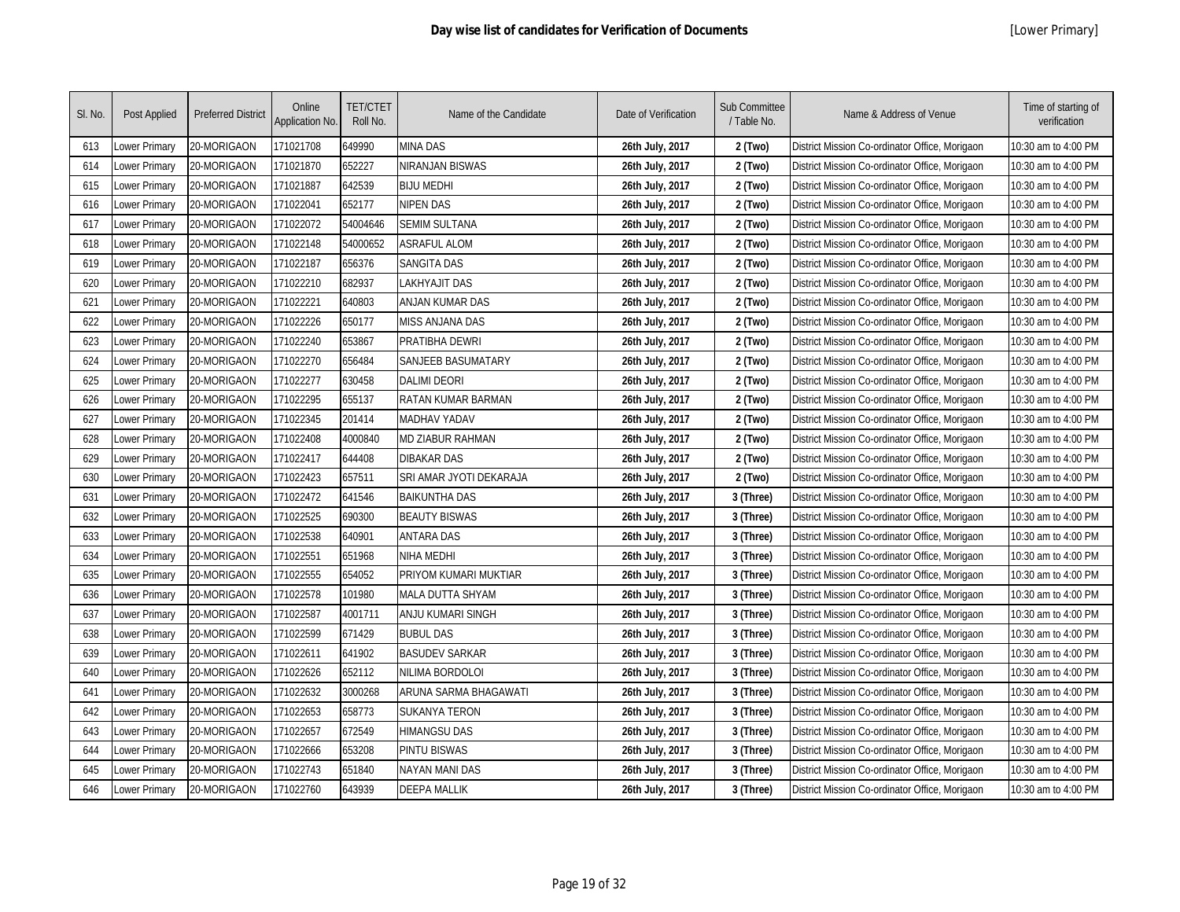# Day wise list of candidates for Verification of Documents

[Lower Primary]

| Sl. No. | Post Applied | Preferred District | Online Application No. | TET/CTET Roll No. | Name of the Candidate | Date of Verification | Sub Committee / Table No. | Name & Address of Venue | Time of starting of verification |
|---|---|---|---|---|---|---|---|---|---|
| 613 | Lower Primary | 20-MORIGAON | 171021708 | 649990 | MINA DAS | **26th July, 2017** | **2 (Two)** | District Mission Co-ordinator Office, Morigaon | 10:30 am to 4:00 PM |
| 614 | Lower Primary | 20-MORIGAON | 171021870 | 652227 | NIRANJAN BISWAS | **26th July, 2017** | **2 (Two)** | District Mission Co-ordinator Office, Morigaon | 10:30 am to 4:00 PM |
| 615 | Lower Primary | 20-MORIGAON | 171021887 | 642539 | BIJU MEDHI | **26th July, 2017** | **2 (Two)** | District Mission Co-ordinator Office, Morigaon | 10:30 am to 4:00 PM |
| 616 | Lower Primary | 20-MORIGAON | 171022041 | 652177 | NIPEN DAS | **26th July, 2017** | **2 (Two)** | District Mission Co-ordinator Office, Morigaon | 10:30 am to 4:00 PM |
| 617 | Lower Primary | 20-MORIGAON | 171022072 | 54004646 | SEMIM SULTANA | **26th July, 2017** | **2 (Two)** | District Mission Co-ordinator Office, Morigaon | 10:30 am to 4:00 PM |
| 618 | Lower Primary | 20-MORIGAON | 171022148 | 54000652 | ASRAFUL ALOM | **26th July, 2017** | **2 (Two)** | District Mission Co-ordinator Office, Morigaon | 10:30 am to 4:00 PM |
| 619 | Lower Primary | 20-MORIGAON | 171022187 | 656376 | SANGITA DAS | **26th July, 2017** | **2 (Two)** | District Mission Co-ordinator Office, Morigaon | 10:30 am to 4:00 PM |
| 620 | Lower Primary | 20-MORIGAON | 171022210 | 682937 | LAKHYAJIT DAS | **26th July, 2017** | **2 (Two)** | District Mission Co-ordinator Office, Morigaon | 10:30 am to 4:00 PM |
| 621 | Lower Primary | 20-MORIGAON | 171022221 | 640803 | ANJAN KUMAR DAS | **26th July, 2017** | **2 (Two)** | District Mission Co-ordinator Office, Morigaon | 10:30 am to 4:00 PM |
| 622 | Lower Primary | 20-MORIGAON | 171022226 | 650177 | MISS ANJANA DAS | **26th July, 2017** | **2 (Two)** | District Mission Co-ordinator Office, Morigaon | 10:30 am to 4:00 PM |
| 623 | Lower Primary | 20-MORIGAON | 171022240 | 653867 | PRATIBHA DEWRI | **26th July, 2017** | **2 (Two)** | District Mission Co-ordinator Office, Morigaon | 10:30 am to 4:00 PM |
| 624 | Lower Primary | 20-MORIGAON | 171022270 | 656484 | SANJEEB BASUMATARY | **26th July, 2017** | **2 (Two)** | District Mission Co-ordinator Office, Morigaon | 10:30 am to 4:00 PM |
| 625 | Lower Primary | 20-MORIGAON | 171022277 | 630458 | DALIMI DEORI | **26th July, 2017** | **2 (Two)** | District Mission Co-ordinator Office, Morigaon | 10:30 am to 4:00 PM |
| 626 | Lower Primary | 20-MORIGAON | 171022295 | 655137 | RATAN KUMAR BARMAN | **26th July, 2017** | **2 (Two)** | District Mission Co-ordinator Office, Morigaon | 10:30 am to 4:00 PM |
| 627 | Lower Primary | 20-MORIGAON | 171022345 | 201414 | MADHAV YADAV | **26th July, 2017** | **2 (Two)** | District Mission Co-ordinator Office, Morigaon | 10:30 am to 4:00 PM |
| 628 | Lower Primary | 20-MORIGAON | 171022408 | 4000840 | MD ZIABUR RAHMAN | **26th July, 2017** | **2 (Two)** | District Mission Co-ordinator Office, Morigaon | 10:30 am to 4:00 PM |
| 629 | Lower Primary | 20-MORIGAON | 171022417 | 644408 | DIBAKAR DAS | **26th July, 2017** | **2 (Two)** | District Mission Co-ordinator Office, Morigaon | 10:30 am to 4:00 PM |
| 630 | Lower Primary | 20-MORIGAON | 171022423 | 657511 | SRI AMAR JYOTI DEKARAJA | **26th July, 2017** | **2 (Two)** | District Mission Co-ordinator Office, Morigaon | 10:30 am to 4:00 PM |
| 631 | Lower Primary | 20-MORIGAON | 171022472 | 641546 | BAIKUNTHA DAS | **26th July, 2017** | **3 (Three)** | District Mission Co-ordinator Office, Morigaon | 10:30 am to 4:00 PM |
| 632 | Lower Primary | 20-MORIGAON | 171022525 | 690300 | BEAUTY BISWAS | **26th July, 2017** | **3 (Three)** | District Mission Co-ordinator Office, Morigaon | 10:30 am to 4:00 PM |
| 633 | Lower Primary | 20-MORIGAON | 171022538 | 640901 | ANTARA DAS | **26th July, 2017** | **3 (Three)** | District Mission Co-ordinator Office, Morigaon | 10:30 am to 4:00 PM |
| 634 | Lower Primary | 20-MORIGAON | 171022551 | 651968 | NIHA MEDHI | **26th July, 2017** | **3 (Three)** | District Mission Co-ordinator Office, Morigaon | 10:30 am to 4:00 PM |
| 635 | Lower Primary | 20-MORIGAON | 171022555 | 654052 | PRIYOM KUMARI MUKTIAR | **26th July, 2017** | **3 (Three)** | District Mission Co-ordinator Office, Morigaon | 10:30 am to 4:00 PM |
| 636 | Lower Primary | 20-MORIGAON | 171022578 | 101980 | MALA DUTTA SHYAM | **26th July, 2017** | **3 (Three)** | District Mission Co-ordinator Office, Morigaon | 10:30 am to 4:00 PM |
| 637 | Lower Primary | 20-MORIGAON | 171022587 | 4001711 | ANJU KUMARI SINGH | **26th July, 2017** | **3 (Three)** | District Mission Co-ordinator Office, Morigaon | 10:30 am to 4:00 PM |
| 638 | Lower Primary | 20-MORIGAON | 171022599 | 671429 | BUBUL DAS | **26th July, 2017** | **3 (Three)** | District Mission Co-ordinator Office, Morigaon | 10:30 am to 4:00 PM |
| 639 | Lower Primary | 20-MORIGAON | 171022611 | 641902 | BASUDEV SARKAR | **26th July, 2017** | **3 (Three)** | District Mission Co-ordinator Office, Morigaon | 10:30 am to 4:00 PM |
| 640 | Lower Primary | 20-MORIGAON | 171022626 | 652112 | NILIMA BORDOLOI | **26th July, 2017** | **3 (Three)** | District Mission Co-ordinator Office, Morigaon | 10:30 am to 4:00 PM |
| 641 | Lower Primary | 20-MORIGAON | 171022632 | 3000268 | ARUNA SARMA BHAGAWATI | **26th July, 2017** | **3 (Three)** | District Mission Co-ordinator Office, Morigaon | 10:30 am to 4:00 PM |
| 642 | Lower Primary | 20-MORIGAON | 171022653 | 658773 | SUKANYA TERON | **26th July, 2017** | **3 (Three)** | District Mission Co-ordinator Office, Morigaon | 10:30 am to 4:00 PM |
| 643 | Lower Primary | 20-MORIGAON | 171022657 | 672549 | HIMANGSU DAS | **26th July, 2017** | **3 (Three)** | District Mission Co-ordinator Office, Morigaon | 10:30 am to 4:00 PM |
| 644 | Lower Primary | 20-MORIGAON | 171022666 | 653208 | PINTU BISWAS | **26th July, 2017** | **3 (Three)** | District Mission Co-ordinator Office, Morigaon | 10:30 am to 4:00 PM |
| 645 | Lower Primary | 20-MORIGAON | 171022743 | 651840 | NAYAN MANI DAS | **26th July, 2017** | **3 (Three)** | District Mission Co-ordinator Office, Morigaon | 10:30 am to 4:00 PM |
| 646 | Lower Primary | 20-MORIGAON | 171022760 | 643939 | DEEPA MALLIK | **26th July, 2017** | **3 (Three)** | District Mission Co-ordinator Office, Morigaon | 10:30 am to 4:00 PM |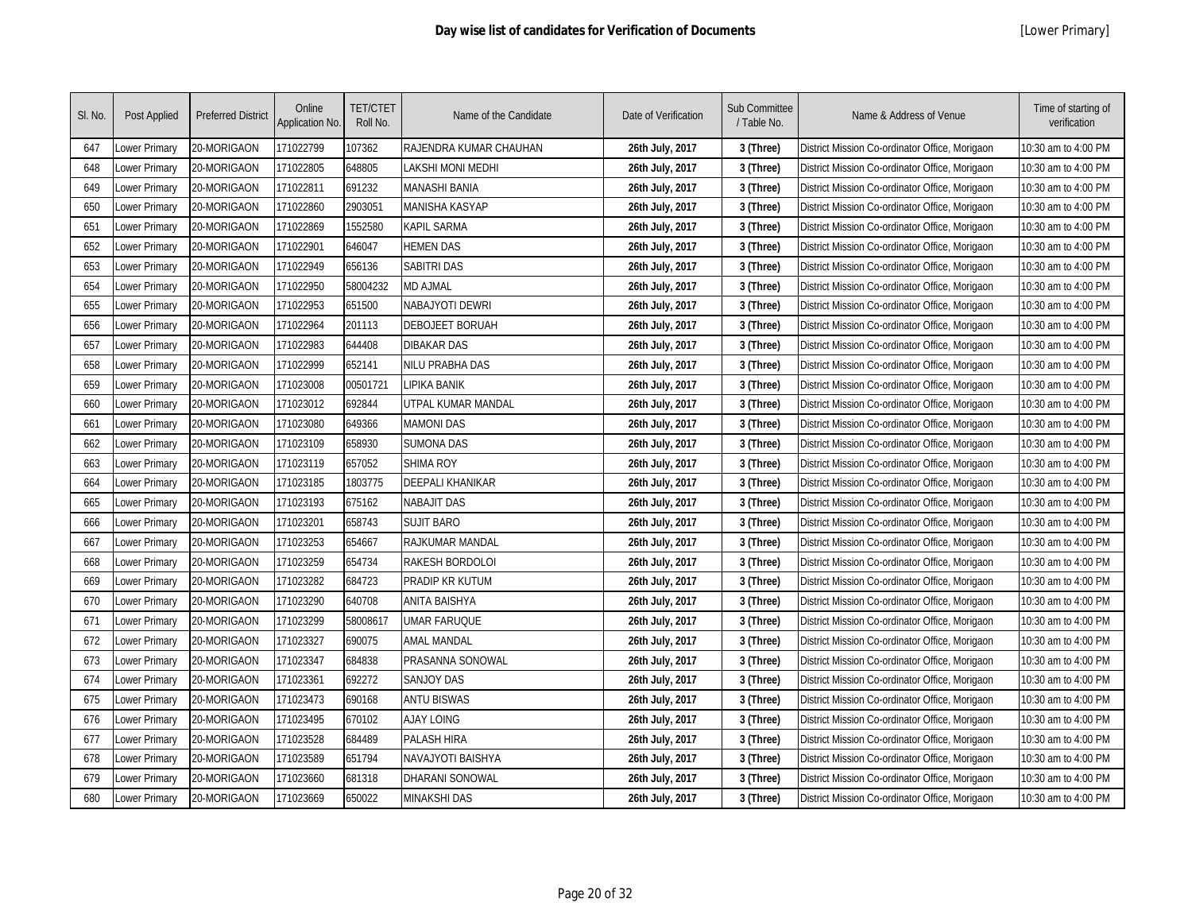# Day wise list of candidates for Verification of Documents

[Lower Primary]

| Sl. No. | Post Applied | Preferred District | Online Application No. | TET/CTET Roll No. | Name of the Candidate | Date of Verification | Sub Committee / Table No. | Name & Address of Venue | Time of starting of verification |
|---|---|---|---|---|---|---|---|---|---|
| 647 | Lower Primary | 20-MORIGAON | 171022799 | 107362 | RAJENDRA KUMAR CHAUHAN | **26th July, 2017** | **3 (Three)** | District Mission Co-ordinator Office, Morigaon | 10:30 am to 4:00 PM |
| 648 | Lower Primary | 20-MORIGAON | 171022805 | 648805 | LAKSHI MONI MEDHI | **26th July, 2017** | **3 (Three)** | District Mission Co-ordinator Office, Morigaon | 10:30 am to 4:00 PM |
| 649 | Lower Primary | 20-MORIGAON | 171022811 | 691232 | MANASHI BANIA | **26th July, 2017** | **3 (Three)** | District Mission Co-ordinator Office, Morigaon | 10:30 am to 4:00 PM |
| 650 | Lower Primary | 20-MORIGAON | 171022860 | 2903051 | MANISHA KASYAP | **26th July, 2017** | **3 (Three)** | District Mission Co-ordinator Office, Morigaon | 10:30 am to 4:00 PM |
| 651 | Lower Primary | 20-MORIGAON | 171022869 | 1552580 | KAPIL SARMA | **26th July, 2017** | **3 (Three)** | District Mission Co-ordinator Office, Morigaon | 10:30 am to 4:00 PM |
| 652 | Lower Primary | 20-MORIGAON | 171022901 | 646047 | HEMEN DAS | **26th July, 2017** | **3 (Three)** | District Mission Co-ordinator Office, Morigaon | 10:30 am to 4:00 PM |
| 653 | Lower Primary | 20-MORIGAON | 171022949 | 656136 | SABITRI DAS | **26th July, 2017** | **3 (Three)** | District Mission Co-ordinator Office, Morigaon | 10:30 am to 4:00 PM |
| 654 | Lower Primary | 20-MORIGAON | 171022950 | 58004232 | MD AJMAL | **26th July, 2017** | **3 (Three)** | District Mission Co-ordinator Office, Morigaon | 10:30 am to 4:00 PM |
| 655 | Lower Primary | 20-MORIGAON | 171022953 | 651500 | NABAJYOTI DEWRI | **26th July, 2017** | **3 (Three)** | District Mission Co-ordinator Office, Morigaon | 10:30 am to 4:00 PM |
| 656 | Lower Primary | 20-MORIGAON | 171022964 | 201113 | DEBOJEET BORUAH | **26th July, 2017** | **3 (Three)** | District Mission Co-ordinator Office, Morigaon | 10:30 am to 4:00 PM |
| 657 | Lower Primary | 20-MORIGAON | 171022983 | 644408 | DIBAKAR DAS | **26th July, 2017** | **3 (Three)** | District Mission Co-ordinator Office, Morigaon | 10:30 am to 4:00 PM |
| 658 | Lower Primary | 20-MORIGAON | 171022999 | 652141 | NILU PRABHA DAS | **26th July, 2017** | **3 (Three)** | District Mission Co-ordinator Office, Morigaon | 10:30 am to 4:00 PM |
| 659 | Lower Primary | 20-MORIGAON | 171023008 | 00501721 | LIPIKA BANIK | **26th July, 2017** | **3 (Three)** | District Mission Co-ordinator Office, Morigaon | 10:30 am to 4:00 PM |
| 660 | Lower Primary | 20-MORIGAON | 171023012 | 692844 | UTPAL KUMAR MANDAL | **26th July, 2017** | **3 (Three)** | District Mission Co-ordinator Office, Morigaon | 10:30 am to 4:00 PM |
| 661 | Lower Primary | 20-MORIGAON | 171023080 | 649366 | MAMONI DAS | **26th July, 2017** | **3 (Three)** | District Mission Co-ordinator Office, Morigaon | 10:30 am to 4:00 PM |
| 662 | Lower Primary | 20-MORIGAON | 171023109 | 658930 | SUMONA DAS | **26th July, 2017** | **3 (Three)** | District Mission Co-ordinator Office, Morigaon | 10:30 am to 4:00 PM |
| 663 | Lower Primary | 20-MORIGAON | 171023119 | 657052 | SHIMA ROY | **26th July, 2017** | **3 (Three)** | District Mission Co-ordinator Office, Morigaon | 10:30 am to 4:00 PM |
| 664 | Lower Primary | 20-MORIGAON | 171023185 | 1803775 | DEEPALI KHANIKAR | **26th July, 2017** | **3 (Three)** | District Mission Co-ordinator Office, Morigaon | 10:30 am to 4:00 PM |
| 665 | Lower Primary | 20-MORIGAON | 171023193 | 675162 | NABAJIT DAS | **26th July, 2017** | **3 (Three)** | District Mission Co-ordinator Office, Morigaon | 10:30 am to 4:00 PM |
| 666 | Lower Primary | 20-MORIGAON | 171023201 | 658743 | SUJIT BARO | **26th July, 2017** | **3 (Three)** | District Mission Co-ordinator Office, Morigaon | 10:30 am to 4:00 PM |
| 667 | Lower Primary | 20-MORIGAON | 171023253 | 654667 | RAJKUMAR MANDAL | **26th July, 2017** | **3 (Three)** | District Mission Co-ordinator Office, Morigaon | 10:30 am to 4:00 PM |
| 668 | Lower Primary | 20-MORIGAON | 171023259 | 654734 | RAKESH BORDOLOI | **26th July, 2017** | **3 (Three)** | District Mission Co-ordinator Office, Morigaon | 10:30 am to 4:00 PM |
| 669 | Lower Primary | 20-MORIGAON | 171023282 | 684723 | PRADIP KR KUTUM | **26th July, 2017** | **3 (Three)** | District Mission Co-ordinator Office, Morigaon | 10:30 am to 4:00 PM |
| 670 | Lower Primary | 20-MORIGAON | 171023290 | 640708 | ANITA BAISHYA | **26th July, 2017** | **3 (Three)** | District Mission Co-ordinator Office, Morigaon | 10:30 am to 4:00 PM |
| 671 | Lower Primary | 20-MORIGAON | 171023299 | 58008617 | UMAR FARUQUE | **26th July, 2017** | **3 (Three)** | District Mission Co-ordinator Office, Morigaon | 10:30 am to 4:00 PM |
| 672 | Lower Primary | 20-MORIGAON | 171023327 | 690075 | AMAL MANDAL | **26th July, 2017** | **3 (Three)** | District Mission Co-ordinator Office, Morigaon | 10:30 am to 4:00 PM |
| 673 | Lower Primary | 20-MORIGAON | 171023347 | 684838 | PRASANNA SONOWAL | **26th July, 2017** | **3 (Three)** | District Mission Co-ordinator Office, Morigaon | 10:30 am to 4:00 PM |
| 674 | Lower Primary | 20-MORIGAON | 171023361 | 692272 | SANJOY DAS | **26th July, 2017** | **3 (Three)** | District Mission Co-ordinator Office, Morigaon | 10:30 am to 4:00 PM |
| 675 | Lower Primary | 20-MORIGAON | 171023473 | 690168 | ANTU BISWAS | **26th July, 2017** | **3 (Three)** | District Mission Co-ordinator Office, Morigaon | 10:30 am to 4:00 PM |
| 676 | Lower Primary | 20-MORIGAON | 171023495 | 670102 | AJAY LOING | **26th July, 2017** | **3 (Three)** | District Mission Co-ordinator Office, Morigaon | 10:30 am to 4:00 PM |
| 677 | Lower Primary | 20-MORIGAON | 171023528 | 684489 | PALASH HIRA | **26th July, 2017** | **3 (Three)** | District Mission Co-ordinator Office, Morigaon | 10:30 am to 4:00 PM |
| 678 | Lower Primary | 20-MORIGAON | 171023589 | 651794 | NAVAJYOTI BAISHYA | **26th July, 2017** | **3 (Three)** | District Mission Co-ordinator Office, Morigaon | 10:30 am to 4:00 PM |
| 679 | Lower Primary | 20-MORIGAON | 171023660 | 681318 | DHARANI SONOWAL | **26th July, 2017** | **3 (Three)** | District Mission Co-ordinator Office, Morigaon | 10:30 am to 4:00 PM |
| 680 | Lower Primary | 20-MORIGAON | 171023669 | 650022 | MINAKSHI DAS | **26th July, 2017** | **3 (Three)** | District Mission Co-ordinator Office, Morigaon | 10:30 am to 4:00 PM |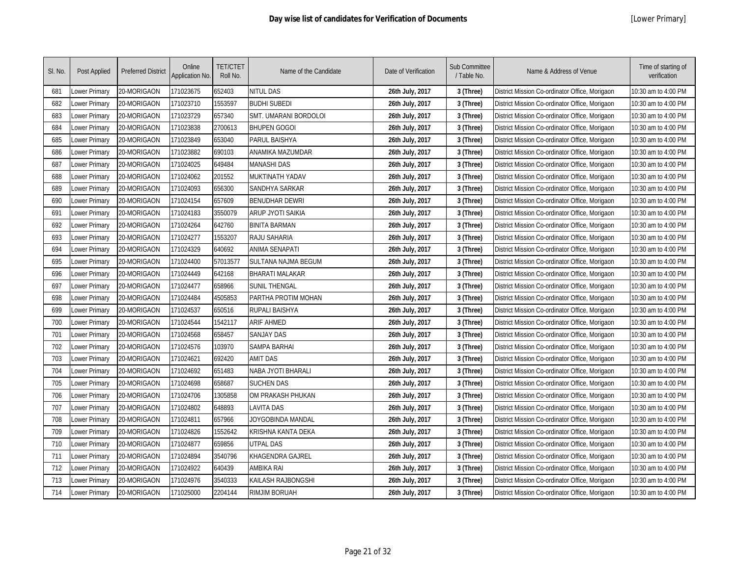# Day wise list of candidates for Verification of Documents

[Lower Primary]

| Sl. No. | Post Applied | Preferred District | Online Application No. | TET/CTET Roll No. | Name of the Candidate | Date of Verification | Sub Committee / Table No. | Name & Address of Venue | Time of starting of verification |
|---|---|---|---|---|---|---|---|---|---|
| 681 | Lower Primary | 20-MORIGAON | 171023675 | 652403 | NITUL DAS | **26th July, 2017** | **3 (Three)** | District Mission Co-ordinator Office, Morigaon | 10:30 am to 4:00 PM |
| 682 | Lower Primary | 20-MORIGAON | 171023710 | 1553597 | BUDHI SUBEDI | **26th July, 2017** | **3 (Three)** | District Mission Co-ordinator Office, Morigaon | 10:30 am to 4:00 PM |
| 683 | Lower Primary | 20-MORIGAON | 171023729 | 657340 | SMT. UMARANI BORDOLOI | **26th July, 2017** | **3 (Three)** | District Mission Co-ordinator Office, Morigaon | 10:30 am to 4:00 PM |
| 684 | Lower Primary | 20-MORIGAON | 171023838 | 2700613 | BHUPEN GOGOI | **26th July, 2017** | **3 (Three)** | District Mission Co-ordinator Office, Morigaon | 10:30 am to 4:00 PM |
| 685 | Lower Primary | 20-MORIGAON | 171023849 | 653040 | PARUL BAISHYA | **26th July, 2017** | **3 (Three)** | District Mission Co-ordinator Office, Morigaon | 10:30 am to 4:00 PM |
| 686 | Lower Primary | 20-MORIGAON | 171023882 | 690103 | ANAMIKA MAZUMDAR | **26th July, 2017** | **3 (Three)** | District Mission Co-ordinator Office, Morigaon | 10:30 am to 4:00 PM |
| 687 | Lower Primary | 20-MORIGAON | 171024025 | 649484 | MANASHI DAS | **26th July, 2017** | **3 (Three)** | District Mission Co-ordinator Office, Morigaon | 10:30 am to 4:00 PM |
| 688 | Lower Primary | 20-MORIGAON | 171024062 | 201552 | MUKTINATH YADAV | **26th July, 2017** | **3 (Three)** | District Mission Co-ordinator Office, Morigaon | 10:30 am to 4:00 PM |
| 689 | Lower Primary | 20-MORIGAON | 171024093 | 656300 | SANDHYA SARKAR | **26th July, 2017** | **3 (Three)** | District Mission Co-ordinator Office, Morigaon | 10:30 am to 4:00 PM |
| 690 | Lower Primary | 20-MORIGAON | 171024154 | 657609 | BENUDHAR DEWRI | **26th July, 2017** | **3 (Three)** | District Mission Co-ordinator Office, Morigaon | 10:30 am to 4:00 PM |
| 691 | Lower Primary | 20-MORIGAON | 171024183 | 3550079 | ARUP JYOTI SAIKIA | **26th July, 2017** | **3 (Three)** | District Mission Co-ordinator Office, Morigaon | 10:30 am to 4:00 PM |
| 692 | Lower Primary | 20-MORIGAON | 171024264 | 642760 | BINITA BARMAN | **26th July, 2017** | **3 (Three)** | District Mission Co-ordinator Office, Morigaon | 10:30 am to 4:00 PM |
| 693 | Lower Primary | 20-MORIGAON | 171024277 | 1553207 | RAJU SAHARIA | **26th July, 2017** | **3 (Three)** | District Mission Co-ordinator Office, Morigaon | 10:30 am to 4:00 PM |
| 694 | Lower Primary | 20-MORIGAON | 171024329 | 640692 | ANIMA SENAPATI | **26th July, 2017** | **3 (Three)** | District Mission Co-ordinator Office, Morigaon | 10:30 am to 4:00 PM |
| 695 | Lower Primary | 20-MORIGAON | 171024400 | 57013577 | SULTANA NAJMA BEGUM | **26th July, 2017** | **3 (Three)** | District Mission Co-ordinator Office, Morigaon | 10:30 am to 4:00 PM |
| 696 | Lower Primary | 20-MORIGAON | 171024449 | 642168 | BHARATI MALAKAR | **26th July, 2017** | **3 (Three)** | District Mission Co-ordinator Office, Morigaon | 10:30 am to 4:00 PM |
| 697 | Lower Primary | 20-MORIGAON | 171024477 | 658966 | SUNIL THENGAL | **26th July, 2017** | **3 (Three)** | District Mission Co-ordinator Office, Morigaon | 10:30 am to 4:00 PM |
| 698 | Lower Primary | 20-MORIGAON | 171024484 | 4505853 | PARTHA PROTIM MOHAN | **26th July, 2017** | **3 (Three)** | District Mission Co-ordinator Office, Morigaon | 10:30 am to 4:00 PM |
| 699 | Lower Primary | 20-MORIGAON | 171024537 | 650516 | RUPALI BAISHYA | **26th July, 2017** | **3 (Three)** | District Mission Co-ordinator Office, Morigaon | 10:30 am to 4:00 PM |
| 700 | Lower Primary | 20-MORIGAON | 171024544 | 1542117 | ARIF AHMED | **26th July, 2017** | **3 (Three)** | District Mission Co-ordinator Office, Morigaon | 10:30 am to 4:00 PM |
| 701 | Lower Primary | 20-MORIGAON | 171024568 | 658457 | SANJAY DAS | **26th July, 2017** | **3 (Three)** | District Mission Co-ordinator Office, Morigaon | 10:30 am to 4:00 PM |
| 702 | Lower Primary | 20-MORIGAON | 171024576 | 103970 | SAMPA BARHAI | **26th July, 2017** | **3 (Three)** | District Mission Co-ordinator Office, Morigaon | 10:30 am to 4:00 PM |
| 703 | Lower Primary | 20-MORIGAON | 171024621 | 692420 | AMIT DAS | **26th July, 2017** | **3 (Three)** | District Mission Co-ordinator Office, Morigaon | 10:30 am to 4:00 PM |
| 704 | Lower Primary | 20-MORIGAON | 171024692 | 651483 | NABA JYOTI BHARALI | **26th July, 2017** | **3 (Three)** | District Mission Co-ordinator Office, Morigaon | 10:30 am to 4:00 PM |
| 705 | Lower Primary | 20-MORIGAON | 171024698 | 658687 | SUCHEN DAS | **26th July, 2017** | **3 (Three)** | District Mission Co-ordinator Office, Morigaon | 10:30 am to 4:00 PM |
| 706 | Lower Primary | 20-MORIGAON | 171024706 | 1305858 | OM PRAKASH PHUKAN | **26th July, 2017** | **3 (Three)** | District Mission Co-ordinator Office, Morigaon | 10:30 am to 4:00 PM |
| 707 | Lower Primary | 20-MORIGAON | 171024802 | 648893 | LAVITA DAS | **26th July, 2017** | **3 (Three)** | District Mission Co-ordinator Office, Morigaon | 10:30 am to 4:00 PM |
| 708 | Lower Primary | 20-MORIGAON | 171024811 | 657966 | JOYGOBINDA MANDAL | **26th July, 2017** | **3 (Three)** | District Mission Co-ordinator Office, Morigaon | 10:30 am to 4:00 PM |
| 709 | Lower Primary | 20-MORIGAON | 171024826 | 1552642 | KRISHNA KANTA DEKA | **26th July, 2017** | **3 (Three)** | District Mission Co-ordinator Office, Morigaon | 10:30 am to 4:00 PM |
| 710 | Lower Primary | 20-MORIGAON | 171024877 | 659856 | UTPAL DAS | **26th July, 2017** | **3 (Three)** | District Mission Co-ordinator Office, Morigaon | 10:30 am to 4:00 PM |
| 711 | Lower Primary | 20-MORIGAON | 171024894 | 3540796 | KHAGENDRA GAJREL | **26th July, 2017** | **3 (Three)** | District Mission Co-ordinator Office, Morigaon | 10:30 am to 4:00 PM |
| 712 | Lower Primary | 20-MORIGAON | 171024922 | 640439 | AMBIKA RAI | **26th July, 2017** | **3 (Three)** | District Mission Co-ordinator Office, Morigaon | 10:30 am to 4:00 PM |
| 713 | Lower Primary | 20-MORIGAON | 171024976 | 3540333 | KAILASH RAJBONGSHI | **26th July, 2017** | **3 (Three)** | District Mission Co-ordinator Office, Morigaon | 10:30 am to 4:00 PM |
| 714 | Lower Primary | 20-MORIGAON | 171025000 | 2204144 | RIMJIM BORUAH | **26th July, 2017** | **3 (Three)** | District Mission Co-ordinator Office, Morigaon | 10:30 am to 4:00 PM |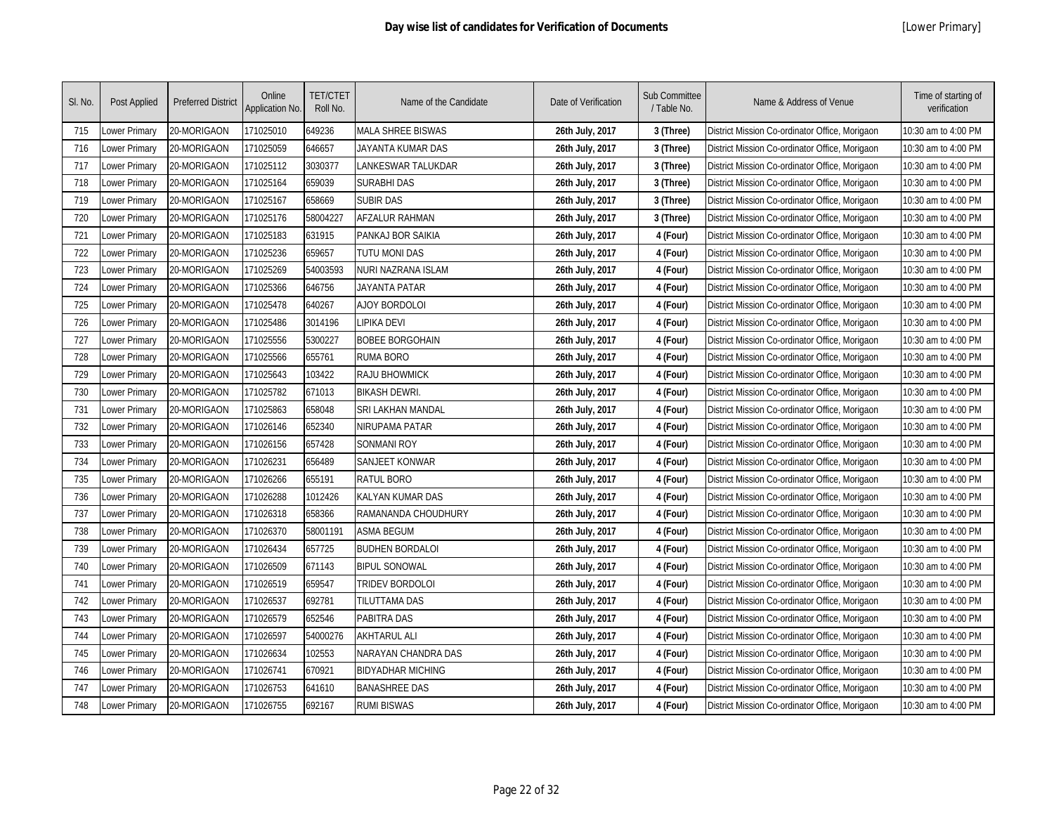# Day wise list of candidates for Verification of Documents

[Lower Primary]

| Sl. No. | Post Applied | Preferred District | Online Application No. | TET/CTET Roll No. | Name of the Candidate | Date of Verification | Sub Committee / Table No. | Name & Address of Venue | Time of starting of verification |
|---|---|---|---|---|---|---|---|---|---|
| 715 | Lower Primary | 20-MORIGAON | 171025010 | 649236 | MALA SHREE BISWAS | **26th July, 2017** | **3 (Three)** | District Mission Co-ordinator Office, Morigaon | 10:30 am to 4:00 PM |
| 716 | Lower Primary | 20-MORIGAON | 171025059 | 646657 | JAYANTA KUMAR DAS | **26th July, 2017** | **3 (Three)** | District Mission Co-ordinator Office, Morigaon | 10:30 am to 4:00 PM |
| 717 | Lower Primary | 20-MORIGAON | 171025112 | 3030377 | LANKESWAR TALUKDAR | **26th July, 2017** | **3 (Three)** | District Mission Co-ordinator Office, Morigaon | 10:30 am to 4:00 PM |
| 718 | Lower Primary | 20-MORIGAON | 171025164 | 659039 | SURABHI DAS | **26th July, 2017** | **3 (Three)** | District Mission Co-ordinator Office, Morigaon | 10:30 am to 4:00 PM |
| 719 | Lower Primary | 20-MORIGAON | 171025167 | 658669 | SUBIR DAS | **26th July, 2017** | **3 (Three)** | District Mission Co-ordinator Office, Morigaon | 10:30 am to 4:00 PM |
| 720 | Lower Primary | 20-MORIGAON | 171025176 | 58004227 | AFZALUR RAHMAN | **26th July, 2017** | **3 (Three)** | District Mission Co-ordinator Office, Morigaon | 10:30 am to 4:00 PM |
| 721 | Lower Primary | 20-MORIGAON | 171025183 | 631915 | PANKAJ BOR SAIKIA | **26th July, 2017** | **4 (Four)** | District Mission Co-ordinator Office, Morigaon | 10:30 am to 4:00 PM |
| 722 | Lower Primary | 20-MORIGAON | 171025236 | 659657 | TUTU MONI DAS | **26th July, 2017** | **4 (Four)** | District Mission Co-ordinator Office, Morigaon | 10:30 am to 4:00 PM |
| 723 | Lower Primary | 20-MORIGAON | 171025269 | 54003593 | NURI NAZRANA ISLAM | **26th July, 2017** | **4 (Four)** | District Mission Co-ordinator Office, Morigaon | 10:30 am to 4:00 PM |
| 724 | Lower Primary | 20-MORIGAON | 171025366 | 646756 | JAYANTA PATAR | **26th July, 2017** | **4 (Four)** | District Mission Co-ordinator Office, Morigaon | 10:30 am to 4:00 PM |
| 725 | Lower Primary | 20-MORIGAON | 171025478 | 640267 | AJOY BORDOLOI | **26th July, 2017** | **4 (Four)** | District Mission Co-ordinator Office, Morigaon | 10:30 am to 4:00 PM |
| 726 | Lower Primary | 20-MORIGAON | 171025486 | 3014196 | LIPIKA DEVI | **26th July, 2017** | **4 (Four)** | District Mission Co-ordinator Office, Morigaon | 10:30 am to 4:00 PM |
| 727 | Lower Primary | 20-MORIGAON | 171025556 | 5300227 | BOBEE BORGOHAIN | **26th July, 2017** | **4 (Four)** | District Mission Co-ordinator Office, Morigaon | 10:30 am to 4:00 PM |
| 728 | Lower Primary | 20-MORIGAON | 171025566 | 655761 | RUMA BORO | **26th July, 2017** | **4 (Four)** | District Mission Co-ordinator Office, Morigaon | 10:30 am to 4:00 PM |
| 729 | Lower Primary | 20-MORIGAON | 171025643 | 103422 | RAJU BHOWMICK | **26th July, 2017** | **4 (Four)** | District Mission Co-ordinator Office, Morigaon | 10:30 am to 4:00 PM |
| 730 | Lower Primary | 20-MORIGAON | 171025782 | 671013 | BIKASH DEWRI. | **26th July, 2017** | **4 (Four)** | District Mission Co-ordinator Office, Morigaon | 10:30 am to 4:00 PM |
| 731 | Lower Primary | 20-MORIGAON | 171025863 | 658048 | SRI LAKHAN MANDAL | **26th July, 2017** | **4 (Four)** | District Mission Co-ordinator Office, Morigaon | 10:30 am to 4:00 PM |
| 732 | Lower Primary | 20-MORIGAON | 171026146 | 652340 | NIRUPAMA PATAR | **26th July, 2017** | **4 (Four)** | District Mission Co-ordinator Office, Morigaon | 10:30 am to 4:00 PM |
| 733 | Lower Primary | 20-MORIGAON | 171026156 | 657428 | SONMANI ROY | **26th July, 2017** | **4 (Four)** | District Mission Co-ordinator Office, Morigaon | 10:30 am to 4:00 PM |
| 734 | Lower Primary | 20-MORIGAON | 171026231 | 656489 | SANJEET KONWAR | **26th July, 2017** | **4 (Four)** | District Mission Co-ordinator Office, Morigaon | 10:30 am to 4:00 PM |
| 735 | Lower Primary | 20-MORIGAON | 171026266 | 655191 | RATUL BORO | **26th July, 2017** | **4 (Four)** | District Mission Co-ordinator Office, Morigaon | 10:30 am to 4:00 PM |
| 736 | Lower Primary | 20-MORIGAON | 171026288 | 1012426 | KALYAN KUMAR DAS | **26th July, 2017** | **4 (Four)** | District Mission Co-ordinator Office, Morigaon | 10:30 am to 4:00 PM |
| 737 | Lower Primary | 20-MORIGAON | 171026318 | 658366 | RAMANANDA CHOUDHURY | **26th July, 2017** | **4 (Four)** | District Mission Co-ordinator Office, Morigaon | 10:30 am to 4:00 PM |
| 738 | Lower Primary | 20-MORIGAON | 171026370 | 58001191 | ASMA BEGUM | **26th July, 2017** | **4 (Four)** | District Mission Co-ordinator Office, Morigaon | 10:30 am to 4:00 PM |
| 739 | Lower Primary | 20-MORIGAON | 171026434 | 657725 | BUDHEN BORDALOI | **26th July, 2017** | **4 (Four)** | District Mission Co-ordinator Office, Morigaon | 10:30 am to 4:00 PM |
| 740 | Lower Primary | 20-MORIGAON | 171026509 | 671143 | BIPUL SONOWAL | **26th July, 2017** | **4 (Four)** | District Mission Co-ordinator Office, Morigaon | 10:30 am to 4:00 PM |
| 741 | Lower Primary | 20-MORIGAON | 171026519 | 659547 | TRIDEV BORDOLOI | **26th July, 2017** | **4 (Four)** | District Mission Co-ordinator Office, Morigaon | 10:30 am to 4:00 PM |
| 742 | Lower Primary | 20-MORIGAON | 171026537 | 692781 | TILUTTAMA DAS | **26th July, 2017** | **4 (Four)** | District Mission Co-ordinator Office, Morigaon | 10:30 am to 4:00 PM |
| 743 | Lower Primary | 20-MORIGAON | 171026579 | 652546 | PABITRA DAS | **26th July, 2017** | **4 (Four)** | District Mission Co-ordinator Office, Morigaon | 10:30 am to 4:00 PM |
| 744 | Lower Primary | 20-MORIGAON | 171026597 | 54000276 | AKHTARUL ALI | **26th July, 2017** | **4 (Four)** | District Mission Co-ordinator Office, Morigaon | 10:30 am to 4:00 PM |
| 745 | Lower Primary | 20-MORIGAON | 171026634 | 102553 | NARAYAN CHANDRA DAS | **26th July, 2017** | **4 (Four)** | District Mission Co-ordinator Office, Morigaon | 10:30 am to 4:00 PM |
| 746 | Lower Primary | 20-MORIGAON | 171026741 | 670921 | BIDYADHAR MICHING | **26th July, 2017** | **4 (Four)** | District Mission Co-ordinator Office, Morigaon | 10:30 am to 4:00 PM |
| 747 | Lower Primary | 20-MORIGAON | 171026753 | 641610 | BANASHREE DAS | **26th July, 2017** | **4 (Four)** | District Mission Co-ordinator Office, Morigaon | 10:30 am to 4:00 PM |
| 748 | Lower Primary | 20-MORIGAON | 171026755 | 692167 | RUMI BISWAS | **26th July, 2017** | **4 (Four)** | District Mission Co-ordinator Office, Morigaon | 10:30 am to 4:00 PM |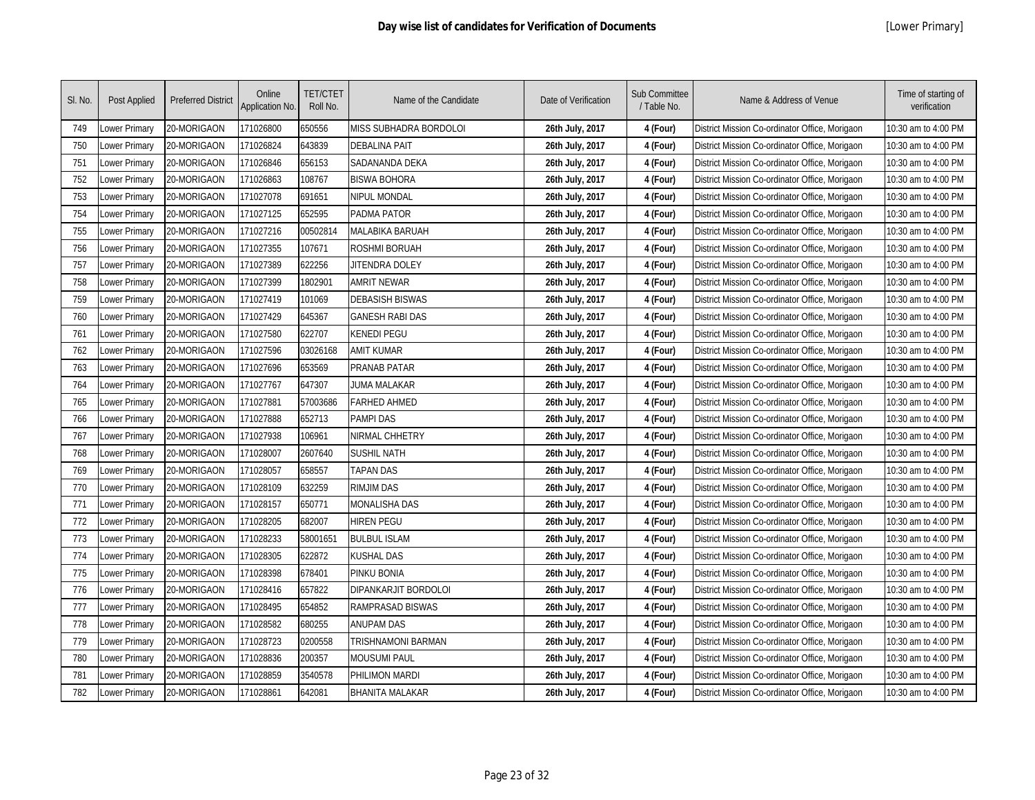# Day wise list of candidates for Verification of Documents

[Lower Primary]

| Sl. No. | Post Applied | Preferred District | Online Application No. | TET/CTET Roll No. | Name of the Candidate | Date of Verification | Sub Committee / Table No. | Name & Address of Venue | Time of starting of verification |
|---|---|---|---|---|---|---|---|---|---|
| 749 | Lower Primary | 20-MORIGAON | 171026800 | 650556 | MISS SUBHADRA BORDOLOI | 26th July, 2017 | 4 (Four) | District Mission Co-ordinator Office, Morigaon | 10:30 am to 4:00 PM |
| 750 | Lower Primary | 20-MORIGAON | 171026824 | 643839 | DEBALINA PAIT | 26th July, 2017 | 4 (Four) | District Mission Co-ordinator Office, Morigaon | 10:30 am to 4:00 PM |
| 751 | Lower Primary | 20-MORIGAON | 171026846 | 656153 | SADANANDA DEKA | 26th July, 2017 | 4 (Four) | District Mission Co-ordinator Office, Morigaon | 10:30 am to 4:00 PM |
| 752 | Lower Primary | 20-MORIGAON | 171026863 | 108767 | BISWA BOHORA | 26th July, 2017 | 4 (Four) | District Mission Co-ordinator Office, Morigaon | 10:30 am to 4:00 PM |
| 753 | Lower Primary | 20-MORIGAON | 171027078 | 691651 | NIPUL MONDAL | 26th July, 2017 | 4 (Four) | District Mission Co-ordinator Office, Morigaon | 10:30 am to 4:00 PM |
| 754 | Lower Primary | 20-MORIGAON | 171027125 | 652595 | PADMA PATOR | 26th July, 2017 | 4 (Four) | District Mission Co-ordinator Office, Morigaon | 10:30 am to 4:00 PM |
| 755 | Lower Primary | 20-MORIGAON | 171027216 | 00502814 | MALABIKA BARUAH | 26th July, 2017 | 4 (Four) | District Mission Co-ordinator Office, Morigaon | 10:30 am to 4:00 PM |
| 756 | Lower Primary | 20-MORIGAON | 171027355 | 107671 | ROSHMI BORUAH | 26th July, 2017 | 4 (Four) | District Mission Co-ordinator Office, Morigaon | 10:30 am to 4:00 PM |
| 757 | Lower Primary | 20-MORIGAON | 171027389 | 622256 | JITENDRA DOLEY | 26th July, 2017 | 4 (Four) | District Mission Co-ordinator Office, Morigaon | 10:30 am to 4:00 PM |
| 758 | Lower Primary | 20-MORIGAON | 171027399 | 1802901 | AMRIT NEWAR | 26th July, 2017 | 4 (Four) | District Mission Co-ordinator Office, Morigaon | 10:30 am to 4:00 PM |
| 759 | Lower Primary | 20-MORIGAON | 171027419 | 101069 | DEBASISH BISWAS | 26th July, 2017 | 4 (Four) | District Mission Co-ordinator Office, Morigaon | 10:30 am to 4:00 PM |
| 760 | Lower Primary | 20-MORIGAON | 171027429 | 645367 | GANESH RABI DAS | 26th July, 2017 | 4 (Four) | District Mission Co-ordinator Office, Morigaon | 10:30 am to 4:00 PM |
| 761 | Lower Primary | 20-MORIGAON | 171027580 | 622707 | KENEDI PEGU | 26th July, 2017 | 4 (Four) | District Mission Co-ordinator Office, Morigaon | 10:30 am to 4:00 PM |
| 762 | Lower Primary | 20-MORIGAON | 171027596 | 03026168 | AMIT KUMAR | 26th July, 2017 | 4 (Four) | District Mission Co-ordinator Office, Morigaon | 10:30 am to 4:00 PM |
| 763 | Lower Primary | 20-MORIGAON | 171027696 | 653569 | PRANAB PATAR | 26th July, 2017 | 4 (Four) | District Mission Co-ordinator Office, Morigaon | 10:30 am to 4:00 PM |
| 764 | Lower Primary | 20-MORIGAON | 171027767 | 647307 | JUMA MALAKAR | 26th July, 2017 | 4 (Four) | District Mission Co-ordinator Office, Morigaon | 10:30 am to 4:00 PM |
| 765 | Lower Primary | 20-MORIGAON | 171027881 | 57003686 | FARHED AHMED | 26th July, 2017 | 4 (Four) | District Mission Co-ordinator Office, Morigaon | 10:30 am to 4:00 PM |
| 766 | Lower Primary | 20-MORIGAON | 171027888 | 652713 | PAMPI DAS | 26th July, 2017 | 4 (Four) | District Mission Co-ordinator Office, Morigaon | 10:30 am to 4:00 PM |
| 767 | Lower Primary | 20-MORIGAON | 171027938 | 106961 | NIRMAL CHHETRY | 26th July, 2017 | 4 (Four) | District Mission Co-ordinator Office, Morigaon | 10:30 am to 4:00 PM |
| 768 | Lower Primary | 20-MORIGAON | 171028007 | 2607640 | SUSHIL NATH | 26th July, 2017 | 4 (Four) | District Mission Co-ordinator Office, Morigaon | 10:30 am to 4:00 PM |
| 769 | Lower Primary | 20-MORIGAON | 171028057 | 658557 | TAPAN DAS | 26th July, 2017 | 4 (Four) | District Mission Co-ordinator Office, Morigaon | 10:30 am to 4:00 PM |
| 770 | Lower Primary | 20-MORIGAON | 171028109 | 632259 | RIMJIM DAS | 26th July, 2017 | 4 (Four) | District Mission Co-ordinator Office, Morigaon | 10:30 am to 4:00 PM |
| 771 | Lower Primary | 20-MORIGAON | 171028157 | 650771 | MONALISHA DAS | 26th July, 2017 | 4 (Four) | District Mission Co-ordinator Office, Morigaon | 10:30 am to 4:00 PM |
| 772 | Lower Primary | 20-MORIGAON | 171028205 | 682007 | HIREN PEGU | 26th July, 2017 | 4 (Four) | District Mission Co-ordinator Office, Morigaon | 10:30 am to 4:00 PM |
| 773 | Lower Primary | 20-MORIGAON | 171028233 | 58001651 | BULBUL ISLAM | 26th July, 2017 | 4 (Four) | District Mission Co-ordinator Office, Morigaon | 10:30 am to 4:00 PM |
| 774 | Lower Primary | 20-MORIGAON | 171028305 | 622872 | KUSHAL DAS | 26th July, 2017 | 4 (Four) | District Mission Co-ordinator Office, Morigaon | 10:30 am to 4:00 PM |
| 775 | Lower Primary | 20-MORIGAON | 171028398 | 678401 | PINKU BONIA | 26th July, 2017 | 4 (Four) | District Mission Co-ordinator Office, Morigaon | 10:30 am to 4:00 PM |
| 776 | Lower Primary | 20-MORIGAON | 171028416 | 657822 | DIPANKARJIT BORDOLOI | 26th July, 2017 | 4 (Four) | District Mission Co-ordinator Office, Morigaon | 10:30 am to 4:00 PM |
| 777 | Lower Primary | 20-MORIGAON | 171028495 | 654852 | RAMPRASAD BISWAS | 26th July, 2017 | 4 (Four) | District Mission Co-ordinator Office, Morigaon | 10:30 am to 4:00 PM |
| 778 | Lower Primary | 20-MORIGAON | 171028582 | 680255 | ANUPAM DAS | 26th July, 2017 | 4 (Four) | District Mission Co-ordinator Office, Morigaon | 10:30 am to 4:00 PM |
| 779 | Lower Primary | 20-MORIGAON | 171028723 | 0200558 | TRISHNAMONI BARMAN | 26th July, 2017 | 4 (Four) | District Mission Co-ordinator Office, Morigaon | 10:30 am to 4:00 PM |
| 780 | Lower Primary | 20-MORIGAON | 171028836 | 200357 | MOUSUMI PAUL | 26th July, 2017 | 4 (Four) | District Mission Co-ordinator Office, Morigaon | 10:30 am to 4:00 PM |
| 781 | Lower Primary | 20-MORIGAON | 171028859 | 3540578 | PHILIMON MARDI | 26th July, 2017 | 4 (Four) | District Mission Co-ordinator Office, Morigaon | 10:30 am to 4:00 PM |
| 782 | Lower Primary | 20-MORIGAON | 171028861 | 642081 | BHANITA MALAKAR | 26th July, 2017 | 4 (Four) | District Mission Co-ordinator Office, Morigaon | 10:30 am to 4:00 PM |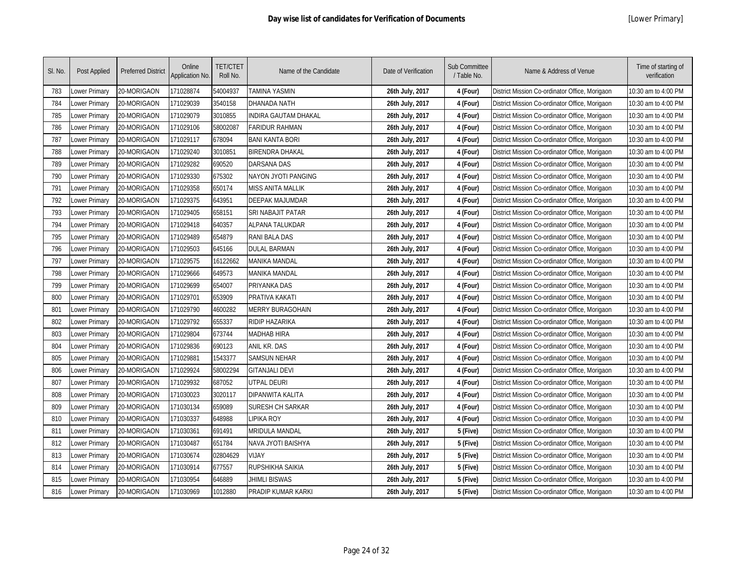# Day wise list of candidates for Verification of Documents

[Lower Primary]

| Sl. No. | Post Applied | Preferred District | Online Application No. | TET/CTET Roll No. | Name of the Candidate | Date of Verification | Sub Committee / Table No. | Name & Address of Venue | Time of starting of verification |
|---|---|---|---|---|---|---|---|---|---|
| 783 | Lower Primary | 20-MORIGAON | 171028874 | 54004937 | TAMINA YASMIN | **26th July, 2017** | **4 (Four)** | District Mission Co-ordinator Office, Morigaon | 10:30 am to 4:00 PM |
| 784 | Lower Primary | 20-MORIGAON | 171029039 | 3540158 | DHANADA NATH | **26th July, 2017** | **4 (Four)** | District Mission Co-ordinator Office, Morigaon | 10:30 am to 4:00 PM |
| 785 | Lower Primary | 20-MORIGAON | 171029079 | 3010855 | INDIRA GAUTAM DHAKAL | **26th July, 2017** | **4 (Four)** | District Mission Co-ordinator Office, Morigaon | 10:30 am to 4:00 PM |
| 786 | Lower Primary | 20-MORIGAON | 171029106 | 58002087 | FARIDUR RAHMAN | **26th July, 2017** | **4 (Four)** | District Mission Co-ordinator Office, Morigaon | 10:30 am to 4:00 PM |
| 787 | Lower Primary | 20-MORIGAON | 171029117 | 678094 | BANI KANTA BORI | **26th July, 2017** | **4 (Four)** | District Mission Co-ordinator Office, Morigaon | 10:30 am to 4:00 PM |
| 788 | Lower Primary | 20-MORIGAON | 171029240 | 3010851 | BIRENDRA DHAKAL | **26th July, 2017** | **4 (Four)** | District Mission Co-ordinator Office, Morigaon | 10:30 am to 4:00 PM |
| 789 | Lower Primary | 20-MORIGAON | 171029282 | 690520 | DARSANA DAS | **26th July, 2017** | **4 (Four)** | District Mission Co-ordinator Office, Morigaon | 10:30 am to 4:00 PM |
| 790 | Lower Primary | 20-MORIGAON | 171029330 | 675302 | NAYON JYOTI PANGING | **26th July, 2017** | **4 (Four)** | District Mission Co-ordinator Office, Morigaon | 10:30 am to 4:00 PM |
| 791 | Lower Primary | 20-MORIGAON | 171029358 | 650174 | MISS ANITA MALLIK | **26th July, 2017** | **4 (Four)** | District Mission Co-ordinator Office, Morigaon | 10:30 am to 4:00 PM |
| 792 | Lower Primary | 20-MORIGAON | 171029375 | 643951 | DEEPAK MAJUMDAR | **26th July, 2017** | **4 (Four)** | District Mission Co-ordinator Office, Morigaon | 10:30 am to 4:00 PM |
| 793 | Lower Primary | 20-MORIGAON | 171029405 | 658151 | SRI NABAJIT PATAR | **26th July, 2017** | **4 (Four)** | District Mission Co-ordinator Office, Morigaon | 10:30 am to 4:00 PM |
| 794 | Lower Primary | 20-MORIGAON | 171029418 | 640357 | ALPANA TALUKDAR | **26th July, 2017** | **4 (Four)** | District Mission Co-ordinator Office, Morigaon | 10:30 am to 4:00 PM |
| 795 | Lower Primary | 20-MORIGAON | 171029489 | 654879 | RANI BALA DAS | **26th July, 2017** | **4 (Four)** | District Mission Co-ordinator Office, Morigaon | 10:30 am to 4:00 PM |
| 796 | Lower Primary | 20-MORIGAON | 171029503 | 645166 | DULAL BARMAN | **26th July, 2017** | **4 (Four)** | District Mission Co-ordinator Office, Morigaon | 10:30 am to 4:00 PM |
| 797 | Lower Primary | 20-MORIGAON | 171029575 | 16122662 | MANIKA MANDAL | **26th July, 2017** | **4 (Four)** | District Mission Co-ordinator Office, Morigaon | 10:30 am to 4:00 PM |
| 798 | Lower Primary | 20-MORIGAON | 171029666 | 649573 | MANIKA MANDAL | **26th July, 2017** | **4 (Four)** | District Mission Co-ordinator Office, Morigaon | 10:30 am to 4:00 PM |
| 799 | Lower Primary | 20-MORIGAON | 171029699 | 654007 | PRIYANKA DAS | **26th July, 2017** | **4 (Four)** | District Mission Co-ordinator Office, Morigaon | 10:30 am to 4:00 PM |
| 800 | Lower Primary | 20-MORIGAON | 171029701 | 653909 | PRATIVA KAKATI | **26th July, 2017** | **4 (Four)** | District Mission Co-ordinator Office, Morigaon | 10:30 am to 4:00 PM |
| 801 | Lower Primary | 20-MORIGAON | 171029790 | 4600282 | MERRY BURAGOHAIN | **26th July, 2017** | **4 (Four)** | District Mission Co-ordinator Office, Morigaon | 10:30 am to 4:00 PM |
| 802 | Lower Primary | 20-MORIGAON | 171029792 | 655337 | RIDIP HAZARIKA | **26th July, 2017** | **4 (Four)** | District Mission Co-ordinator Office, Morigaon | 10:30 am to 4:00 PM |
| 803 | Lower Primary | 20-MORIGAON | 171029804 | 673744 | MADHAB HIRA | **26th July, 2017** | **4 (Four)** | District Mission Co-ordinator Office, Morigaon | 10:30 am to 4:00 PM |
| 804 | Lower Primary | 20-MORIGAON | 171029836 | 690123 | ANIL KR. DAS | **26th July, 2017** | **4 (Four)** | District Mission Co-ordinator Office, Morigaon | 10:30 am to 4:00 PM |
| 805 | Lower Primary | 20-MORIGAON | 171029881 | 1543377 | SAMSUN NEHAR | **26th July, 2017** | **4 (Four)** | District Mission Co-ordinator Office, Morigaon | 10:30 am to 4:00 PM |
| 806 | Lower Primary | 20-MORIGAON | 171029924 | 58002294 | GITANJALI DEVI | **26th July, 2017** | **4 (Four)** | District Mission Co-ordinator Office, Morigaon | 10:30 am to 4:00 PM |
| 807 | Lower Primary | 20-MORIGAON | 171029932 | 687052 | UTPAL DEURI | **26th July, 2017** | **4 (Four)** | District Mission Co-ordinator Office, Morigaon | 10:30 am to 4:00 PM |
| 808 | Lower Primary | 20-MORIGAON | 171030023 | 3020117 | DIPANWITA KALITA | **26th July, 2017** | **4 (Four)** | District Mission Co-ordinator Office, Morigaon | 10:30 am to 4:00 PM |
| 809 | Lower Primary | 20-MORIGAON | 171030134 | 659089 | SURESH CH SARKAR | **26th July, 2017** | **4 (Four)** | District Mission Co-ordinator Office, Morigaon | 10:30 am to 4:00 PM |
| 810 | Lower Primary | 20-MORIGAON | 171030337 | 648988 | LIPIKA ROY | **26th July, 2017** | **4 (Four)** | District Mission Co-ordinator Office, Morigaon | 10:30 am to 4:00 PM |
| 811 | Lower Primary | 20-MORIGAON | 171030361 | 691491 | MRIDULA MANDAL | **26th July, 2017** | **5 (Five)** | District Mission Co-ordinator Office, Morigaon | 10:30 am to 4:00 PM |
| 812 | Lower Primary | 20-MORIGAON | 171030487 | 651784 | NAVA JYOTI BAISHYA | **26th July, 2017** | **5 (Five)** | District Mission Co-ordinator Office, Morigaon | 10:30 am to 4:00 PM |
| 813 | Lower Primary | 20-MORIGAON | 171030674 | 02804629 | VIJAY | **26th July, 2017** | **5 (Five)** | District Mission Co-ordinator Office, Morigaon | 10:30 am to 4:00 PM |
| 814 | Lower Primary | 20-MORIGAON | 171030914 | 677557 | RUPSHIKHA SAIKIA | **26th July, 2017** | **5 (Five)** | District Mission Co-ordinator Office, Morigaon | 10:30 am to 4:00 PM |
| 815 | Lower Primary | 20-MORIGAON | 171030954 | 646889 | JHIMLI BISWAS | **26th July, 2017** | **5 (Five)** | District Mission Co-ordinator Office, Morigaon | 10:30 am to 4:00 PM |
| 816 | Lower Primary | 20-MORIGAON | 171030969 | 1012880 | PRADIP KUMAR KARKI | **26th July, 2017** | **5 (Five)** | District Mission Co-ordinator Office, Morigaon | 10:30 am to 4:00 PM |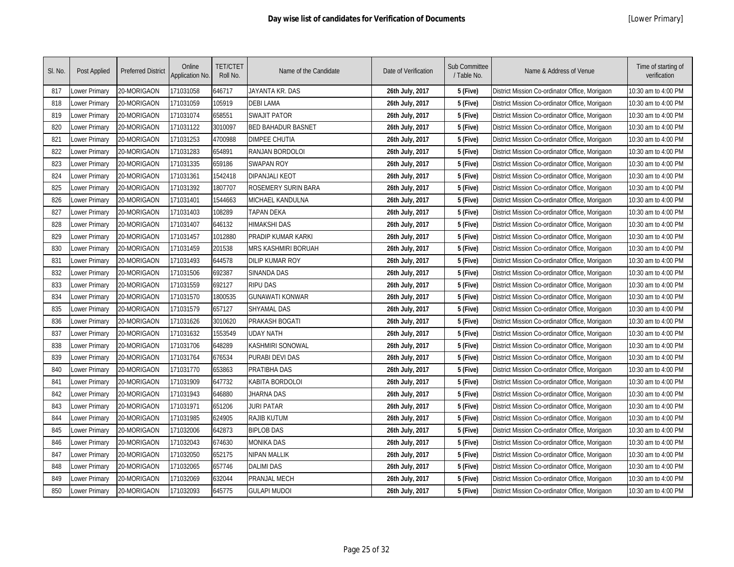# Day wise list of candidates for Verification of Documents

[Lower Primary]

| Sl. No. | Post Applied | Preferred District | Online Application No. | TET/CTET Roll No. | Name of the Candidate | Date of Verification | Sub Committee / Table No. | Name & Address of Venue | Time of starting of verification |
|---|---|---|---|---|---|---|---|---|---|
| 817 | Lower Primary | 20-MORIGAON | 171031058 | 646717 | JAYANTA KR. DAS | **26th July, 2017** | **5 (Five)** | District Mission Co-ordinator Office, Morigaon | 10:30 am to 4:00 PM |
| 818 | Lower Primary | 20-MORIGAON | 171031059 | 105919 | DEBI LAMA | **26th July, 2017** | **5 (Five)** | District Mission Co-ordinator Office, Morigaon | 10:30 am to 4:00 PM |
| 819 | Lower Primary | 20-MORIGAON | 171031074 | 658551 | SWAJIT PATOR | **26th July, 2017** | **5 (Five)** | District Mission Co-ordinator Office, Morigaon | 10:30 am to 4:00 PM |
| 820 | Lower Primary | 20-MORIGAON | 171031122 | 3010097 | BED BAHADUR BASNET | **26th July, 2017** | **5 (Five)** | District Mission Co-ordinator Office, Morigaon | 10:30 am to 4:00 PM |
| 821 | Lower Primary | 20-MORIGAON | 171031253 | 4700988 | DIMPEE CHUTIA | **26th July, 2017** | **5 (Five)** | District Mission Co-ordinator Office, Morigaon | 10:30 am to 4:00 PM |
| 822 | Lower Primary | 20-MORIGAON | 171031283 | 654891 | RANJAN BORDOLOI | **26th July, 2017** | **5 (Five)** | District Mission Co-ordinator Office, Morigaon | 10:30 am to 4:00 PM |
| 823 | Lower Primary | 20-MORIGAON | 171031335 | 659186 | SWAPAN ROY | **26th July, 2017** | **5 (Five)** | District Mission Co-ordinator Office, Morigaon | 10:30 am to 4:00 PM |
| 824 | Lower Primary | 20-MORIGAON | 171031361 | 1542418 | DIPANJALI KEOT | **26th July, 2017** | **5 (Five)** | District Mission Co-ordinator Office, Morigaon | 10:30 am to 4:00 PM |
| 825 | Lower Primary | 20-MORIGAON | 171031392 | 1807707 | ROSEMERY SURIN BARA | **26th July, 2017** | **5 (Five)** | District Mission Co-ordinator Office, Morigaon | 10:30 am to 4:00 PM |
| 826 | Lower Primary | 20-MORIGAON | 171031401 | 1544663 | MICHAEL KANDULNA | **26th July, 2017** | **5 (Five)** | District Mission Co-ordinator Office, Morigaon | 10:30 am to 4:00 PM |
| 827 | Lower Primary | 20-MORIGAON | 171031403 | 108289 | TAPAN DEKA | **26th July, 2017** | **5 (Five)** | District Mission Co-ordinator Office, Morigaon | 10:30 am to 4:00 PM |
| 828 | Lower Primary | 20-MORIGAON | 171031407 | 646132 | HIMAKSHI DAS | **26th July, 2017** | **5 (Five)** | District Mission Co-ordinator Office, Morigaon | 10:30 am to 4:00 PM |
| 829 | Lower Primary | 20-MORIGAON | 171031457 | 1012880 | PRADIP KUMAR KARKI | **26th July, 2017** | **5 (Five)** | District Mission Co-ordinator Office, Morigaon | 10:30 am to 4:00 PM |
| 830 | Lower Primary | 20-MORIGAON | 171031459 | 201538 | MRS KASHMIRI BORUAH | **26th July, 2017** | **5 (Five)** | District Mission Co-ordinator Office, Morigaon | 10:30 am to 4:00 PM |
| 831 | Lower Primary | 20-MORIGAON | 171031493 | 644578 | DILIP KUMAR ROY | **26th July, 2017** | **5 (Five)** | District Mission Co-ordinator Office, Morigaon | 10:30 am to 4:00 PM |
| 832 | Lower Primary | 20-MORIGAON | 171031506 | 692387 | SINANDA DAS | **26th July, 2017** | **5 (Five)** | District Mission Co-ordinator Office, Morigaon | 10:30 am to 4:00 PM |
| 833 | Lower Primary | 20-MORIGAON | 171031559 | 692127 | RIPU DAS | **26th July, 2017** | **5 (Five)** | District Mission Co-ordinator Office, Morigaon | 10:30 am to 4:00 PM |
| 834 | Lower Primary | 20-MORIGAON | 171031570 | 1800535 | GUNAWATI KONWAR | **26th July, 2017** | **5 (Five)** | District Mission Co-ordinator Office, Morigaon | 10:30 am to 4:00 PM |
| 835 | Lower Primary | 20-MORIGAON | 171031579 | 657127 | SHYAMAL DAS | **26th July, 2017** | **5 (Five)** | District Mission Co-ordinator Office, Morigaon | 10:30 am to 4:00 PM |
| 836 | Lower Primary | 20-MORIGAON | 171031626 | 3010620 | PRAKASH BOGATI | **26th July, 2017** | **5 (Five)** | District Mission Co-ordinator Office, Morigaon | 10:30 am to 4:00 PM |
| 837 | Lower Primary | 20-MORIGAON | 171031632 | 1553549 | UDAY NATH | **26th July, 2017** | **5 (Five)** | District Mission Co-ordinator Office, Morigaon | 10:30 am to 4:00 PM |
| 838 | Lower Primary | 20-MORIGAON | 171031706 | 648289 | KASHMIRI SONOWAL | **26th July, 2017** | **5 (Five)** | District Mission Co-ordinator Office, Morigaon | 10:30 am to 4:00 PM |
| 839 | Lower Primary | 20-MORIGAON | 171031764 | 676534 | PURABI DEVI DAS | **26th July, 2017** | **5 (Five)** | District Mission Co-ordinator Office, Morigaon | 10:30 am to 4:00 PM |
| 840 | Lower Primary | 20-MORIGAON | 171031770 | 653863 | PRATIBHA DAS | **26th July, 2017** | **5 (Five)** | District Mission Co-ordinator Office, Morigaon | 10:30 am to 4:00 PM |
| 841 | Lower Primary | 20-MORIGAON | 171031909 | 647732 | KABITA BORDOLOI | **26th July, 2017** | **5 (Five)** | District Mission Co-ordinator Office, Morigaon | 10:30 am to 4:00 PM |
| 842 | Lower Primary | 20-MORIGAON | 171031943 | 646880 | JHARNA DAS | **26th July, 2017** | **5 (Five)** | District Mission Co-ordinator Office, Morigaon | 10:30 am to 4:00 PM |
| 843 | Lower Primary | 20-MORIGAON | 171031971 | 651206 | JURI PATAR | **26th July, 2017** | **5 (Five)** | District Mission Co-ordinator Office, Morigaon | 10:30 am to 4:00 PM |
| 844 | Lower Primary | 20-MORIGAON | 171031985 | 624905 | RAJIB KUTUM | **26th July, 2017** | **5 (Five)** | District Mission Co-ordinator Office, Morigaon | 10:30 am to 4:00 PM |
| 845 | Lower Primary | 20-MORIGAON | 171032006 | 642873 | BIPLOB DAS | **26th July, 2017** | **5 (Five)** | District Mission Co-ordinator Office, Morigaon | 10:30 am to 4:00 PM |
| 846 | Lower Primary | 20-MORIGAON | 171032043 | 674630 | MONIKA DAS | **26th July, 2017** | **5 (Five)** | District Mission Co-ordinator Office, Morigaon | 10:30 am to 4:00 PM |
| 847 | Lower Primary | 20-MORIGAON | 171032050 | 652175 | NIPAN MALLIK | **26th July, 2017** | **5 (Five)** | District Mission Co-ordinator Office, Morigaon | 10:30 am to 4:00 PM |
| 848 | Lower Primary | 20-MORIGAON | 171032065 | 657746 | DALIMI DAS | **26th July, 2017** | **5 (Five)** | District Mission Co-ordinator Office, Morigaon | 10:30 am to 4:00 PM |
| 849 | Lower Primary | 20-MORIGAON | 171032069 | 632044 | PRANJAL MECH | **26th July, 2017** | **5 (Five)** | District Mission Co-ordinator Office, Morigaon | 10:30 am to 4:00 PM |
| 850 | Lower Primary | 20-MORIGAON | 171032093 | 645775 | GULAPI MUDOI | **26th July, 2017** | **5 (Five)** | District Mission Co-ordinator Office, Morigaon | 10:30 am to 4:00 PM |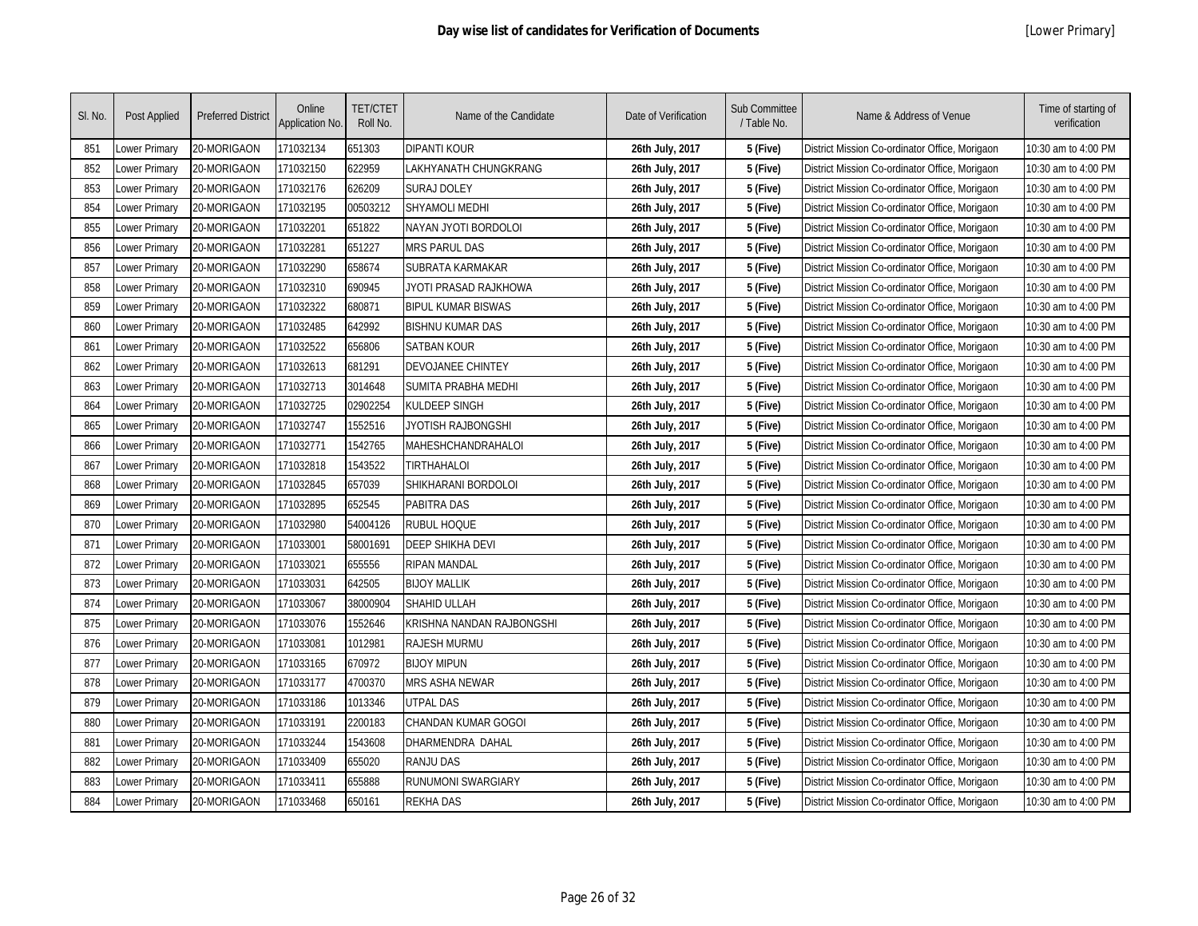# Day wise list of candidates for Verification of Documents

[Lower Primary]

| Sl. No. | Post Applied | Preferred District | Online Application No. | TET/CTET Roll No. | Name of the Candidate | Date of Verification | Sub Committee / Table No. | Name & Address of Venue | Time of starting of verification |
|---|---|---|---|---|---|---|---|---|---|
| 851 | Lower Primary | 20-MORIGAON | 171032134 | 651303 | DIPANTI KOUR | **26th July, 2017** | **5 (Five)** | District Mission Co-ordinator Office, Morigaon | 10:30 am to 4:00 PM |
| 852 | Lower Primary | 20-MORIGAON | 171032150 | 622959 | LAKHYANATH CHUNGKRANG | **26th July, 2017** | **5 (Five)** | District Mission Co-ordinator Office, Morigaon | 10:30 am to 4:00 PM |
| 853 | Lower Primary | 20-MORIGAON | 171032176 | 626209 | SURAJ DOLEY | **26th July, 2017** | **5 (Five)** | District Mission Co-ordinator Office, Morigaon | 10:30 am to 4:00 PM |
| 854 | Lower Primary | 20-MORIGAON | 171032195 | 00503212 | SHYAMOLI MEDHI | **26th July, 2017** | **5 (Five)** | District Mission Co-ordinator Office, Morigaon | 10:30 am to 4:00 PM |
| 855 | Lower Primary | 20-MORIGAON | 171032201 | 651822 | NAYAN JYOTI BORDOLOI | **26th July, 2017** | **5 (Five)** | District Mission Co-ordinator Office, Morigaon | 10:30 am to 4:00 PM |
| 856 | Lower Primary | 20-MORIGAON | 171032281 | 651227 | MRS PARUL DAS | **26th July, 2017** | **5 (Five)** | District Mission Co-ordinator Office, Morigaon | 10:30 am to 4:00 PM |
| 857 | Lower Primary | 20-MORIGAON | 171032290 | 658674 | SUBRATA KARMAKAR | **26th July, 2017** | **5 (Five)** | District Mission Co-ordinator Office, Morigaon | 10:30 am to 4:00 PM |
| 858 | Lower Primary | 20-MORIGAON | 171032310 | 690945 | JYOTI PRASAD RAJKHOWA | **26th July, 2017** | **5 (Five)** | District Mission Co-ordinator Office, Morigaon | 10:30 am to 4:00 PM |
| 859 | Lower Primary | 20-MORIGAON | 171032322 | 680871 | BIPUL KUMAR BISWAS | **26th July, 2017** | **5 (Five)** | District Mission Co-ordinator Office, Morigaon | 10:30 am to 4:00 PM |
| 860 | Lower Primary | 20-MORIGAON | 171032485 | 642992 | BISHNU KUMAR DAS | **26th July, 2017** | **5 (Five)** | District Mission Co-ordinator Office, Morigaon | 10:30 am to 4:00 PM |
| 861 | Lower Primary | 20-MORIGAON | 171032522 | 656806 | SATBAN KOUR | **26th July, 2017** | **5 (Five)** | District Mission Co-ordinator Office, Morigaon | 10:30 am to 4:00 PM |
| 862 | Lower Primary | 20-MORIGAON | 171032613 | 681291 | DEVOJANEE CHINTEY | **26th July, 2017** | **5 (Five)** | District Mission Co-ordinator Office, Morigaon | 10:30 am to 4:00 PM |
| 863 | Lower Primary | 20-MORIGAON | 171032713 | 3014648 | SUMITA PRABHA MEDHI | **26th July, 2017** | **5 (Five)** | District Mission Co-ordinator Office, Morigaon | 10:30 am to 4:00 PM |
| 864 | Lower Primary | 20-MORIGAON | 171032725 | 02902254 | KULDEEP SINGH | **26th July, 2017** | **5 (Five)** | District Mission Co-ordinator Office, Morigaon | 10:30 am to 4:00 PM |
| 865 | Lower Primary | 20-MORIGAON | 171032747 | 1552516 | JYOTISH RAJBONGSHI | **26th July, 2017** | **5 (Five)** | District Mission Co-ordinator Office, Morigaon | 10:30 am to 4:00 PM |
| 866 | Lower Primary | 20-MORIGAON | 171032771 | 1542765 | MAHESHCHANDRAHALOI | **26th July, 2017** | **5 (Five)** | District Mission Co-ordinator Office, Morigaon | 10:30 am to 4:00 PM |
| 867 | Lower Primary | 20-MORIGAON | 171032818 | 1543522 | TIRTHAHALOI | **26th July, 2017** | **5 (Five)** | District Mission Co-ordinator Office, Morigaon | 10:30 am to 4:00 PM |
| 868 | Lower Primary | 20-MORIGAON | 171032845 | 657039 | SHIKHARANI BORDOLOI | **26th July, 2017** | **5 (Five)** | District Mission Co-ordinator Office, Morigaon | 10:30 am to 4:00 PM |
| 869 | Lower Primary | 20-MORIGAON | 171032895 | 652545 | PABITRA DAS | **26th July, 2017** | **5 (Five)** | District Mission Co-ordinator Office, Morigaon | 10:30 am to 4:00 PM |
| 870 | Lower Primary | 20-MORIGAON | 171032980 | 54004126 | RUBUL HOQUE | **26th July, 2017** | **5 (Five)** | District Mission Co-ordinator Office, Morigaon | 10:30 am to 4:00 PM |
| 871 | Lower Primary | 20-MORIGAON | 171033001 | 58001691 | DEEP SHIKHA DEVI | **26th July, 2017** | **5 (Five)** | District Mission Co-ordinator Office, Morigaon | 10:30 am to 4:00 PM |
| 872 | Lower Primary | 20-MORIGAON | 171033021 | 655556 | RIPAN MANDAL | **26th July, 2017** | **5 (Five)** | District Mission Co-ordinator Office, Morigaon | 10:30 am to 4:00 PM |
| 873 | Lower Primary | 20-MORIGAON | 171033031 | 642505 | BIJOY MALLIK | **26th July, 2017** | **5 (Five)** | District Mission Co-ordinator Office, Morigaon | 10:30 am to 4:00 PM |
| 874 | Lower Primary | 20-MORIGAON | 171033067 | 38000904 | SHAHID ULLAH | **26th July, 2017** | **5 (Five)** | District Mission Co-ordinator Office, Morigaon | 10:30 am to 4:00 PM |
| 875 | Lower Primary | 20-MORIGAON | 171033076 | 1552646 | KRISHNA NANDAN RAJBONGSHI | **26th July, 2017** | **5 (Five)** | District Mission Co-ordinator Office, Morigaon | 10:30 am to 4:00 PM |
| 876 | Lower Primary | 20-MORIGAON | 171033081 | 1012981 | RAJESH MURMU | **26th July, 2017** | **5 (Five)** | District Mission Co-ordinator Office, Morigaon | 10:30 am to 4:00 PM |
| 877 | Lower Primary | 20-MORIGAON | 171033165 | 670972 | BIJOY MIPUN | **26th July, 2017** | **5 (Five)** | District Mission Co-ordinator Office, Morigaon | 10:30 am to 4:00 PM |
| 878 | Lower Primary | 20-MORIGAON | 171033177 | 4700370 | MRS ASHA NEWAR | **26th July, 2017** | **5 (Five)** | District Mission Co-ordinator Office, Morigaon | 10:30 am to 4:00 PM |
| 879 | Lower Primary | 20-MORIGAON | 171033186 | 1013346 | UTPAL DAS | **26th July, 2017** | **5 (Five)** | District Mission Co-ordinator Office, Morigaon | 10:30 am to 4:00 PM |
| 880 | Lower Primary | 20-MORIGAON | 171033191 | 2200183 | CHANDAN KUMAR GOGOI | **26th July, 2017** | **5 (Five)** | District Mission Co-ordinator Office, Morigaon | 10:30 am to 4:00 PM |
| 881 | Lower Primary | 20-MORIGAON | 171033244 | 1543608 | DHARMENDRA DAHAL | **26th July, 2017** | **5 (Five)** | District Mission Co-ordinator Office, Morigaon | 10:30 am to 4:00 PM |
| 882 | Lower Primary | 20-MORIGAON | 171033409 | 655020 | RANJU DAS | **26th July, 2017** | **5 (Five)** | District Mission Co-ordinator Office, Morigaon | 10:30 am to 4:00 PM |
| 883 | Lower Primary | 20-MORIGAON | 171033411 | 655888 | RUNUMONI SWARGIARY | **26th July, 2017** | **5 (Five)** | District Mission Co-ordinator Office, Morigaon | 10:30 am to 4:00 PM |
| 884 | Lower Primary | 20-MORIGAON | 171033468 | 650161 | REKHA DAS | **26th July, 2017** | **5 (Five)** | District Mission Co-ordinator Office, Morigaon | 10:30 am to 4:00 PM |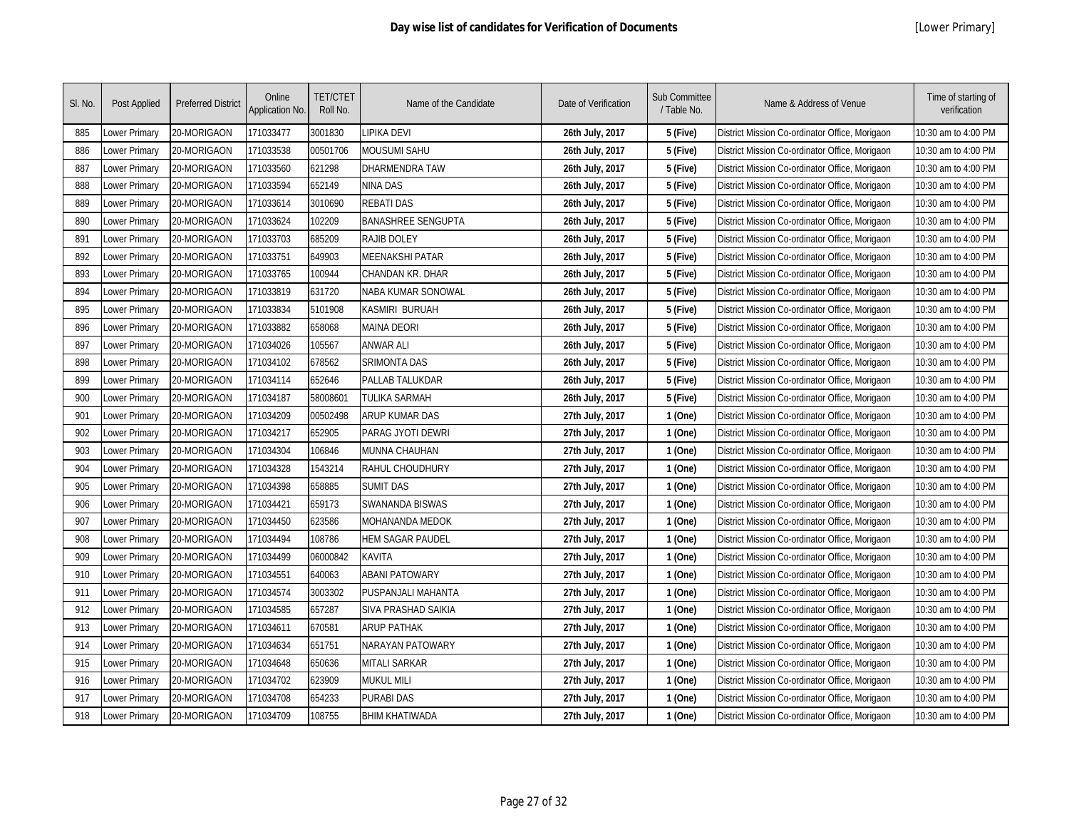## Day wise list of candidates for Verification of Documents

[Lower Primary]

| Sl. No. | Post Applied | Preferred District | Online Application No. | TET/CTET Roll No. | Name of the Candidate | Date of Verification | Sub Committee / Table No. | Name & Address of Venue | Time of starting of verification |
|---|---|---|---|---|---|---|---|---|---|
| 885 | Lower Primary | 20-MORIGAON | 171033477 | 3001830 | LIPIKA DEVI | **26th July, 2017** | **5 (Five)** | District Mission Co-ordinator Office, Morigaon | 10:30 am to 4:00 PM |
| 886 | Lower Primary | 20-MORIGAON | 171033538 | 00501706 | MOUSUMI SAHU | **26th July, 2017** | **5 (Five)** | District Mission Co-ordinator Office, Morigaon | 10:30 am to 4:00 PM |
| 887 | Lower Primary | 20-MORIGAON | 171033560 | 621298 | DHARMENDRA TAW | **26th July, 2017** | **5 (Five)** | District Mission Co-ordinator Office, Morigaon | 10:30 am to 4:00 PM |
| 888 | Lower Primary | 20-MORIGAON | 171033594 | 652149 | NINA DAS | **26th July, 2017** | **5 (Five)** | District Mission Co-ordinator Office, Morigaon | 10:30 am to 4:00 PM |
| 889 | Lower Primary | 20-MORIGAON | 171033614 | 3010690 | REBATI DAS | **26th July, 2017** | **5 (Five)** | District Mission Co-ordinator Office, Morigaon | 10:30 am to 4:00 PM |
| 890 | Lower Primary | 20-MORIGAON | 171033624 | 102209 | BANASHREE SENGUPTA | **26th July, 2017** | **5 (Five)** | District Mission Co-ordinator Office, Morigaon | 10:30 am to 4:00 PM |
| 891 | Lower Primary | 20-MORIGAON | 171033703 | 685209 | RAJIB DOLEY | **26th July, 2017** | **5 (Five)** | District Mission Co-ordinator Office, Morigaon | 10:30 am to 4:00 PM |
| 892 | Lower Primary | 20-MORIGAON | 171033751 | 649903 | MEENAKSHI PATAR | **26th July, 2017** | **5 (Five)** | District Mission Co-ordinator Office, Morigaon | 10:30 am to 4:00 PM |
| 893 | Lower Primary | 20-MORIGAON | 171033765 | 100944 | CHANDAN KR. DHAR | **26th July, 2017** | **5 (Five)** | District Mission Co-ordinator Office, Morigaon | 10:30 am to 4:00 PM |
| 894 | Lower Primary | 20-MORIGAON | 171033819 | 631720 | NABA KUMAR SONOWAL | **26th July, 2017** | **5 (Five)** | District Mission Co-ordinator Office, Morigaon | 10:30 am to 4:00 PM |
| 895 | Lower Primary | 20-MORIGAON | 171033834 | 5101908 | KASMIRI BURUAH | **26th July, 2017** | **5 (Five)** | District Mission Co-ordinator Office, Morigaon | 10:30 am to 4:00 PM |
| 896 | Lower Primary | 20-MORIGAON | 171033882 | 658068 | MAINA DEORI | **26th July, 2017** | **5 (Five)** | District Mission Co-ordinator Office, Morigaon | 10:30 am to 4:00 PM |
| 897 | Lower Primary | 20-MORIGAON | 171034026 | 105567 | ANWAR ALI | **26th July, 2017** | **5 (Five)** | District Mission Co-ordinator Office, Morigaon | 10:30 am to 4:00 PM |
| 898 | Lower Primary | 20-MORIGAON | 171034102 | 678562 | SRIMONTA DAS | **26th July, 2017** | **5 (Five)** | District Mission Co-ordinator Office, Morigaon | 10:30 am to 4:00 PM |
| 899 | Lower Primary | 20-MORIGAON | 171034114 | 652646 | PALLAB TALUKDAR | **26th July, 2017** | **5 (Five)** | District Mission Co-ordinator Office, Morigaon | 10:30 am to 4:00 PM |
| 900 | Lower Primary | 20-MORIGAON | 171034187 | 58008601 | TULIKA SARMAH | **26th July, 2017** | **5 (Five)** | District Mission Co-ordinator Office, Morigaon | 10:30 am to 4:00 PM |
| 901 | Lower Primary | 20-MORIGAON | 171034209 | 00502498 | ARUP KUMAR DAS | **27th July, 2017** | **1 (One)** | District Mission Co-ordinator Office, Morigaon | 10:30 am to 4:00 PM |
| 902 | Lower Primary | 20-MORIGAON | 171034217 | 652905 | PARAG JYOTI DEWRI | **27th July, 2017** | **1 (One)** | District Mission Co-ordinator Office, Morigaon | 10:30 am to 4:00 PM |
| 903 | Lower Primary | 20-MORIGAON | 171034304 | 106846 | MUNNA CHAUHAN | **27th July, 2017** | **1 (One)** | District Mission Co-ordinator Office, Morigaon | 10:30 am to 4:00 PM |
| 904 | Lower Primary | 20-MORIGAON | 171034328 | 1543214 | RAHUL CHOUDHURY | **27th July, 2017** | **1 (One)** | District Mission Co-ordinator Office, Morigaon | 10:30 am to 4:00 PM |
| 905 | Lower Primary | 20-MORIGAON | 171034398 | 658885 | SUMIT DAS | **27th July, 2017** | **1 (One)** | District Mission Co-ordinator Office, Morigaon | 10:30 am to 4:00 PM |
| 906 | Lower Primary | 20-MORIGAON | 171034421 | 659173 | SWANANDA BISWAS | **27th July, 2017** | **1 (One)** | District Mission Co-ordinator Office, Morigaon | 10:30 am to 4:00 PM |
| 907 | Lower Primary | 20-MORIGAON | 171034450 | 623586 | MOHANANDA MEDOK | **27th July, 2017** | **1 (One)** | District Mission Co-ordinator Office, Morigaon | 10:30 am to 4:00 PM |
| 908 | Lower Primary | 20-MORIGAON | 171034494 | 108786 | HEM SAGAR PAUDEL | **27th July, 2017** | **1 (One)** | District Mission Co-ordinator Office, Morigaon | 10:30 am to 4:00 PM |
| 909 | Lower Primary | 20-MORIGAON | 171034499 | 06000842 | KAVITA | **27th July, 2017** | **1 (One)** | District Mission Co-ordinator Office, Morigaon | 10:30 am to 4:00 PM |
| 910 | Lower Primary | 20-MORIGAON | 171034551 | 640063 | ABANI PATOWARY | **27th July, 2017** | **1 (One)** | District Mission Co-ordinator Office, Morigaon | 10:30 am to 4:00 PM |
| 911 | Lower Primary | 20-MORIGAON | 171034574 | 3003302 | PUSPANJALI MAHANTA | **27th July, 2017** | **1 (One)** | District Mission Co-ordinator Office, Morigaon | 10:30 am to 4:00 PM |
| 912 | Lower Primary | 20-MORIGAON | 171034585 | 657287 | SIVA PRASHAD SAIKIA | **27th July, 2017** | **1 (One)** | District Mission Co-ordinator Office, Morigaon | 10:30 am to 4:00 PM |
| 913 | Lower Primary | 20-MORIGAON | 171034611 | 670581 | ARUP PATHAK | **27th July, 2017** | **1 (One)** | District Mission Co-ordinator Office, Morigaon | 10:30 am to 4:00 PM |
| 914 | Lower Primary | 20-MORIGAON | 171034634 | 651751 | NARAYAN PATOWARY | **27th July, 2017** | **1 (One)** | District Mission Co-ordinator Office, Morigaon | 10:30 am to 4:00 PM |
| 915 | Lower Primary | 20-MORIGAON | 171034648 | 650636 | MITALI SARKAR | **27th July, 2017** | **1 (One)** | District Mission Co-ordinator Office, Morigaon | 10:30 am to 4:00 PM |
| 916 | Lower Primary | 20-MORIGAON | 171034702 | 623909 | MUKUL MILI | **27th July, 2017** | **1 (One)** | District Mission Co-ordinator Office, Morigaon | 10:30 am to 4:00 PM |
| 917 | Lower Primary | 20-MORIGAON | 171034708 | 654233 | PURABI DAS | **27th July, 2017** | **1 (One)** | District Mission Co-ordinator Office, Morigaon | 10:30 am to 4:00 PM |
| 918 | Lower Primary | 20-MORIGAON | 171034709 | 108755 | BHIM KHATIWADA | **27th July, 2017** | **1 (One)** | District Mission Co-ordinator Office, Morigaon | 10:30 am to 4:00 PM |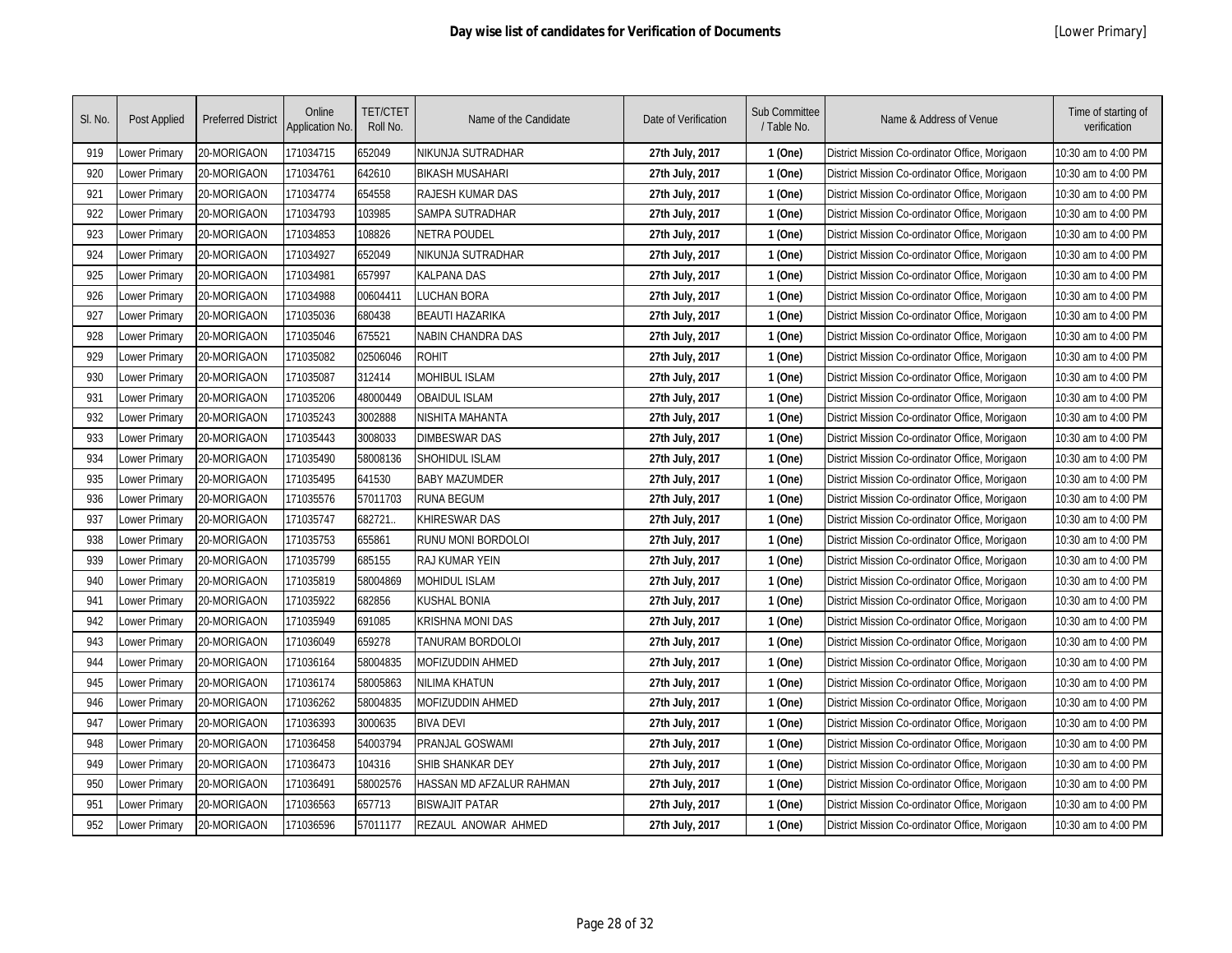# Day wise list of candidates for Verification of Documents

[Lower Primary]

| Sl. No. | Post Applied | Preferred District | Online Application No. | TET/CTET Roll No. | Name of the Candidate | Date of Verification | Sub Committee / Table No. | Name & Address of Venue | Time of starting of verification |
|---|---|---|---|---|---|---|---|---|---|
| 919 | Lower Primary | 20-MORIGAON | 171034715 | 652049 | NIKUNJA SUTRADHAR | 27th July, 2017 | 1 (One) | District Mission Co-ordinator Office, Morigaon | 10:30 am to 4:00 PM |
| 920 | Lower Primary | 20-MORIGAON | 171034761 | 642610 | BIKASH MUSAHARI | 27th July, 2017 | 1 (One) | District Mission Co-ordinator Office, Morigaon | 10:30 am to 4:00 PM |
| 921 | Lower Primary | 20-MORIGAON | 171034774 | 654558 | RAJESH KUMAR DAS | 27th July, 2017 | 1 (One) | District Mission Co-ordinator Office, Morigaon | 10:30 am to 4:00 PM |
| 922 | Lower Primary | 20-MORIGAON | 171034793 | 103985 | SAMPA SUTRADHAR | 27th July, 2017 | 1 (One) | District Mission Co-ordinator Office, Morigaon | 10:30 am to 4:00 PM |
| 923 | Lower Primary | 20-MORIGAON | 171034853 | 108826 | NETRA POUDEL | 27th July, 2017 | 1 (One) | District Mission Co-ordinator Office, Morigaon | 10:30 am to 4:00 PM |
| 924 | Lower Primary | 20-MORIGAON | 171034927 | 652049 | NIKUNJA SUTRADHAR | 27th July, 2017 | 1 (One) | District Mission Co-ordinator Office, Morigaon | 10:30 am to 4:00 PM |
| 925 | Lower Primary | 20-MORIGAON | 171034981 | 657997 | KALPANA DAS | 27th July, 2017 | 1 (One) | District Mission Co-ordinator Office, Morigaon | 10:30 am to 4:00 PM |
| 926 | Lower Primary | 20-MORIGAON | 171034988 | 00604411 | LUCHAN BORA | 27th July, 2017 | 1 (One) | District Mission Co-ordinator Office, Morigaon | 10:30 am to 4:00 PM |
| 927 | Lower Primary | 20-MORIGAON | 171035036 | 680438 | BEAUTI HAZARIKA | 27th July, 2017 | 1 (One) | District Mission Co-ordinator Office, Morigaon | 10:30 am to 4:00 PM |
| 928 | Lower Primary | 20-MORIGAON | 171035046 | 675521 | NABIN CHANDRA DAS | 27th July, 2017 | 1 (One) | District Mission Co-ordinator Office, Morigaon | 10:30 am to 4:00 PM |
| 929 | Lower Primary | 20-MORIGAON | 171035082 | 02506046 | ROHIT | 27th July, 2017 | 1 (One) | District Mission Co-ordinator Office, Morigaon | 10:30 am to 4:00 PM |
| 930 | Lower Primary | 20-MORIGAON | 171035087 | 312414 | MOHIBUL ISLAM | 27th July, 2017 | 1 (One) | District Mission Co-ordinator Office, Morigaon | 10:30 am to 4:00 PM |
| 931 | Lower Primary | 20-MORIGAON | 171035206 | 48000449 | OBAIDUL ISLAM | 27th July, 2017 | 1 (One) | District Mission Co-ordinator Office, Morigaon | 10:30 am to 4:00 PM |
| 932 | Lower Primary | 20-MORIGAON | 171035243 | 3002888 | NISHITA MAHANTA | 27th July, 2017 | 1 (One) | District Mission Co-ordinator Office, Morigaon | 10:30 am to 4:00 PM |
| 933 | Lower Primary | 20-MORIGAON | 171035443 | 3008033 | DIMBESWAR DAS | 27th July, 2017 | 1 (One) | District Mission Co-ordinator Office, Morigaon | 10:30 am to 4:00 PM |
| 934 | Lower Primary | 20-MORIGAON | 171035490 | 58008136 | SHOHIDUL ISLAM | 27th July, 2017 | 1 (One) | District Mission Co-ordinator Office, Morigaon | 10:30 am to 4:00 PM |
| 935 | Lower Primary | 20-MORIGAON | 171035495 | 641530 | BABY MAZUMDER | 27th July, 2017 | 1 (One) | District Mission Co-ordinator Office, Morigaon | 10:30 am to 4:00 PM |
| 936 | Lower Primary | 20-MORIGAON | 171035576 | 57011703 | RUNA BEGUM | 27th July, 2017 | 1 (One) | District Mission Co-ordinator Office, Morigaon | 10:30 am to 4:00 PM |
| 937 | Lower Primary | 20-MORIGAON | 171035747 | 682721.. | KHIRESWAR DAS | 27th July, 2017 | 1 (One) | District Mission Co-ordinator Office, Morigaon | 10:30 am to 4:00 PM |
| 938 | Lower Primary | 20-MORIGAON | 171035753 | 655861 | RUNU MONI BORDOLOI | 27th July, 2017 | 1 (One) | District Mission Co-ordinator Office, Morigaon | 10:30 am to 4:00 PM |
| 939 | Lower Primary | 20-MORIGAON | 171035799 | 685155 | RAJ KUMAR YEIN | 27th July, 2017 | 1 (One) | District Mission Co-ordinator Office, Morigaon | 10:30 am to 4:00 PM |
| 940 | Lower Primary | 20-MORIGAON | 171035819 | 58004869 | MOHIDUL ISLAM | 27th July, 2017 | 1 (One) | District Mission Co-ordinator Office, Morigaon | 10:30 am to 4:00 PM |
| 941 | Lower Primary | 20-MORIGAON | 171035922 | 682856 | KUSHAL BONIA | 27th July, 2017 | 1 (One) | District Mission Co-ordinator Office, Morigaon | 10:30 am to 4:00 PM |
| 942 | Lower Primary | 20-MORIGAON | 171035949 | 691085 | KRISHNA MONI DAS | 27th July, 2017 | 1 (One) | District Mission Co-ordinator Office, Morigaon | 10:30 am to 4:00 PM |
| 943 | Lower Primary | 20-MORIGAON | 171036049 | 659278 | TANURAM BORDOLOI | 27th July, 2017 | 1 (One) | District Mission Co-ordinator Office, Morigaon | 10:30 am to 4:00 PM |
| 944 | Lower Primary | 20-MORIGAON | 171036164 | 58004835 | MOFIZUDDIN AHMED | 27th July, 2017 | 1 (One) | District Mission Co-ordinator Office, Morigaon | 10:30 am to 4:00 PM |
| 945 | Lower Primary | 20-MORIGAON | 171036174 | 58005863 | NILIMA KHATUN | 27th July, 2017 | 1 (One) | District Mission Co-ordinator Office, Morigaon | 10:30 am to 4:00 PM |
| 946 | Lower Primary | 20-MORIGAON | 171036262 | 58004835 | MOFIZUDDIN AHMED | 27th July, 2017 | 1 (One) | District Mission Co-ordinator Office, Morigaon | 10:30 am to 4:00 PM |
| 947 | Lower Primary | 20-MORIGAON | 171036393 | 3000635 | BIVA DEVI | 27th July, 2017 | 1 (One) | District Mission Co-ordinator Office, Morigaon | 10:30 am to 4:00 PM |
| 948 | Lower Primary | 20-MORIGAON | 171036458 | 54003794 | PRANJAL GOSWAMI | 27th July, 2017 | 1 (One) | District Mission Co-ordinator Office, Morigaon | 10:30 am to 4:00 PM |
| 949 | Lower Primary | 20-MORIGAON | 171036473 | 104316 | SHIB SHANKAR DEY | 27th July, 2017 | 1 (One) | District Mission Co-ordinator Office, Morigaon | 10:30 am to 4:00 PM |
| 950 | Lower Primary | 20-MORIGAON | 171036491 | 58002576 | HASSAN MD AFZALUR RAHMAN | 27th July, 2017 | 1 (One) | District Mission Co-ordinator Office, Morigaon | 10:30 am to 4:00 PM |
| 951 | Lower Primary | 20-MORIGAON | 171036563 | 657713 | BISWAJIT PATAR | 27th July, 2017 | 1 (One) | District Mission Co-ordinator Office, Morigaon | 10:30 am to 4:00 PM |
| 952 | Lower Primary | 20-MORIGAON | 171036596 | 57011177 | REZAUL ANOWAR AHMED | 27th July, 2017 | 1 (One) | District Mission Co-ordinator Office, Morigaon | 10:30 am to 4:00 PM |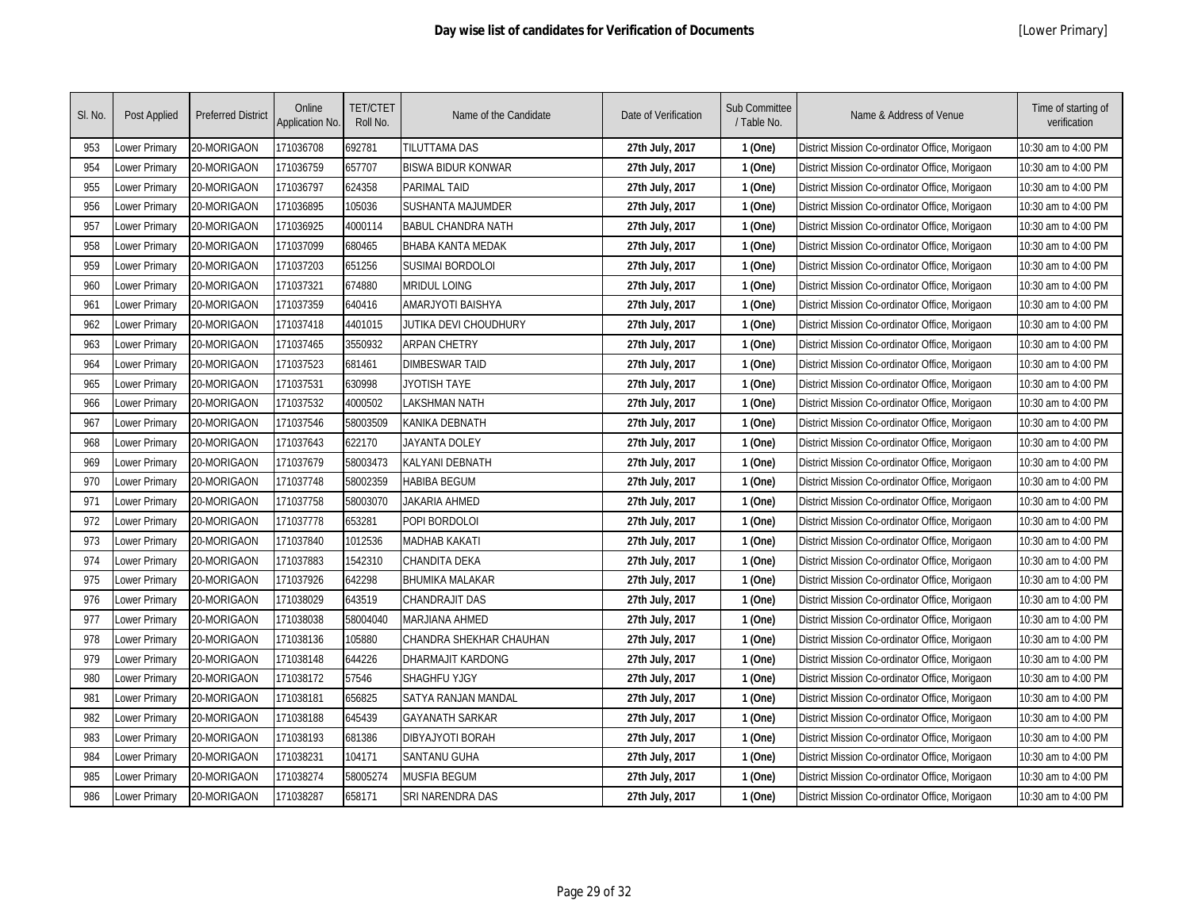# Day wise list of candidates for Verification of Documents

[Lower Primary]

| Sl. No. | Post Applied | Preferred District | Online Application No. | TET/CTET Roll No. | Name of the Candidate | Date of Verification | Sub Committee / Table No. | Name & Address of Venue | Time of starting of verification |
|---|---|---|---|---|---|---|---|---|---|
| 953 | Lower Primary | 20-MORIGAON | 171036708 | 692781 | TILUTTAMA DAS | **27th July, 2017** | **1 (One)** | District Mission Co-ordinator Office, Morigaon | 10:30 am to 4:00 PM |
| 954 | Lower Primary | 20-MORIGAON | 171036759 | 657707 | BISWA BIDUR KONWAR | **27th July, 2017** | **1 (One)** | District Mission Co-ordinator Office, Morigaon | 10:30 am to 4:00 PM |
| 955 | Lower Primary | 20-MORIGAON | 171036797 | 624358 | PARIMAL TAID | **27th July, 2017** | **1 (One)** | District Mission Co-ordinator Office, Morigaon | 10:30 am to 4:00 PM |
| 956 | Lower Primary | 20-MORIGAON | 171036895 | 105036 | SUSHANTA MAJUMDER | **27th July, 2017** | **1 (One)** | District Mission Co-ordinator Office, Morigaon | 10:30 am to 4:00 PM |
| 957 | Lower Primary | 20-MORIGAON | 171036925 | 4000114 | BABUL CHANDRA NATH | **27th July, 2017** | **1 (One)** | District Mission Co-ordinator Office, Morigaon | 10:30 am to 4:00 PM |
| 958 | Lower Primary | 20-MORIGAON | 171037099 | 680465 | BHABA KANTA MEDAK | **27th July, 2017** | **1 (One)** | District Mission Co-ordinator Office, Morigaon | 10:30 am to 4:00 PM |
| 959 | Lower Primary | 20-MORIGAON | 171037203 | 651256 | SUSIMAI BORDOLOI | **27th July, 2017** | **1 (One)** | District Mission Co-ordinator Office, Morigaon | 10:30 am to 4:00 PM |
| 960 | Lower Primary | 20-MORIGAON | 171037321 | 674880 | MRIDUL LOING | **27th July, 2017** | **1 (One)** | District Mission Co-ordinator Office, Morigaon | 10:30 am to 4:00 PM |
| 961 | Lower Primary | 20-MORIGAON | 171037359 | 640416 | AMARJYOTI BAISHYA | **27th July, 2017** | **1 (One)** | District Mission Co-ordinator Office, Morigaon | 10:30 am to 4:00 PM |
| 962 | Lower Primary | 20-MORIGAON | 171037418 | 4401015 | JUTIKA DEVI CHOUDHURY | **27th July, 2017** | **1 (One)** | District Mission Co-ordinator Office, Morigaon | 10:30 am to 4:00 PM |
| 963 | Lower Primary | 20-MORIGAON | 171037465 | 3550932 | ARPAN CHETRY | **27th July, 2017** | **1 (One)** | District Mission Co-ordinator Office, Morigaon | 10:30 am to 4:00 PM |
| 964 | Lower Primary | 20-MORIGAON | 171037523 | 681461 | DIMBESWAR TAID | **27th July, 2017** | **1 (One)** | District Mission Co-ordinator Office, Morigaon | 10:30 am to 4:00 PM |
| 965 | Lower Primary | 20-MORIGAON | 171037531 | 630998 | JYOTISH TAYE | **27th July, 2017** | **1 (One)** | District Mission Co-ordinator Office, Morigaon | 10:30 am to 4:00 PM |
| 966 | Lower Primary | 20-MORIGAON | 171037532 | 4000502 | LAKSHMAN NATH | **27th July, 2017** | **1 (One)** | District Mission Co-ordinator Office, Morigaon | 10:30 am to 4:00 PM |
| 967 | Lower Primary | 20-MORIGAON | 171037546 | 58003509 | KANIKA DEBNATH | **27th July, 2017** | **1 (One)** | District Mission Co-ordinator Office, Morigaon | 10:30 am to 4:00 PM |
| 968 | Lower Primary | 20-MORIGAON | 171037643 | 622170 | JAYANTA DOLEY | **27th July, 2017** | **1 (One)** | District Mission Co-ordinator Office, Morigaon | 10:30 am to 4:00 PM |
| 969 | Lower Primary | 20-MORIGAON | 171037679 | 58003473 | KALYANI DEBNATH | **27th July, 2017** | **1 (One)** | District Mission Co-ordinator Office, Morigaon | 10:30 am to 4:00 PM |
| 970 | Lower Primary | 20-MORIGAON | 171037748 | 58002359 | HABIBA BEGUM | **27th July, 2017** | **1 (One)** | District Mission Co-ordinator Office, Morigaon | 10:30 am to 4:00 PM |
| 971 | Lower Primary | 20-MORIGAON | 171037758 | 58003070 | JAKARIA AHMED | **27th July, 2017** | **1 (One)** | District Mission Co-ordinator Office, Morigaon | 10:30 am to 4:00 PM |
| 972 | Lower Primary | 20-MORIGAON | 171037778 | 653281 | POPI BORDOLOI | **27th July, 2017** | **1 (One)** | District Mission Co-ordinator Office, Morigaon | 10:30 am to 4:00 PM |
| 973 | Lower Primary | 20-MORIGAON | 171037840 | 1012536 | MADHAB KAKATI | **27th July, 2017** | **1 (One)** | District Mission Co-ordinator Office, Morigaon | 10:30 am to 4:00 PM |
| 974 | Lower Primary | 20-MORIGAON | 171037883 | 1542310 | CHANDITA DEKA | **27th July, 2017** | **1 (One)** | District Mission Co-ordinator Office, Morigaon | 10:30 am to 4:00 PM |
| 975 | Lower Primary | 20-MORIGAON | 171037926 | 642298 | BHUMIKA MALAKAR | **27th July, 2017** | **1 (One)** | District Mission Co-ordinator Office, Morigaon | 10:30 am to 4:00 PM |
| 976 | Lower Primary | 20-MORIGAON | 171038029 | 643519 | CHANDRAJIT DAS | **27th July, 2017** | **1 (One)** | District Mission Co-ordinator Office, Morigaon | 10:30 am to 4:00 PM |
| 977 | Lower Primary | 20-MORIGAON | 171038038 | 58004040 | MARJIANA AHMED | **27th July, 2017** | **1 (One)** | District Mission Co-ordinator Office, Morigaon | 10:30 am to 4:00 PM |
| 978 | Lower Primary | 20-MORIGAON | 171038136 | 105880 | CHANDRA SHEKHAR CHAUHAN | **27th July, 2017** | **1 (One)** | District Mission Co-ordinator Office, Morigaon | 10:30 am to 4:00 PM |
| 979 | Lower Primary | 20-MORIGAON | 171038148 | 644226 | DHARMAJIT KARDONG | **27th July, 2017** | **1 (One)** | District Mission Co-ordinator Office, Morigaon | 10:30 am to 4:00 PM |
| 980 | Lower Primary | 20-MORIGAON | 171038172 | 57546 | SHAGHFU YJGY | **27th July, 2017** | **1 (One)** | District Mission Co-ordinator Office, Morigaon | 10:30 am to 4:00 PM |
| 981 | Lower Primary | 20-MORIGAON | 171038181 | 656825 | SATYA RANJAN MANDAL | **27th July, 2017** | **1 (One)** | District Mission Co-ordinator Office, Morigaon | 10:30 am to 4:00 PM |
| 982 | Lower Primary | 20-MORIGAON | 171038188 | 645439 | GAYANATH SARKAR | **27th July, 2017** | **1 (One)** | District Mission Co-ordinator Office, Morigaon | 10:30 am to 4:00 PM |
| 983 | Lower Primary | 20-MORIGAON | 171038193 | 681386 | DIBYAJYOTI BORAH | **27th July, 2017** | **1 (One)** | District Mission Co-ordinator Office, Morigaon | 10:30 am to 4:00 PM |
| 984 | Lower Primary | 20-MORIGAON | 171038231 | 104171 | SANTANU GUHA | **27th July, 2017** | **1 (One)** | District Mission Co-ordinator Office, Morigaon | 10:30 am to 4:00 PM |
| 985 | Lower Primary | 20-MORIGAON | 171038274 | 58005274 | MUSFIA BEGUM | **27th July, 2017** | **1 (One)** | District Mission Co-ordinator Office, Morigaon | 10:30 am to 4:00 PM |
| 986 | Lower Primary | 20-MORIGAON | 171038287 | 658171 | SRI NARENDRA DAS | **27th July, 2017** | **1 (One)** | District Mission Co-ordinator Office, Morigaon | 10:30 am to 4:00 PM |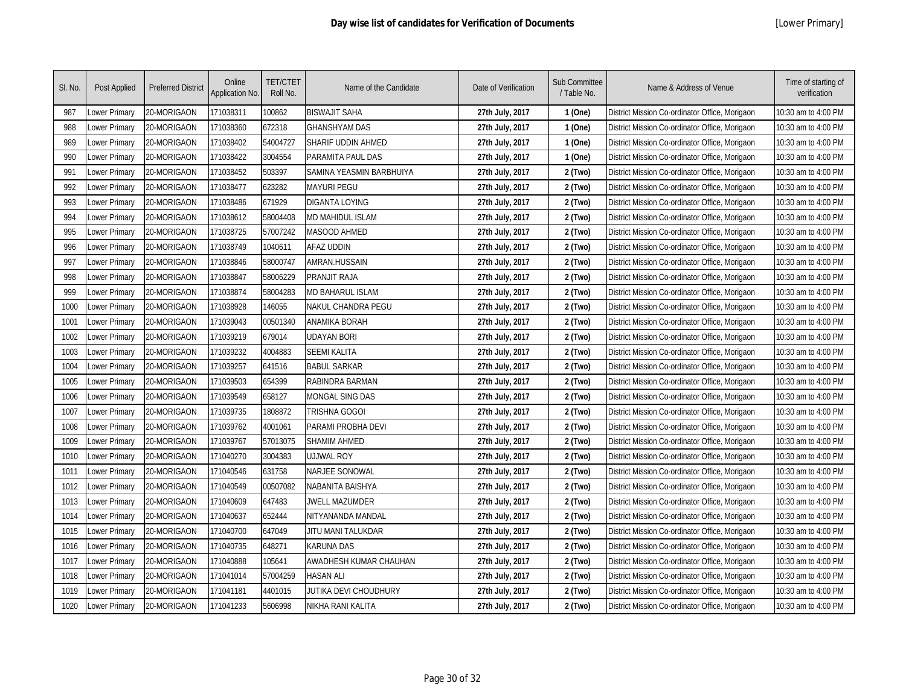# Day wise list of candidates for Verification of Documents

[Lower Primary]

| Sl. No. | Post Applied | Preferred District | Online Application No. | TET/CTET Roll No. | Name of the Candidate | Date of Verification | Sub Committee / Table No. | Name & Address of Venue | Time of starting of verification |
|---|---|---|---|---|---|---|---|---|---|
| 987 | Lower Primary | 20-MORIGAON | 171038311 | 100862 | BISWAJIT SAHA | **27th July, 2017** | **1 (One)** | District Mission Co-ordinator Office, Morigaon | 10:30 am to 4:00 PM |
| 988 | Lower Primary | 20-MORIGAON | 171038360 | 672318 | GHANSHYAM DAS | **27th July, 2017** | **1 (One)** | District Mission Co-ordinator Office, Morigaon | 10:30 am to 4:00 PM |
| 989 | Lower Primary | 20-MORIGAON | 171038402 | 54004727 | SHARIF UDDIN AHMED | **27th July, 2017** | **1 (One)** | District Mission Co-ordinator Office, Morigaon | 10:30 am to 4:00 PM |
| 990 | Lower Primary | 20-MORIGAON | 171038422 | 3004554 | PARAMITA PAUL DAS | **27th July, 2017** | **1 (One)** | District Mission Co-ordinator Office, Morigaon | 10:30 am to 4:00 PM |
| 991 | Lower Primary | 20-MORIGAON | 171038452 | 503397 | SAMINA YEASMIN BARBHUIYA | **27th July, 2017** | **2 (Two)** | District Mission Co-ordinator Office, Morigaon | 10:30 am to 4:00 PM |
| 992 | Lower Primary | 20-MORIGAON | 171038477 | 623282 | MAYURI PEGU | **27th July, 2017** | **2 (Two)** | District Mission Co-ordinator Office, Morigaon | 10:30 am to 4:00 PM |
| 993 | Lower Primary | 20-MORIGAON | 171038486 | 671929 | DIGANTA LOYING | **27th July, 2017** | **2 (Two)** | District Mission Co-ordinator Office, Morigaon | 10:30 am to 4:00 PM |
| 994 | Lower Primary | 20-MORIGAON | 171038612 | 58004408 | MD MAHIDUL ISLAM | **27th July, 2017** | **2 (Two)** | District Mission Co-ordinator Office, Morigaon | 10:30 am to 4:00 PM |
| 995 | Lower Primary | 20-MORIGAON | 171038725 | 57007242 | MASOOD AHMED | **27th July, 2017** | **2 (Two)** | District Mission Co-ordinator Office, Morigaon | 10:30 am to 4:00 PM |
| 996 | Lower Primary | 20-MORIGAON | 171038749 | 1040611 | AFAZ UDDIN | **27th July, 2017** | **2 (Two)** | District Mission Co-ordinator Office, Morigaon | 10:30 am to 4:00 PM |
| 997 | Lower Primary | 20-MORIGAON | 171038846 | 58000747 | AMRAN.HUSSAIN | **27th July, 2017** | **2 (Two)** | District Mission Co-ordinator Office, Morigaon | 10:30 am to 4:00 PM |
| 998 | Lower Primary | 20-MORIGAON | 171038847 | 58006229 | PRANJIT RAJA | **27th July, 2017** | **2 (Two)** | District Mission Co-ordinator Office, Morigaon | 10:30 am to 4:00 PM |
| 999 | Lower Primary | 20-MORIGAON | 171038874 | 58004283 | MD BAHARUL ISLAM | **27th July, 2017** | **2 (Two)** | District Mission Co-ordinator Office, Morigaon | 10:30 am to 4:00 PM |
| 1000 | Lower Primary | 20-MORIGAON | 171038928 | 146055 | NAKUL CHANDRA PEGU | **27th July, 2017** | **2 (Two)** | District Mission Co-ordinator Office, Morigaon | 10:30 am to 4:00 PM |
| 1001 | Lower Primary | 20-MORIGAON | 171039043 | 00501340 | ANAMIKA BORAH | **27th July, 2017** | **2 (Two)** | District Mission Co-ordinator Office, Morigaon | 10:30 am to 4:00 PM |
| 1002 | Lower Primary | 20-MORIGAON | 171039219 | 679014 | UDAYAN BORI | **27th July, 2017** | **2 (Two)** | District Mission Co-ordinator Office, Morigaon | 10:30 am to 4:00 PM |
| 1003 | Lower Primary | 20-MORIGAON | 171039232 | 4004883 | SEEMI KALITA | **27th July, 2017** | **2 (Two)** | District Mission Co-ordinator Office, Morigaon | 10:30 am to 4:00 PM |
| 1004 | Lower Primary | 20-MORIGAON | 171039257 | 641516 | BABUL SARKAR | **27th July, 2017** | **2 (Two)** | District Mission Co-ordinator Office, Morigaon | 10:30 am to 4:00 PM |
| 1005 | Lower Primary | 20-MORIGAON | 171039503 | 654399 | RABINDRA BARMAN | **27th July, 2017** | **2 (Two)** | District Mission Co-ordinator Office, Morigaon | 10:30 am to 4:00 PM |
| 1006 | Lower Primary | 20-MORIGAON | 171039549 | 658127 | MONGAL SING DAS | **27th July, 2017** | **2 (Two)** | District Mission Co-ordinator Office, Morigaon | 10:30 am to 4:00 PM |
| 1007 | Lower Primary | 20-MORIGAON | 171039735 | 1808872 | TRISHNA GOGOI | **27th July, 2017** | **2 (Two)** | District Mission Co-ordinator Office, Morigaon | 10:30 am to 4:00 PM |
| 1008 | Lower Primary | 20-MORIGAON | 171039762 | 4001061 | PARAMI PROBHA DEVI | **27th July, 2017** | **2 (Two)** | District Mission Co-ordinator Office, Morigaon | 10:30 am to 4:00 PM |
| 1009 | Lower Primary | 20-MORIGAON | 171039767 | 57013075 | SHAMIM AHMED | **27th July, 2017** | **2 (Two)** | District Mission Co-ordinator Office, Morigaon | 10:30 am to 4:00 PM |
| 1010 | Lower Primary | 20-MORIGAON | 171040270 | 3004383 | UJJWAL ROY | **27th July, 2017** | **2 (Two)** | District Mission Co-ordinator Office, Morigaon | 10:30 am to 4:00 PM |
| 1011 | Lower Primary | 20-MORIGAON | 171040546 | 631758 | NARJEE SONOWAL | **27th July, 2017** | **2 (Two)** | District Mission Co-ordinator Office, Morigaon | 10:30 am to 4:00 PM |
| 1012 | Lower Primary | 20-MORIGAON | 171040549 | 00507082 | NABANITA BAISHYA | **27th July, 2017** | **2 (Two)** | District Mission Co-ordinator Office, Morigaon | 10:30 am to 4:00 PM |
| 1013 | Lower Primary | 20-MORIGAON | 171040609 | 647483 | JWELL MAZUMDER | **27th July, 2017** | **2 (Two)** | District Mission Co-ordinator Office, Morigaon | 10:30 am to 4:00 PM |
| 1014 | Lower Primary | 20-MORIGAON | 171040637 | 652444 | NITYANANDA MANDAL | **27th July, 2017** | **2 (Two)** | District Mission Co-ordinator Office, Morigaon | 10:30 am to 4:00 PM |
| 1015 | Lower Primary | 20-MORIGAON | 171040700 | 647049 | JITU MANI TALUKDAR | **27th July, 2017** | **2 (Two)** | District Mission Co-ordinator Office, Morigaon | 10:30 am to 4:00 PM |
| 1016 | Lower Primary | 20-MORIGAON | 171040735 | 648271 | KARUNA DAS | **27th July, 2017** | **2 (Two)** | District Mission Co-ordinator Office, Morigaon | 10:30 am to 4:00 PM |
| 1017 | Lower Primary | 20-MORIGAON | 171040888 | 105641 | AWADHESH KUMAR CHAUHAN | **27th July, 2017** | **2 (Two)** | District Mission Co-ordinator Office, Morigaon | 10:30 am to 4:00 PM |
| 1018 | Lower Primary | 20-MORIGAON | 171041014 | 57004259 | HASAN ALI | **27th July, 2017** | **2 (Two)** | District Mission Co-ordinator Office, Morigaon | 10:30 am to 4:00 PM |
| 1019 | Lower Primary | 20-MORIGAON | 171041181 | 4401015 | JUTIKA DEVI CHOUDHURY | **27th July, 2017** | **2 (Two)** | District Mission Co-ordinator Office, Morigaon | 10:30 am to 4:00 PM |
| 1020 | Lower Primary | 20-MORIGAON | 171041233 | 5606998 | NIKHA RANI KALITA | **27th July, 2017** | **2 (Two)** | District Mission Co-ordinator Office, Morigaon | 10:30 am to 4:00 PM |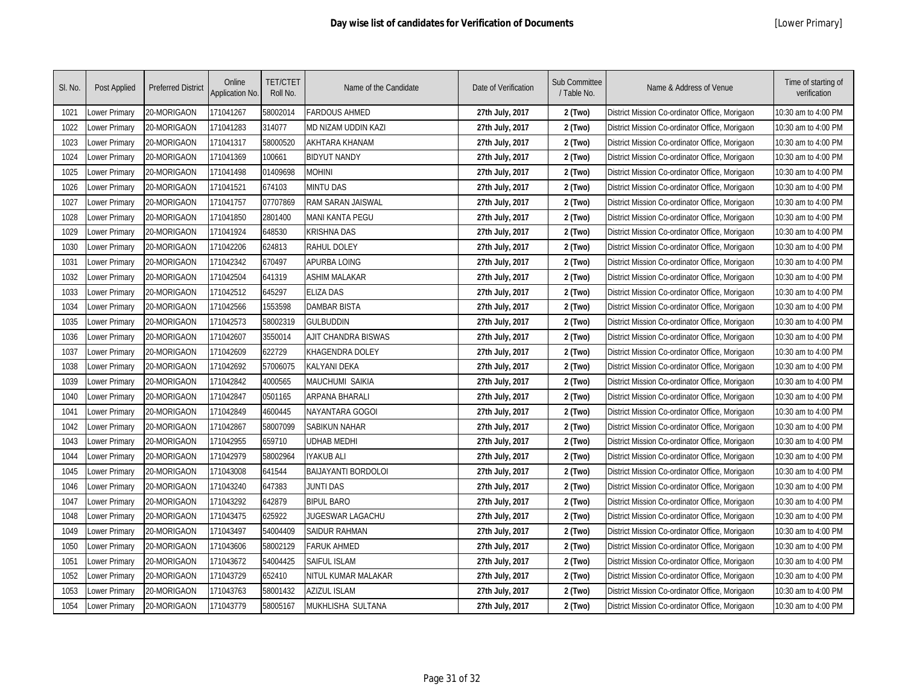# Day wise list of candidates for Verification of Documents

[Lower Primary]

| Sl. No. | Post Applied | Preferred District | Online Application No. | TET/CTET Roll No. | Name of the Candidate | Date of Verification | Sub Committee / Table No. | Name & Address of Venue | Time of starting of verification |
|---|---|---|---|---|---|---|---|---|---|
| 1021 | Lower Primary | 20-MORIGAON | 171041267 | 58002014 | FARDOUS AHMED | **27th July, 2017** | **2 (Two)** | District Mission Co-ordinator Office, Morigaon | 10:30 am to 4:00 PM |
| 1022 | Lower Primary | 20-MORIGAON | 171041283 | 314077 | MD NIZAM UDDIN KAZI | **27th July, 2017** | **2 (Two)** | District Mission Co-ordinator Office, Morigaon | 10:30 am to 4:00 PM |
| 1023 | Lower Primary | 20-MORIGAON | 171041317 | 58000520 | AKHTARA KHANAM | **27th July, 2017** | **2 (Two)** | District Mission Co-ordinator Office, Morigaon | 10:30 am to 4:00 PM |
| 1024 | Lower Primary | 20-MORIGAON | 171041369 | 100661 | BIDYUT NANDY | **27th July, 2017** | **2 (Two)** | District Mission Co-ordinator Office, Morigaon | 10:30 am to 4:00 PM |
| 1025 | Lower Primary | 20-MORIGAON | 171041498 | 01409698 | MOHINI | **27th July, 2017** | **2 (Two)** | District Mission Co-ordinator Office, Morigaon | 10:30 am to 4:00 PM |
| 1026 | Lower Primary | 20-MORIGAON | 171041521 | 674103 | MINTU DAS | **27th July, 2017** | **2 (Two)** | District Mission Co-ordinator Office, Morigaon | 10:30 am to 4:00 PM |
| 1027 | Lower Primary | 20-MORIGAON | 171041757 | 07707869 | RAM SARAN JAISWAL | **27th July, 2017** | **2 (Two)** | District Mission Co-ordinator Office, Morigaon | 10:30 am to 4:00 PM |
| 1028 | Lower Primary | 20-MORIGAON | 171041850 | 2801400 | MANI KANTA PEGU | **27th July, 2017** | **2 (Two)** | District Mission Co-ordinator Office, Morigaon | 10:30 am to 4:00 PM |
| 1029 | Lower Primary | 20-MORIGAON | 171041924 | 648530 | KRISHNA DAS | **27th July, 2017** | **2 (Two)** | District Mission Co-ordinator Office, Morigaon | 10:30 am to 4:00 PM |
| 1030 | Lower Primary | 20-MORIGAON | 171042206 | 624813 | RAHUL DOLEY | **27th July, 2017** | **2 (Two)** | District Mission Co-ordinator Office, Morigaon | 10:30 am to 4:00 PM |
| 1031 | Lower Primary | 20-MORIGAON | 171042342 | 670497 | APURBA LOING | **27th July, 2017** | **2 (Two)** | District Mission Co-ordinator Office, Morigaon | 10:30 am to 4:00 PM |
| 1032 | Lower Primary | 20-MORIGAON | 171042504 | 641319 | ASHIM MALAKAR | **27th July, 2017** | **2 (Two)** | District Mission Co-ordinator Office, Morigaon | 10:30 am to 4:00 PM |
| 1033 | Lower Primary | 20-MORIGAON | 171042512 | 645297 | ELIZA DAS | **27th July, 2017** | **2 (Two)** | District Mission Co-ordinator Office, Morigaon | 10:30 am to 4:00 PM |
| 1034 | Lower Primary | 20-MORIGAON | 171042566 | 1553598 | DAMBAR BISTA | **27th July, 2017** | **2 (Two)** | District Mission Co-ordinator Office, Morigaon | 10:30 am to 4:00 PM |
| 1035 | Lower Primary | 20-MORIGAON | 171042573 | 58002319 | GULBUDDIN | **27th July, 2017** | **2 (Two)** | District Mission Co-ordinator Office, Morigaon | 10:30 am to 4:00 PM |
| 1036 | Lower Primary | 20-MORIGAON | 171042607 | 3550014 | AJIT CHANDRA BISWAS | **27th July, 2017** | **2 (Two)** | District Mission Co-ordinator Office, Morigaon | 10:30 am to 4:00 PM |
| 1037 | Lower Primary | 20-MORIGAON | 171042609 | 622729 | KHAGENDRA DOLEY | **27th July, 2017** | **2 (Two)** | District Mission Co-ordinator Office, Morigaon | 10:30 am to 4:00 PM |
| 1038 | Lower Primary | 20-MORIGAON | 171042692 | 57006075 | KALYANI DEKA | **27th July, 2017** | **2 (Two)** | District Mission Co-ordinator Office, Morigaon | 10:30 am to 4:00 PM |
| 1039 | Lower Primary | 20-MORIGAON | 171042842 | 4000565 | MAUCHUMI SAIKIA | **27th July, 2017** | **2 (Two)** | District Mission Co-ordinator Office, Morigaon | 10:30 am to 4:00 PM |
| 1040 | Lower Primary | 20-MORIGAON | 171042847 | 0501165 | ARPANA BHARALI | **27th July, 2017** | **2 (Two)** | District Mission Co-ordinator Office, Morigaon | 10:30 am to 4:00 PM |
| 1041 | Lower Primary | 20-MORIGAON | 171042849 | 4600445 | NAYANTARA GOGOI | **27th July, 2017** | **2 (Two)** | District Mission Co-ordinator Office, Morigaon | 10:30 am to 4:00 PM |
| 1042 | Lower Primary | 20-MORIGAON | 171042867 | 58007099 | SABIKUN NAHAR | **27th July, 2017** | **2 (Two)** | District Mission Co-ordinator Office, Morigaon | 10:30 am to 4:00 PM |
| 1043 | Lower Primary | 20-MORIGAON | 171042955 | 659710 | UDHAB MEDHI | **27th July, 2017** | **2 (Two)** | District Mission Co-ordinator Office, Morigaon | 10:30 am to 4:00 PM |
| 1044 | Lower Primary | 20-MORIGAON | 171042979 | 58002964 | IYAKUB ALI | **27th July, 2017** | **2 (Two)** | District Mission Co-ordinator Office, Morigaon | 10:30 am to 4:00 PM |
| 1045 | Lower Primary | 20-MORIGAON | 171043008 | 641544 | BAIJAYANTI BORDOLOI | **27th July, 2017** | **2 (Two)** | District Mission Co-ordinator Office, Morigaon | 10:30 am to 4:00 PM |
| 1046 | Lower Primary | 20-MORIGAON | 171043240 | 647383 | JUNTI DAS | **27th July, 2017** | **2 (Two)** | District Mission Co-ordinator Office, Morigaon | 10:30 am to 4:00 PM |
| 1047 | Lower Primary | 20-MORIGAON | 171043292 | 642879 | BIPUL BARO | **27th July, 2017** | **2 (Two)** | District Mission Co-ordinator Office, Morigaon | 10:30 am to 4:00 PM |
| 1048 | Lower Primary | 20-MORIGAON | 171043475 | 625922 | JUGESWAR LAGACHU | **27th July, 2017** | **2 (Two)** | District Mission Co-ordinator Office, Morigaon | 10:30 am to 4:00 PM |
| 1049 | Lower Primary | 20-MORIGAON | 171043497 | 54004409 | SAIDUR RAHMAN | **27th July, 2017** | **2 (Two)** | District Mission Co-ordinator Office, Morigaon | 10:30 am to 4:00 PM |
| 1050 | Lower Primary | 20-MORIGAON | 171043606 | 58002129 | FARUK AHMED | **27th July, 2017** | **2 (Two)** | District Mission Co-ordinator Office, Morigaon | 10:30 am to 4:00 PM |
| 1051 | Lower Primary | 20-MORIGAON | 171043672 | 54004425 | SAIFUL ISLAM | **27th July, 2017** | **2 (Two)** | District Mission Co-ordinator Office, Morigaon | 10:30 am to 4:00 PM |
| 1052 | Lower Primary | 20-MORIGAON | 171043729 | 652410 | NITUL KUMAR MALAKAR | **27th July, 2017** | **2 (Two)** | District Mission Co-ordinator Office, Morigaon | 10:30 am to 4:00 PM |
| 1053 | Lower Primary | 20-MORIGAON | 171043763 | 58001432 | AZIZUL ISLAM | **27th July, 2017** | **2 (Two)** | District Mission Co-ordinator Office, Morigaon | 10:30 am to 4:00 PM |
| 1054 | Lower Primary | 20-MORIGAON | 171043779 | 58005167 | MUKHLISHA SULTANA | **27th July, 2017** | **2 (Two)** | District Mission Co-ordinator Office, Morigaon | 10:30 am to 4:00 PM |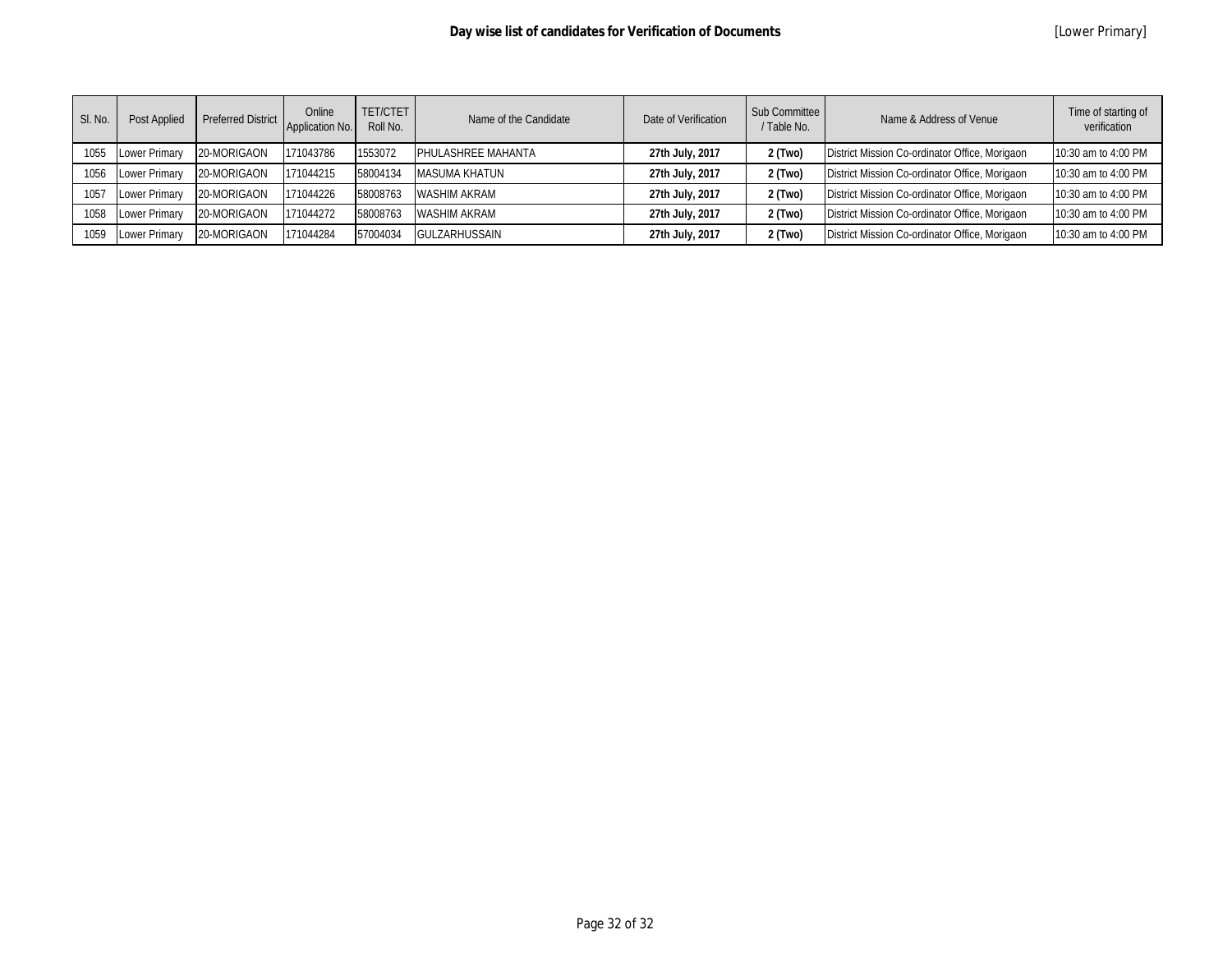# Day wise list of candidates for Verification of Documents

[Lower Primary]

| Sl. No. | Post Applied | Preferred District | Online Application No. | TET/CTET Roll No. | Name of the Candidate | Date of Verification | Sub Committee / Table No. | Name & Address of Venue | Time of starting of verification |
|---|---|---|---|---|---|---|---|---|---|
| 1055 | Lower Primary | 20-MORIGAON | 171043786 | 1553072 | PHULASHREE MAHANTA | **27th July, 2017** | **2 (Two)** | District Mission Co-ordinator Office, Morigaon | 10:30 am to 4:00 PM |
| 1056 | Lower Primary | 20-MORIGAON | 171044215 | 58004134 | MASUMA KHATUN | **27th July, 2017** | **2 (Two)** | District Mission Co-ordinator Office, Morigaon | 10:30 am to 4:00 PM |
| 1057 | Lower Primary | 20-MORIGAON | 171044226 | 58008763 | WASHIM AKRAM | **27th July, 2017** | **2 (Two)** | District Mission Co-ordinator Office, Morigaon | 10:30 am to 4:00 PM |
| 1058 | Lower Primary | 20-MORIGAON | 171044272 | 58008763 | WASHIM AKRAM | **27th July, 2017** | **2 (Two)** | District Mission Co-ordinator Office, Morigaon | 10:30 am to 4:00 PM |
| 1059 | Lower Primary | 20-MORIGAON | 171044284 | 57004034 | GULZARHUSSAIN | **27th July, 2017** | **2 (Two)** | District Mission Co-ordinator Office, Morigaon | 10:30 am to 4:00 PM |